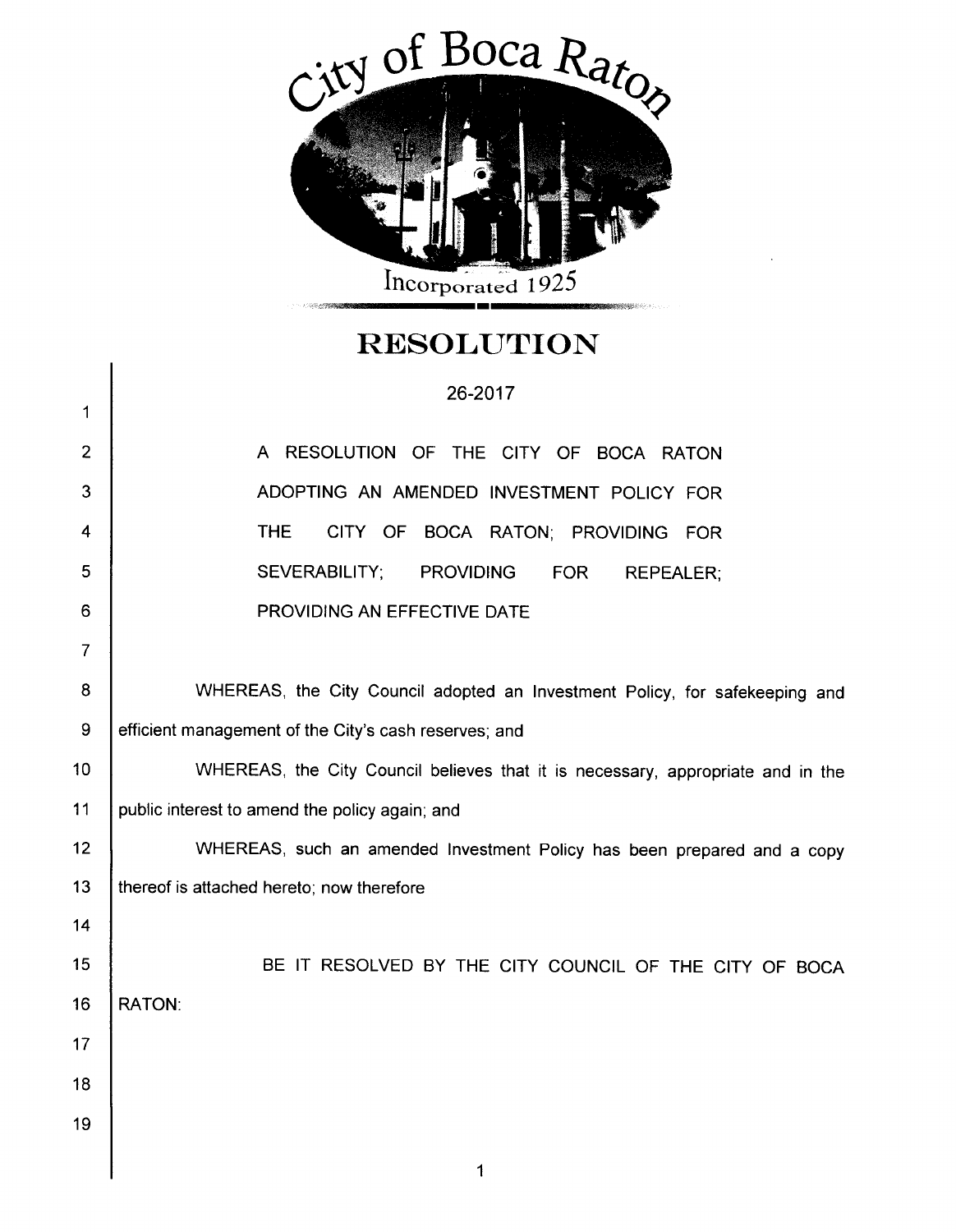City of Boca Raton

Incorporated 1925

# RESOLUTION

26-2017

A RESOLUTION OF THE CITY OF BOCA RATON ADOPTING AN AMENDED INVESTMENT POLICY FOR THE CITY OF BOCA RATON; PROVIDING FOR SEVERABILITY; PROVIDING FOR REPEALER; PROVIDING AN EFFECTIVE DATE

WHEREAS, the City Council adopted an Investment Policy, for safekeeping and efficient management of the City's cash reserves; and

WHEREAS, the City Council believes that it is necessary, appropriate and in the public interest to amend the policy again; and

WHEREAS, such an amended Investment Policy has been prepared and a copy thereof is attached hereto; now therefore

BE IT RESOLVED BY THE CITY COUNCIL OF THE CITY OF BOCA RATON: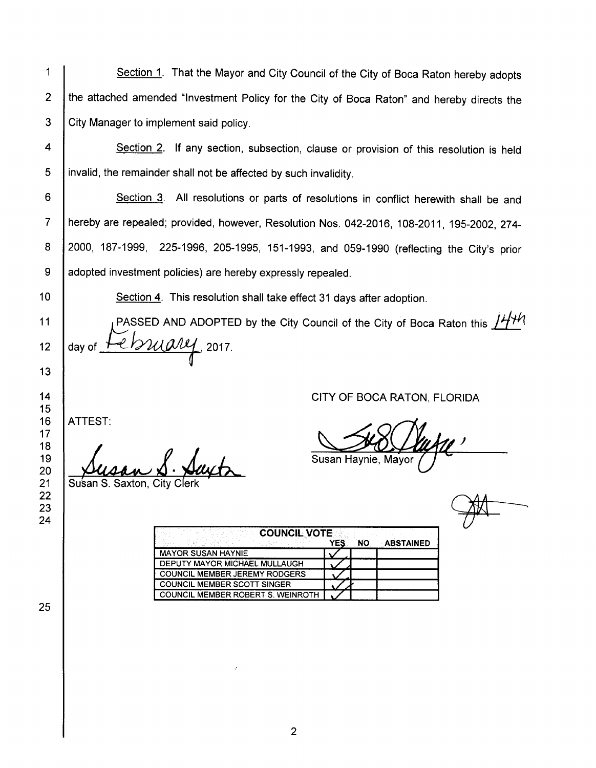Section 1. That the Mayor and City Council of the City of Boca Raton hereby adopts the attached amended "Investment Policy for the City of Boca Raton" and hereby directs the City Manager to implement said policy.

Section 2. If any section, subsection, clause or provision of this resolution is held invalid, the remainder shall not be affected by such invalidity.

Section 3. All resolutions or parts of resolutions in conflict herewith shall be and hereby are repealed; provided, however, Resolution Nos. 042-2016, 108-2011, 195-2002, 274-2000, 187-1999, 225-1996, 205-1995, 151-1993, and 059-1990 (reflecting the City's prior adopted investment policies) are hereby expressly repealed.

Section 4. This resolution shall take effect 31 days after adoption.

PASSED AND ADOPTED by the City Council of the City of Boca Raton this 14th day of February, 2017.

CITY OF BOCA RATON, FLORIDA

ATTEST:

Susan S. Saxton, City Clerk

Susan Haynie, Mayor

| COUNCIL VOTE | YES | NO | ABSTAINED |
|---|---|---|---|
| MAYOR SUSAN HAYNIE | ✓ | | |
| DEPUTY MAYOR MICHAEL MULLAUGH | ✓ | | |
| COUNCIL MEMBER JEREMY RODGERS | ✓ | | |
| COUNCIL MEMBER SCOTT SINGER | ✓ | | |
| COUNCIL MEMBER ROBERT S. WEINROTH | ✓ | | |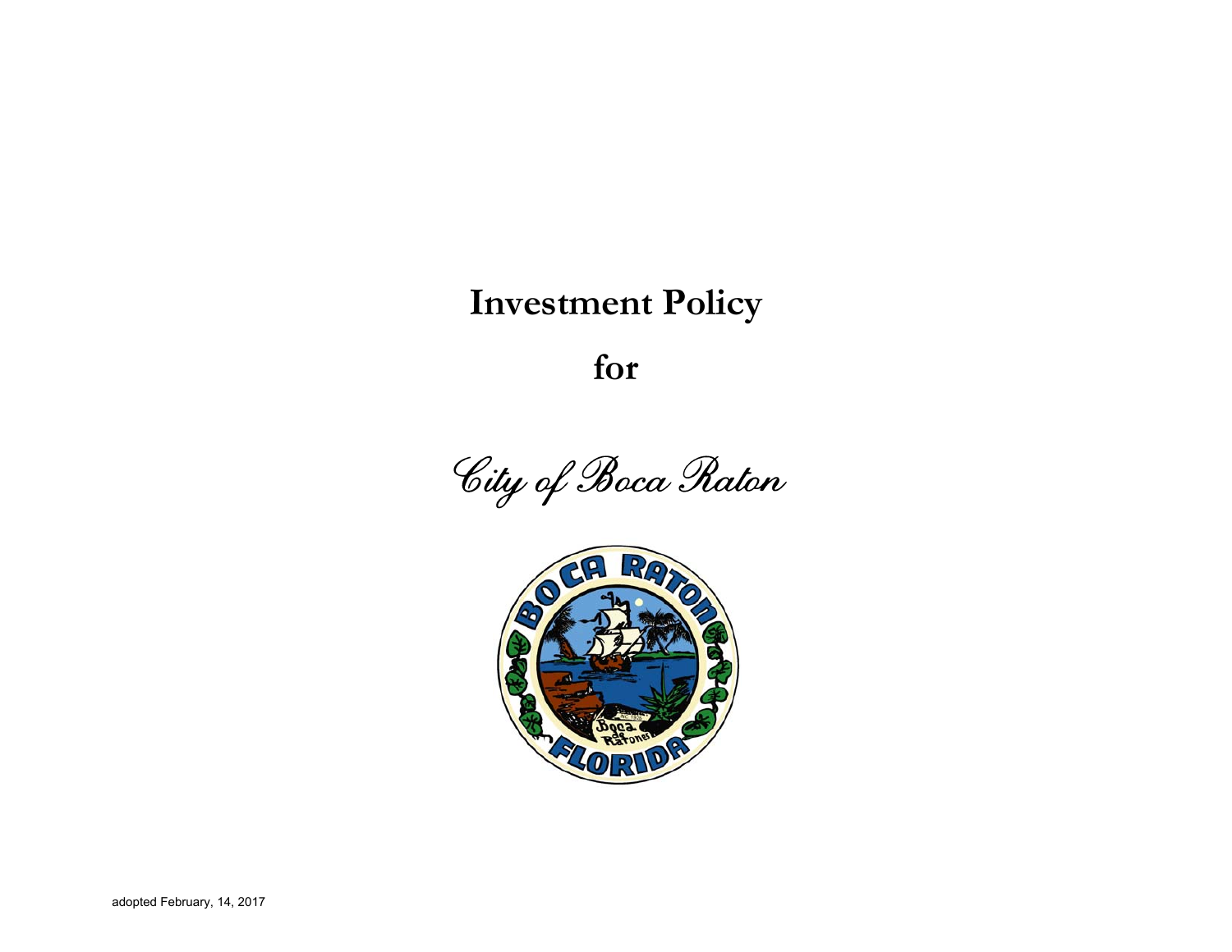# Investment Policy

## for

*City of Boca Raton*

adopted February, 14, 2017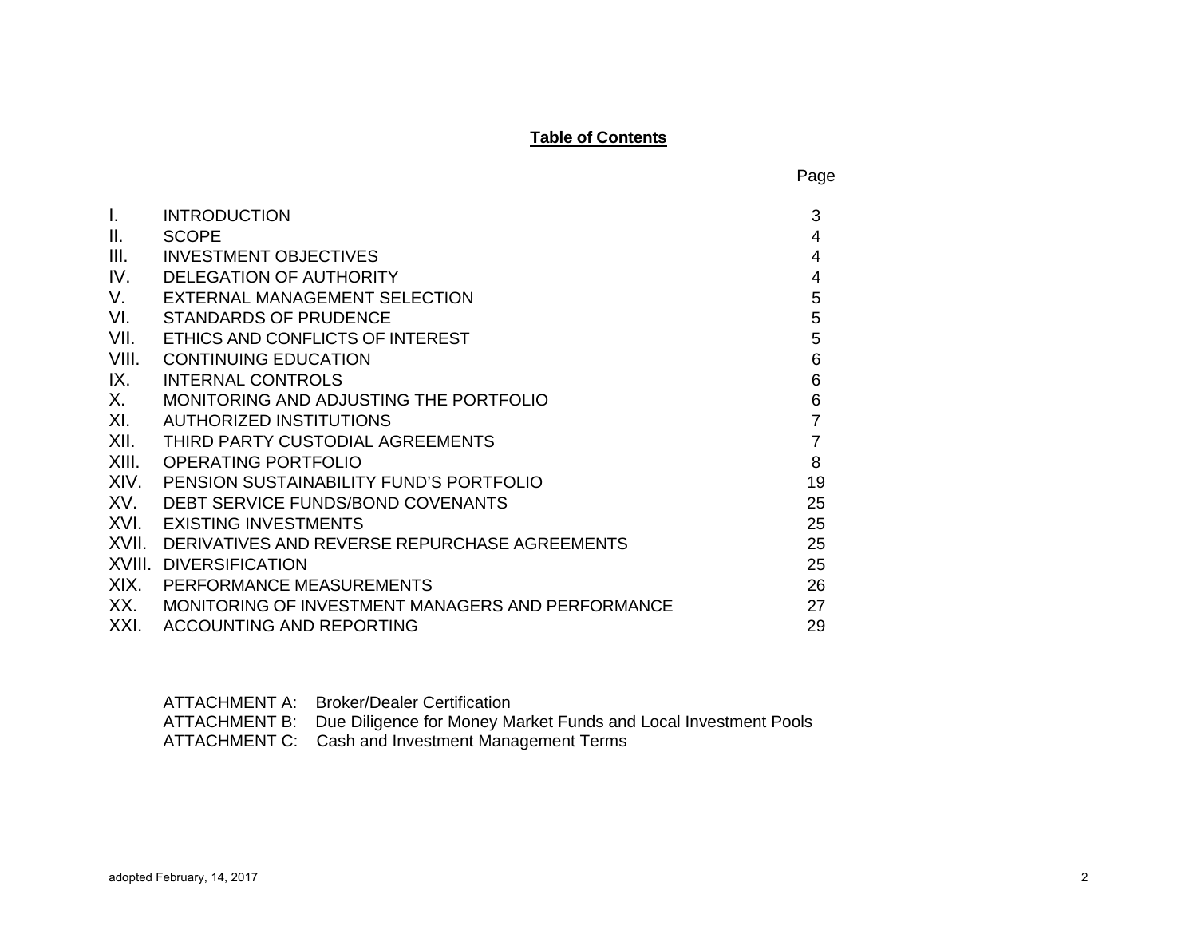## Table of Contents

| | | Page |
|---|---|---|
| I. | INTRODUCTION | 3 |
| II. | SCOPE | 4 |
| III. | INVESTMENT OBJECTIVES | 4 |
| IV. | DELEGATION OF AUTHORITY | 4 |
| V. | EXTERNAL MANAGEMENT SELECTION | 5 |
| VI. | STANDARDS OF PRUDENCE | 5 |
| VII. | ETHICS AND CONFLICTS OF INTEREST | 5 |
| VIII. | CONTINUING EDUCATION | 6 |
| IX. | INTERNAL CONTROLS | 6 |
| X. | MONITORING AND ADJUSTING THE PORTFOLIO | 6 |
| XI. | AUTHORIZED INSTITUTIONS | 7 |
| XII. | THIRD PARTY CUSTODIAL AGREEMENTS | 7 |
| XIII. | OPERATING PORTFOLIO | 8 |
| XIV. | PENSION SUSTAINABILITY FUND'S PORTFOLIO | 19 |
| XV. | DEBT SERVICE FUNDS/BOND COVENANTS | 25 |
| XVI. | EXISTING INVESTMENTS | 25 |
| XVII. | DERIVATIVES AND REVERSE REPURCHASE AGREEMENTS | 25 |
| XVIII. | DIVERSIFICATION | 25 |
| XIX. | PERFORMANCE MEASUREMENTS | 26 |
| XX. | MONITORING OF INVESTMENT MANAGERS AND PERFORMANCE | 27 |
| XXI. | ACCOUNTING AND REPORTING | 29 |

ATTACHMENT A: Broker/Dealer Certification

ATTACHMENT B: Due Diligence for Money Market Funds and Local Investment Pools

ATTACHMENT C: Cash and Investment Management Terms

adopted February, 14, 2017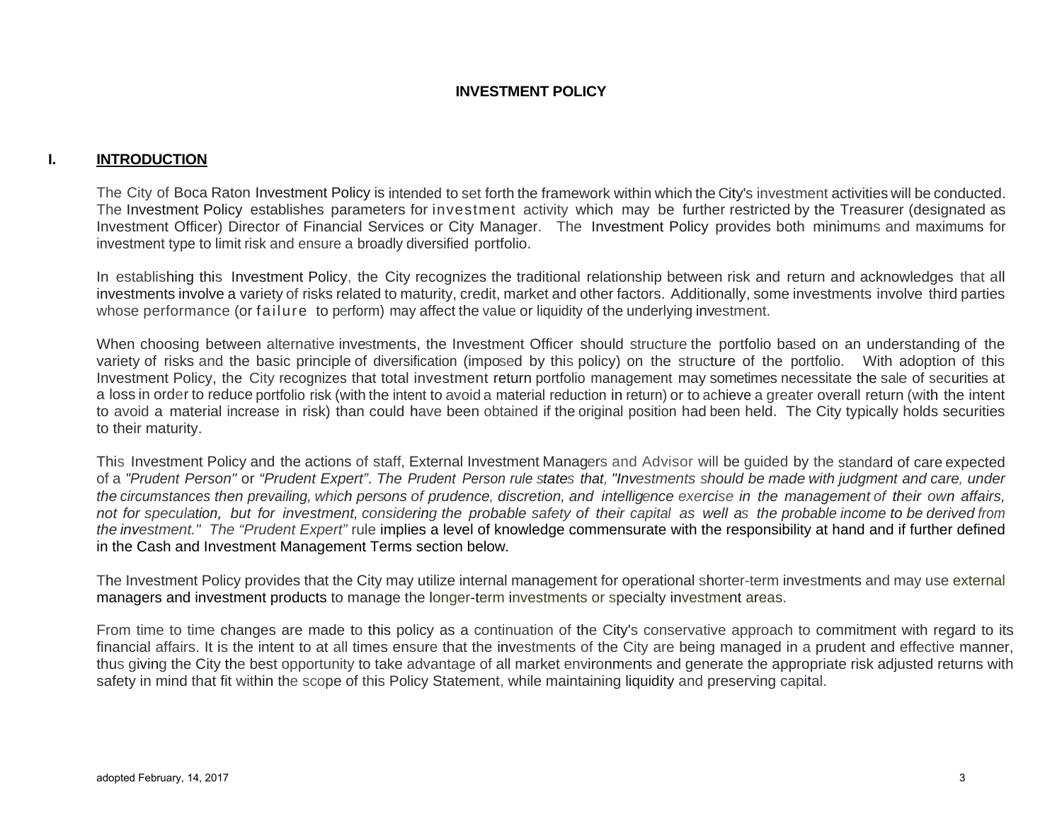# INVESTMENT POLICY

## I. INTRODUCTION

The City of Boca Raton Investment Policy is intended to set forth the framework within which the City's investment activities will be conducted. The Investment Policy establishes parameters for investment activity which may be further restricted by the Treasurer (designated as Investment Officer) Director of Financial Services or City Manager. The Investment Policy provides both minimums and maximums for investment type to limit risk and ensure a broadly diversified portfolio.

In establishing this Investment Policy, the City recognizes the traditional relationship between risk and return and acknowledges that all investments involve a variety of risks related to maturity, credit, market and other factors. Additionally, some investments involve third parties whose performance (or failure to perform) may affect the value or liquidity of the underlying investment.

When choosing between alternative investments, the Investment Officer should structure the portfolio based on an understanding of the variety of risks and the basic principle of diversification (imposed by this policy) on the structure of the portfolio. With adoption of this Investment Policy, the City recognizes that total investment return portfolio management may sometimes necessitate the sale of securities at a loss in order to reduce portfolio risk (with the intent to avoid a material reduction in return) or to achieve a greater overall return (with the intent to avoid a material increase in risk) than could have been obtained if the original position had been held. The City typically holds securities to their maturity.

This Investment Policy and the actions of staff, External Investment Managers and Advisor will be guided by the standard of care expected of a *"Prudent Person"* or *"Prudent Expert"*. *The Prudent Person rule states that, "Investments should be made with judgment and care, under the circumstances then prevailing, which persons of prudence, discretion, and intelligence exercise in the management of their own affairs, not for speculation, but for investment, considering the probable safety of their capital as well as the probable income to be derived from the investment." The "Prudent Expert"* rule implies a level of knowledge commensurate with the responsibility at hand and if further defined in the Cash and Investment Management Terms section below.

The Investment Policy provides that the City may utilize internal management for operational shorter-term investments and may use external managers and investment products to manage the longer-term investments or specialty investment areas.

From time to time changes are made to this policy as a continuation of the City's conservative approach to commitment with regard to its financial affairs. It is the intent to at all times ensure that the investments of the City are being managed in a prudent and effective manner, thus giving the City the best opportunity to take advantage of all market environments and generate the appropriate risk adjusted returns with safety in mind that fit within the scope of this Policy Statement, while maintaining liquidity and preserving capital.

adopted February, 14, 2017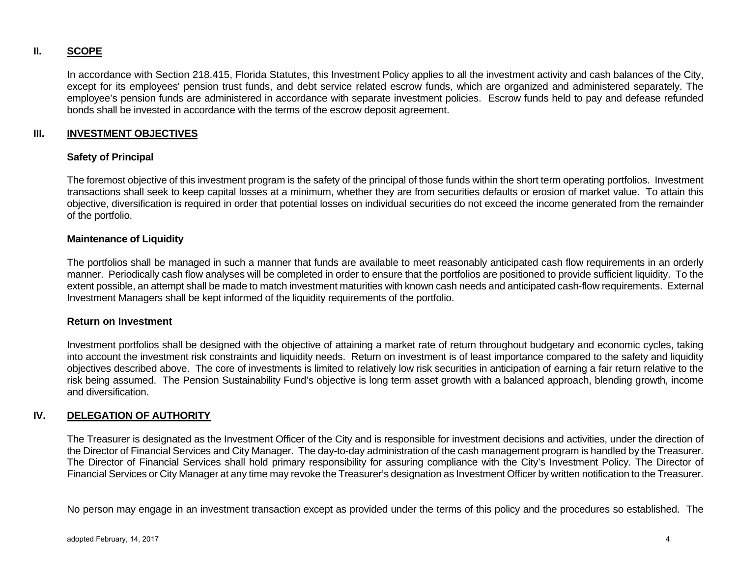## II. SCOPE

In accordance with Section 218.415, Florida Statutes, this Investment Policy applies to all the investment activity and cash balances of the City, except for its employees' pension trust funds, and debt service related escrow funds, which are organized and administered separately. The employee's pension funds are administered in accordance with separate investment policies. Escrow funds held to pay and defease refunded bonds shall be invested in accordance with the terms of the escrow deposit agreement.

## III. INVESTMENT OBJECTIVES

### Safety of Principal

The foremost objective of this investment program is the safety of the principal of those funds within the short term operating portfolios. Investment transactions shall seek to keep capital losses at a minimum, whether they are from securities defaults or erosion of market value. To attain this objective, diversification is required in order that potential losses on individual securities do not exceed the income generated from the remainder of the portfolio.

### Maintenance of Liquidity

The portfolios shall be managed in such a manner that funds are available to meet reasonably anticipated cash flow requirements in an orderly manner. Periodically cash flow analyses will be completed in order to ensure that the portfolios are positioned to provide sufficient liquidity. To the extent possible, an attempt shall be made to match investment maturities with known cash needs and anticipated cash-flow requirements. External Investment Managers shall be kept informed of the liquidity requirements of the portfolio.

### Return on Investment

Investment portfolios shall be designed with the objective of attaining a market rate of return throughout budgetary and economic cycles, taking into account the investment risk constraints and liquidity needs. Return on investment is of least importance compared to the safety and liquidity objectives described above. The core of investments is limited to relatively low risk securities in anticipation of earning a fair return relative to the risk being assumed. The Pension Sustainability Fund's objective is long term asset growth with a balanced approach, blending growth, income and diversification.

## IV. DELEGATION OF AUTHORITY

The Treasurer is designated as the Investment Officer of the City and is responsible for investment decisions and activities, under the direction of the Director of Financial Services and City Manager. The day-to-day administration of the cash management program is handled by the Treasurer. The Director of Financial Services shall hold primary responsibility for assuring compliance with the City's Investment Policy. The Director of Financial Services or City Manager at any time may revoke the Treasurer's designation as Investment Officer by written notification to the Treasurer.

No person may engage in an investment transaction except as provided under the terms of this policy and the procedures so established. The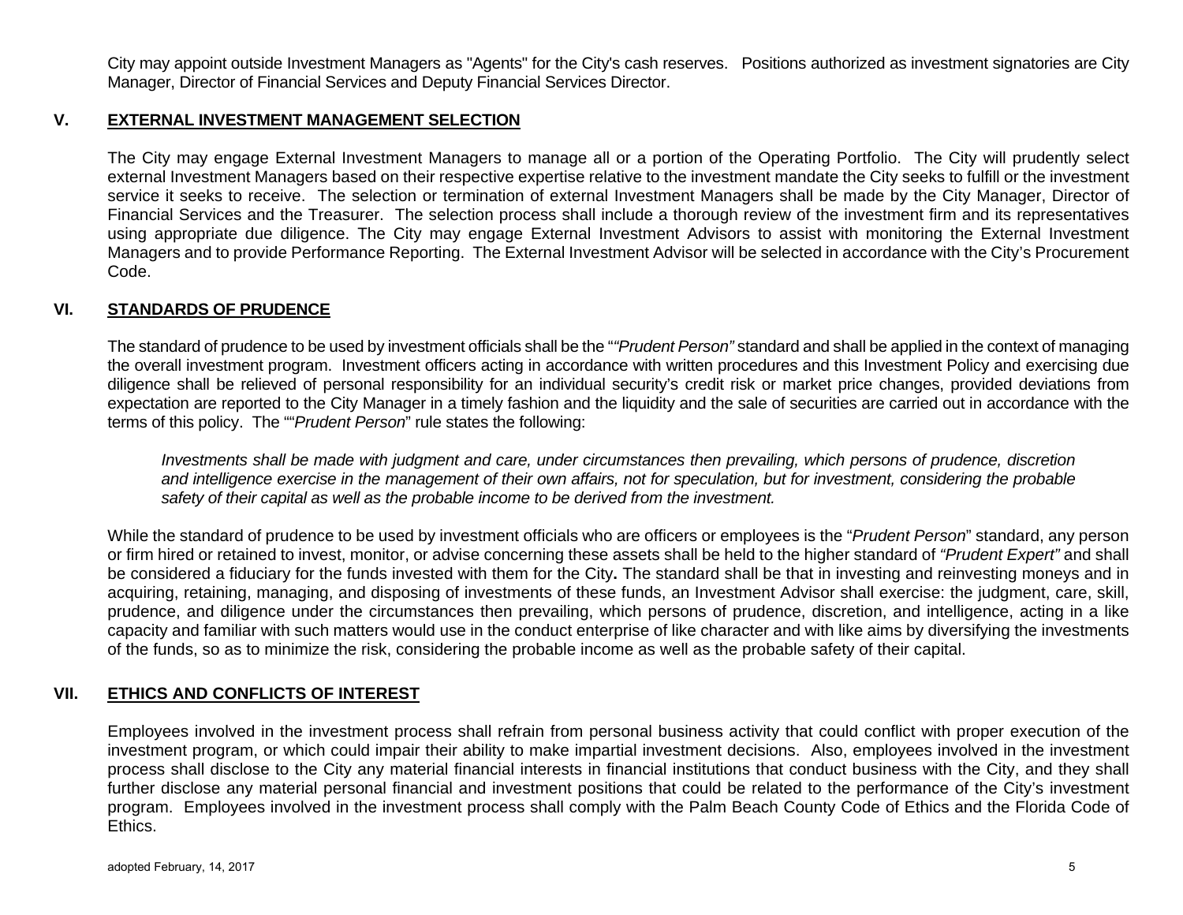City may appoint outside Investment Managers as "Agents" for the City's cash reserves. Positions authorized as investment signatories are City Manager, Director of Financial Services and Deputy Financial Services Director.

## V. EXTERNAL INVESTMENT MANAGEMENT SELECTION

The City may engage External Investment Managers to manage all or a portion of the Operating Portfolio. The City will prudently select external Investment Managers based on their respective expertise relative to the investment mandate the City seeks to fulfill or the investment service it seeks to receive. The selection or termination of external Investment Managers shall be made by the City Manager, Director of Financial Services and the Treasurer. The selection process shall include a thorough review of the investment firm and its representatives using appropriate due diligence. The City may engage External Investment Advisors to assist with monitoring the External Investment Managers and to provide Performance Reporting. The External Investment Advisor will be selected in accordance with the City's Procurement Code.

## VI. STANDARDS OF PRUDENCE

The standard of prudence to be used by investment officials shall be the "*"Prudent Person"* standard and shall be applied in the context of managing the overall investment program. Investment officers acting in accordance with written procedures and this Investment Policy and exercising due diligence shall be relieved of personal responsibility for an individual security's credit risk or market price changes, provided deviations from expectation are reported to the City Manager in a timely fashion and the liquidity and the sale of securities are carried out in accordance with the terms of this policy. The ""*Prudent Person*" rule states the following:

> *Investments shall be made with judgment and care, under circumstances then prevailing, which persons of prudence, discretion and intelligence exercise in the management of their own affairs, not for speculation, but for investment, considering the probable safety of their capital as well as the probable income to be derived from the investment.*

While the standard of prudence to be used by investment officials who are officers or employees is the "*Prudent Person*" standard, any person or firm hired or retained to invest, monitor, or advise concerning these assets shall be held to the higher standard of *"Prudent Expert"* and shall be considered a fiduciary for the funds invested with them for the City**.** The standard shall be that in investing and reinvesting moneys and in acquiring, retaining, managing, and disposing of investments of these funds, an Investment Advisor shall exercise: the judgment, care, skill, prudence, and diligence under the circumstances then prevailing, which persons of prudence, discretion, and intelligence, acting in a like capacity and familiar with such matters would use in the conduct enterprise of like character and with like aims by diversifying the investments of the funds, so as to minimize the risk, considering the probable income as well as the probable safety of their capital.

## VII. ETHICS AND CONFLICTS OF INTEREST

Employees involved in the investment process shall refrain from personal business activity that could conflict with proper execution of the investment program, or which could impair their ability to make impartial investment decisions. Also, employees involved in the investment process shall disclose to the City any material financial interests in financial institutions that conduct business with the City, and they shall further disclose any material personal financial and investment positions that could be related to the performance of the City's investment program. Employees involved in the investment process shall comply with the Palm Beach County Code of Ethics and the Florida Code of Ethics.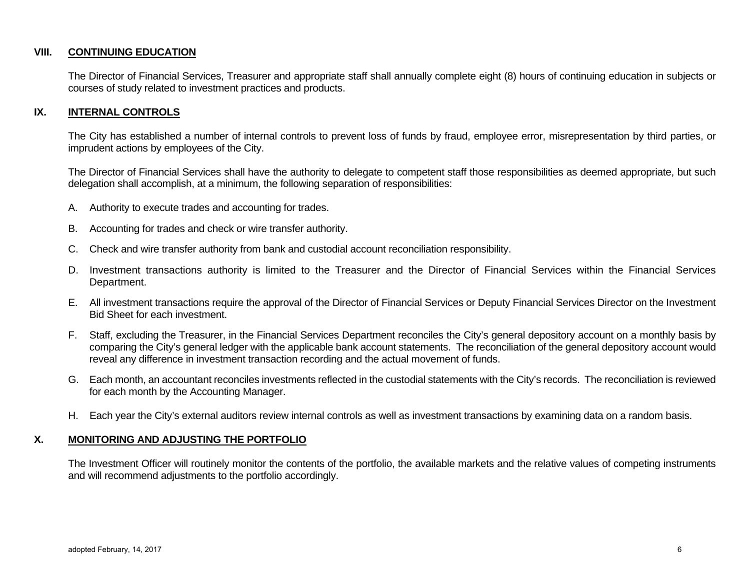## VIII. CONTINUING EDUCATION

The Director of Financial Services, Treasurer and appropriate staff shall annually complete eight (8) hours of continuing education in subjects or courses of study related to investment practices and products.

## IX. INTERNAL CONTROLS

The City has established a number of internal controls to prevent loss of funds by fraud, employee error, misrepresentation by third parties, or imprudent actions by employees of the City.

The Director of Financial Services shall have the authority to delegate to competent staff those responsibilities as deemed appropriate, but such delegation shall accomplish, at a minimum, the following separation of responsibilities:

A. Authority to execute trades and accounting for trades.

B. Accounting for trades and check or wire transfer authority.

C. Check and wire transfer authority from bank and custodial account reconciliation responsibility.

D. Investment transactions authority is limited to the Treasurer and the Director of Financial Services within the Financial Services Department.

E. All investment transactions require the approval of the Director of Financial Services or Deputy Financial Services Director on the Investment Bid Sheet for each investment.

F. Staff, excluding the Treasurer, in the Financial Services Department reconciles the City's general depository account on a monthly basis by comparing the City's general ledger with the applicable bank account statements. The reconciliation of the general depository account would reveal any difference in investment transaction recording and the actual movement of funds.

G. Each month, an accountant reconciles investments reflected in the custodial statements with the City's records. The reconciliation is reviewed for each month by the Accounting Manager.

H. Each year the City's external auditors review internal controls as well as investment transactions by examining data on a random basis.

## X. MONITORING AND ADJUSTING THE PORTFOLIO

The Investment Officer will routinely monitor the contents of the portfolio, the available markets and the relative values of competing instruments and will recommend adjustments to the portfolio accordingly.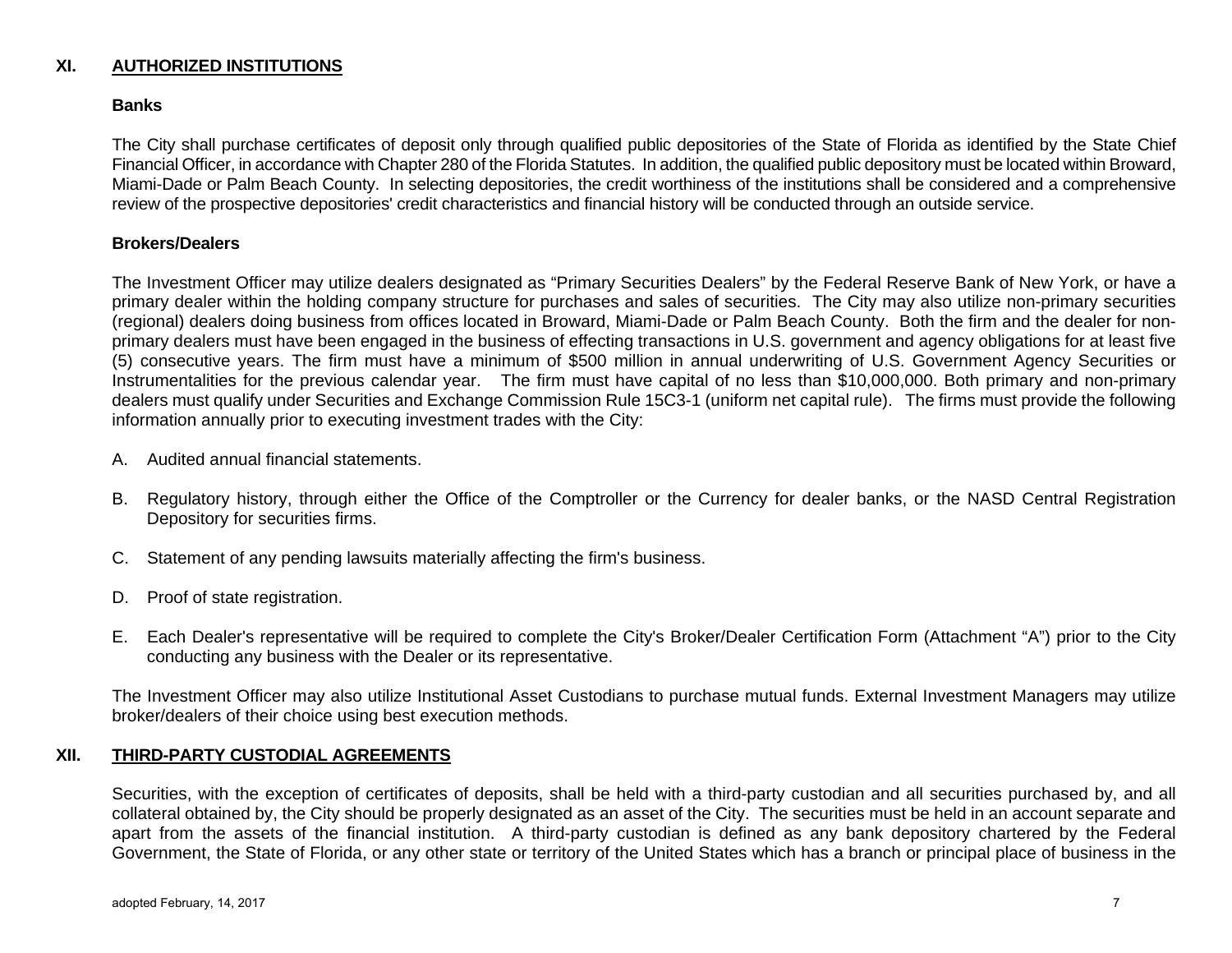## XI. AUTHORIZED INSTITUTIONS

**Banks**

The City shall purchase certificates of deposit only through qualified public depositories of the State of Florida as identified by the State Chief Financial Officer, in accordance with Chapter 280 of the Florida Statutes. In addition, the qualified public depository must be located within Broward, Miami-Dade or Palm Beach County. In selecting depositories, the credit worthiness of the institutions shall be considered and a comprehensive review of the prospective depositories' credit characteristics and financial history will be conducted through an outside service.

**Brokers/Dealers**

The Investment Officer may utilize dealers designated as "Primary Securities Dealers" by the Federal Reserve Bank of New York, or have a primary dealer within the holding company structure for purchases and sales of securities. The City may also utilize non-primary securities (regional) dealers doing business from offices located in Broward, Miami-Dade or Palm Beach County. Both the firm and the dealer for non-primary dealers must have been engaged in the business of effecting transactions in U.S. government and agency obligations for at least five (5) consecutive years. The firm must have a minimum of $500 million in annual underwriting of U.S. Government Agency Securities or Instrumentalities for the previous calendar year. The firm must have capital of no less than $10,000,000. Both primary and non-primary dealers must qualify under Securities and Exchange Commission Rule 15C3-1 (uniform net capital rule). The firms must provide the following information annually prior to executing investment trades with the City:

A. Audited annual financial statements.

B. Regulatory history, through either the Office of the Comptroller or the Currency for dealer banks, or the NASD Central Registration Depository for securities firms.

C. Statement of any pending lawsuits materially affecting the firm's business.

D. Proof of state registration.

E. Each Dealer's representative will be required to complete the City's Broker/Dealer Certification Form (Attachment "A") prior to the City conducting any business with the Dealer or its representative.

The Investment Officer may also utilize Institutional Asset Custodians to purchase mutual funds. External Investment Managers may utilize broker/dealers of their choice using best execution methods.

## XII. THIRD-PARTY CUSTODIAL AGREEMENTS

Securities, with the exception of certificates of deposits, shall be held with a third-party custodian and all securities purchased by, and all collateral obtained by, the City should be properly designated as an asset of the City. The securities must be held in an account separate and apart from the assets of the financial institution. A third-party custodian is defined as any bank depository chartered by the Federal Government, the State of Florida, or any other state or territory of the United States which has a branch or principal place of business in the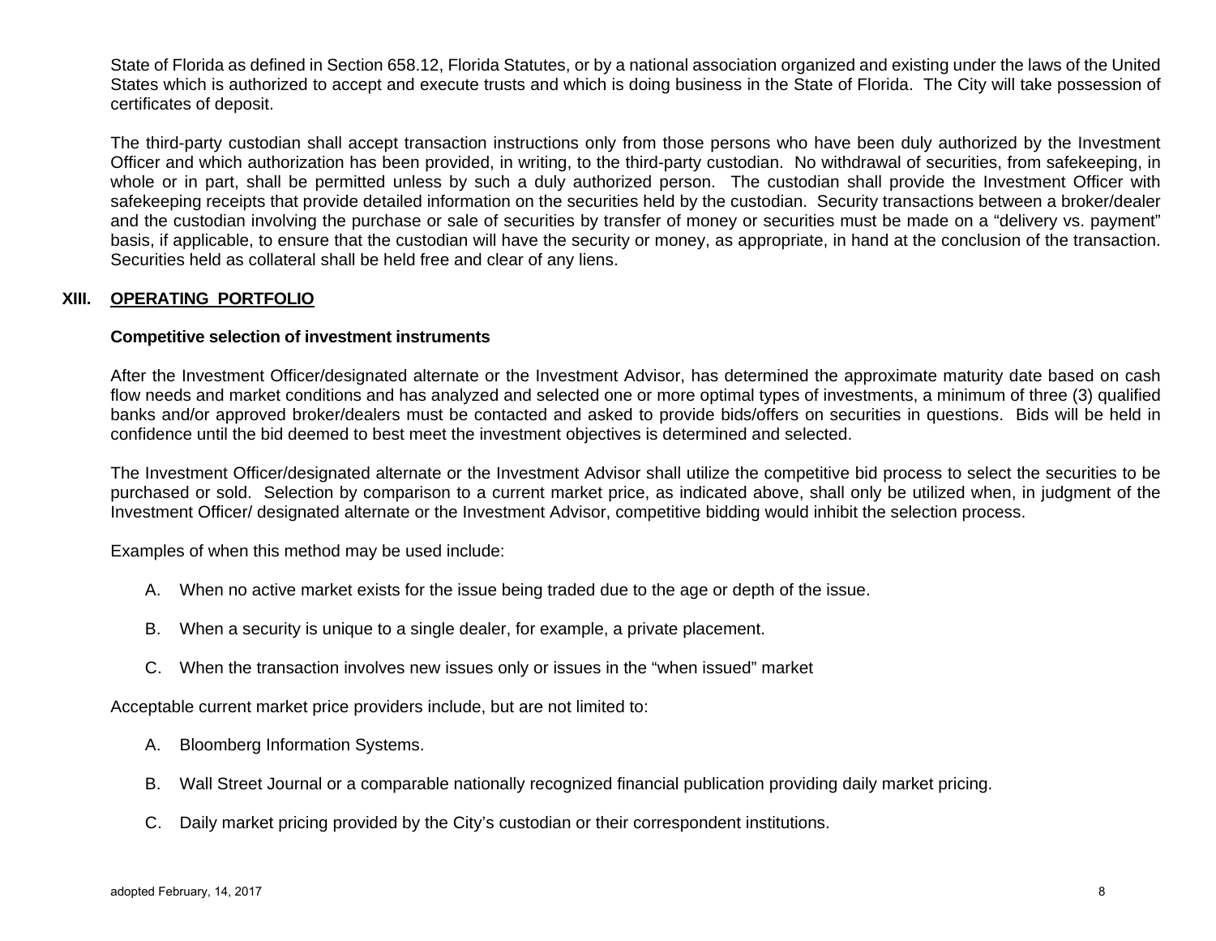State of Florida as defined in Section 658.12, Florida Statutes, or by a national association organized and existing under the laws of the United States which is authorized to accept and execute trusts and which is doing business in the State of Florida. The City will take possession of certificates of deposit.

The third-party custodian shall accept transaction instructions only from those persons who have been duly authorized by the Investment Officer and which authorization has been provided, in writing, to the third-party custodian. No withdrawal of securities, from safekeeping, in whole or in part, shall be permitted unless by such a duly authorized person. The custodian shall provide the Investment Officer with safekeeping receipts that provide detailed information on the securities held by the custodian. Security transactions between a broker/dealer and the custodian involving the purchase or sale of securities by transfer of money or securities must be made on a "delivery vs. payment" basis, if applicable, to ensure that the custodian will have the security or money, as appropriate, in hand at the conclusion of the transaction. Securities held as collateral shall be held free and clear of any liens.

## XIII. OPERATING PORTFOLIO

**Competitive selection of investment instruments**

After the Investment Officer/designated alternate or the Investment Advisor, has determined the approximate maturity date based on cash flow needs and market conditions and has analyzed and selected one or more optimal types of investments, a minimum of three (3) qualified banks and/or approved broker/dealers must be contacted and asked to provide bids/offers on securities in questions. Bids will be held in confidence until the bid deemed to best meet the investment objectives is determined and selected.

The Investment Officer/designated alternate or the Investment Advisor shall utilize the competitive bid process to select the securities to be purchased or sold. Selection by comparison to a current market price, as indicated above, shall only be utilized when, in judgment of the Investment Officer/ designated alternate or the Investment Advisor, competitive bidding would inhibit the selection process.

Examples of when this method may be used include:

A. When no active market exists for the issue being traded due to the age or depth of the issue.

B. When a security is unique to a single dealer, for example, a private placement.

C. When the transaction involves new issues only or issues in the "when issued" market

Acceptable current market price providers include, but are not limited to:

A. Bloomberg Information Systems.

B. Wall Street Journal or a comparable nationally recognized financial publication providing daily market pricing.

C. Daily market pricing provided by the City's custodian or their correspondent institutions.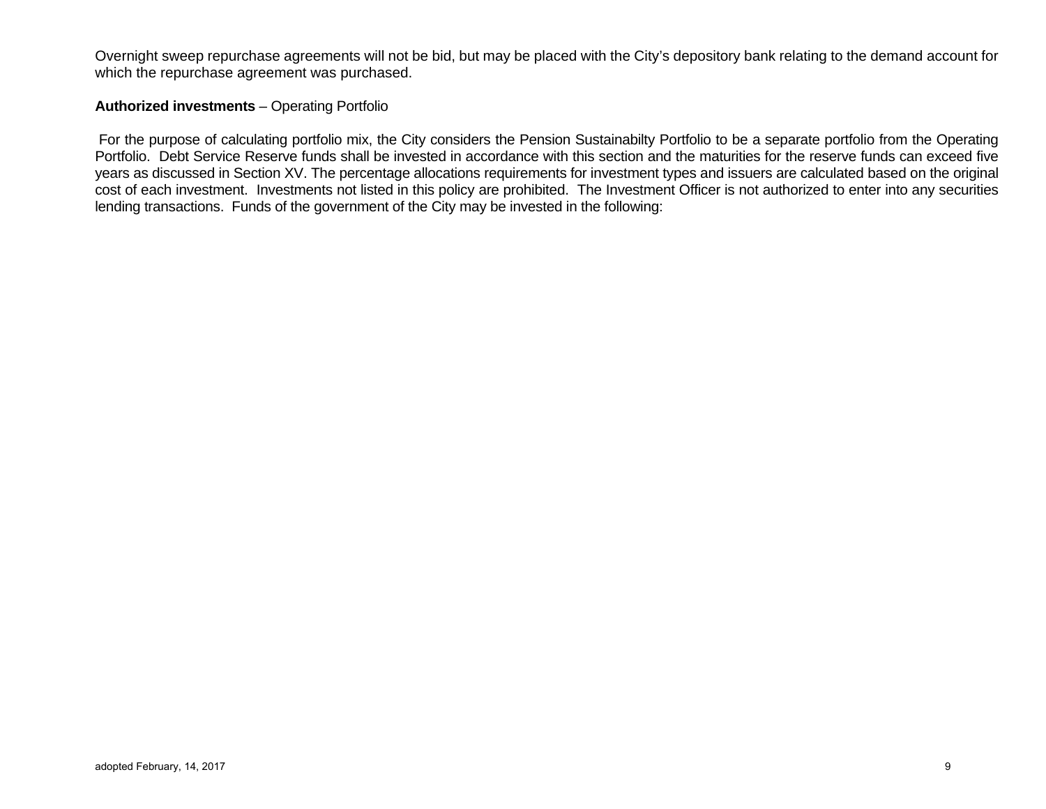Overnight sweep repurchase agreements will not be bid, but may be placed with the City's depository bank relating to the demand account for which the repurchase agreement was purchased.

**Authorized investments** – Operating Portfolio

For the purpose of calculating portfolio mix, the City considers the Pension Sustainabilty Portfolio to be a separate portfolio from the Operating Portfolio. Debt Service Reserve funds shall be invested in accordance with this section and the maturities for the reserve funds can exceed five years as discussed in Section XV. The percentage allocations requirements for investment types and issuers are calculated based on the original cost of each investment. Investments not listed in this policy are prohibited. The Investment Officer is not authorized to enter into any securities lending transactions. Funds of the government of the City may be invested in the following: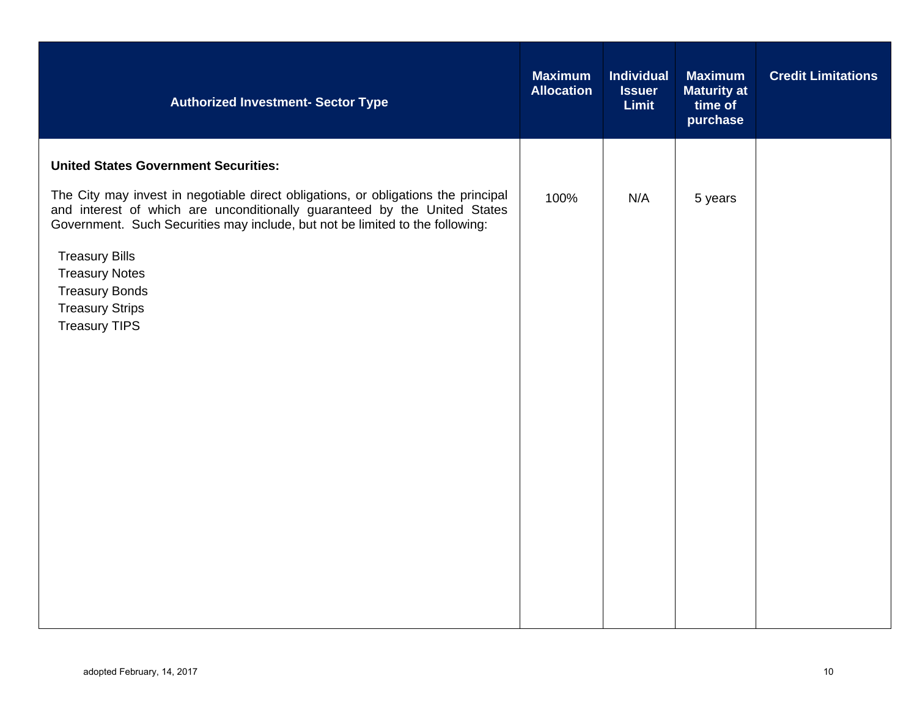| Authorized Investment- Sector Type | Maximum Allocation | Individual Issuer Limit | Maximum Maturity at time of purchase | Credit Limitations |
|---|---|---|---|---|
| **United States Government Securities:**<br><br>The City may invest in negotiable direct obligations, or obligations the principal and interest of which are unconditionally guaranteed by the United States Government. Such Securities may include, but not be limited to the following:<br><br>Treasury Bills<br>Treasury Notes<br>Treasury Bonds<br>Treasury Strips<br>Treasury TIPS | 100% | N/A | 5 years | |

adopted February, 14, 2017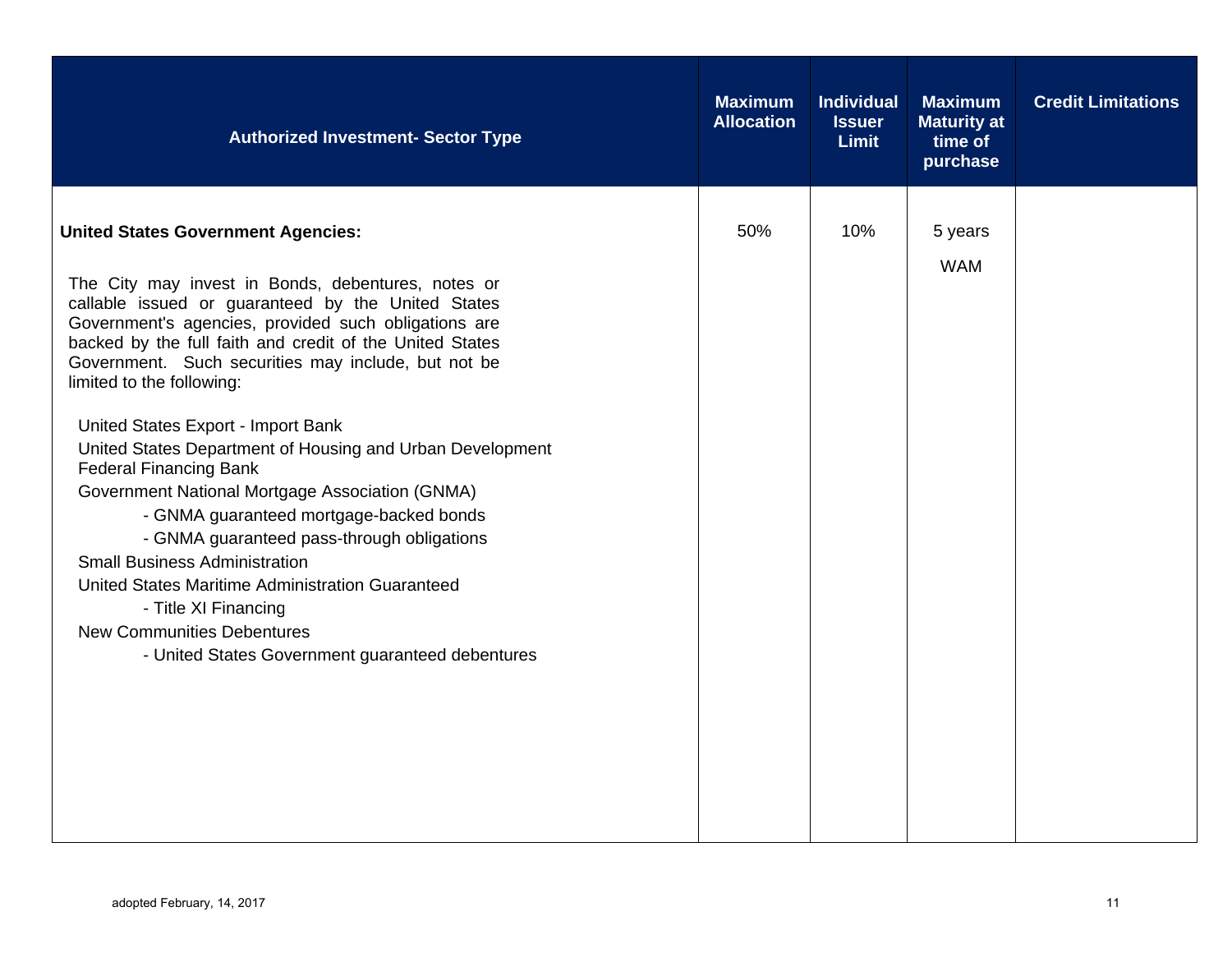| Authorized Investment- Sector Type | Maximum Allocation | Individual Issuer Limit | Maximum Maturity at time of purchase | Credit Limitations |
|---|---|---|---|---|
| **United States Government Agencies:**<br><br>The City may invest in Bonds, debentures, notes or callable issued or guaranteed by the United States Government's agencies, provided such obligations are backed by the full faith and credit of the United States Government. Such securities may include, but not be limited to the following:<br><br>United States Export - Import Bank<br>United States Department of Housing and Urban Development<br>Federal Financing Bank<br>Government National Mortgage Association (GNMA)<br>- GNMA guaranteed mortgage-backed bonds<br>- GNMA guaranteed pass-through obligations<br>Small Business Administration<br>United States Maritime Administration Guaranteed<br>- Title XI Financing<br>New Communities Debentures<br>- United States Government guaranteed debentures | 50% | 10% | 5 years<br><br>WAM | |

adopted February, 14, 2017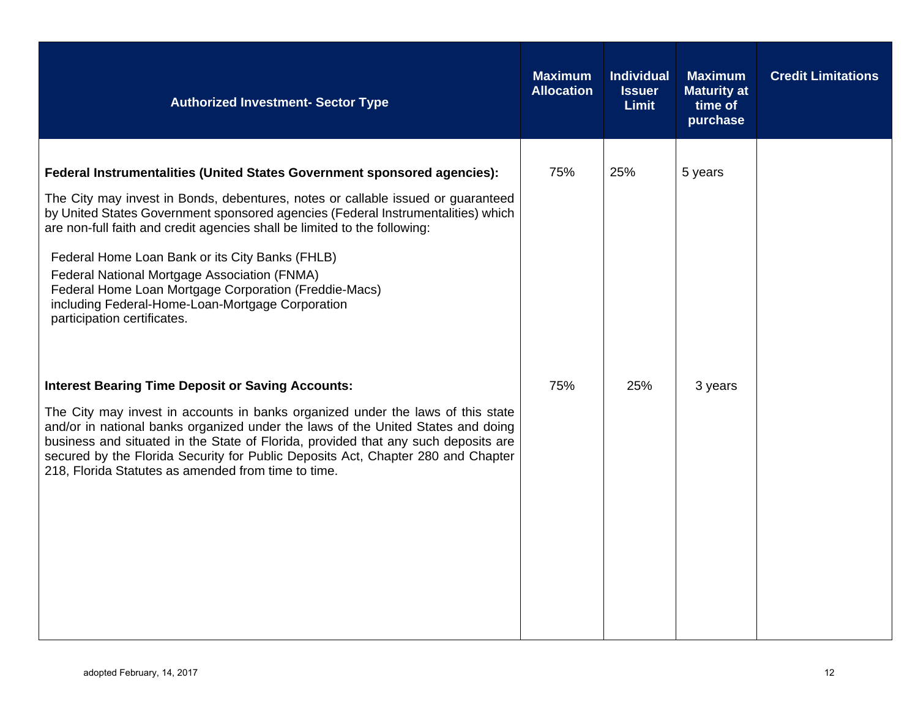| Authorized Investment- Sector Type | Maximum Allocation | Individual Issuer Limit | Maximum Maturity at time of purchase | Credit Limitations |
|---|---|---|---|---|
| **Federal Instrumentalities (United States Government sponsored agencies):**<br><br>The City may invest in Bonds, debentures, notes or callable issued or guaranteed by United States Government sponsored agencies (Federal Instrumentalities) which are non-full faith and credit agencies shall be limited to the following:<br><br>Federal Home Loan Bank or its City Banks (FHLB)<br>Federal National Mortgage Association (FNMA)<br>Federal Home Loan Mortgage Corporation (Freddie-Macs) including Federal-Home-Loan-Mortgage Corporation participation certificates. | 75% | 25% | 5 years | |
| **Interest Bearing Time Deposit or Saving Accounts:**<br><br>The City may invest in accounts in banks organized under the laws of this state and/or in national banks organized under the laws of the United States and doing business and situated in the State of Florida, provided that any such deposits are secured by the Florida Security for Public Deposits Act, Chapter 280 and Chapter 218, Florida Statutes as amended from time to time. | 75% | 25% | 3 years | |

adopted February, 14, 2017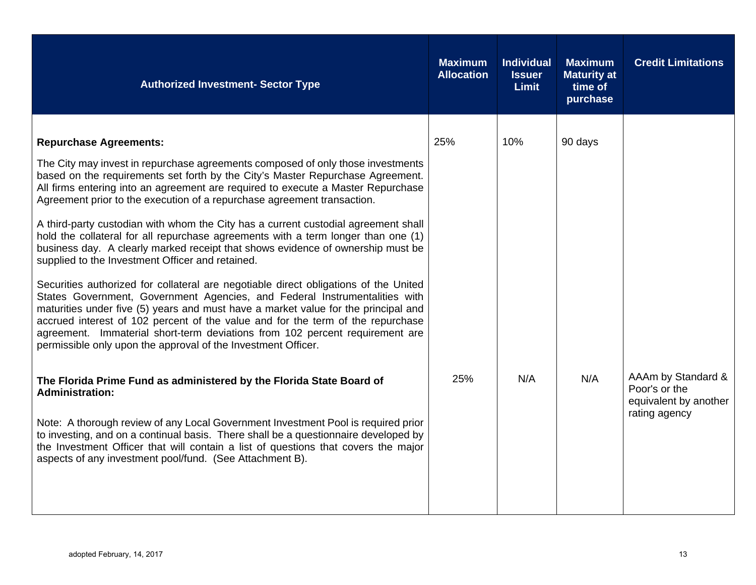| Authorized Investment- Sector Type | Maximum Allocation | Individual Issuer Limit | Maximum Maturity at time of purchase | Credit Limitations |
|---|---|---|---|---|
| **Repurchase Agreements:**<br><br>The City may invest in repurchase agreements composed of only those investments based on the requirements set forth by the City's Master Repurchase Agreement. All firms entering into an agreement are required to execute a Master Repurchase Agreement prior to the execution of a repurchase agreement transaction.<br><br>A third-party custodian with whom the City has a current custodial agreement shall hold the collateral for all repurchase agreements with a term longer than one (1) business day. A clearly marked receipt that shows evidence of ownership must be supplied to the Investment Officer and retained.<br><br>Securities authorized for collateral are negotiable direct obligations of the United States Government, Government Agencies, and Federal Instrumentalities with maturities under five (5) years and must have a market value for the principal and accrued interest of 102 percent of the value and for the term of the repurchase agreement. Immaterial short-term deviations from 102 percent requirement are permissible only upon the approval of the Investment Officer. | 25% | 10% | 90 days | |
| **The Florida Prime Fund as administered by the Florida State Board of Administration:**<br><br>Note: A thorough review of any Local Government Investment Pool is required prior to investing, and on a continual basis. There shall be a questionnaire developed by the Investment Officer that will contain a list of questions that covers the major aspects of any investment pool/fund. (See Attachment B). | 25% | N/A | N/A | AAAm by Standard & Poor's or the equivalent by another rating agency |

adopted February, 14, 2017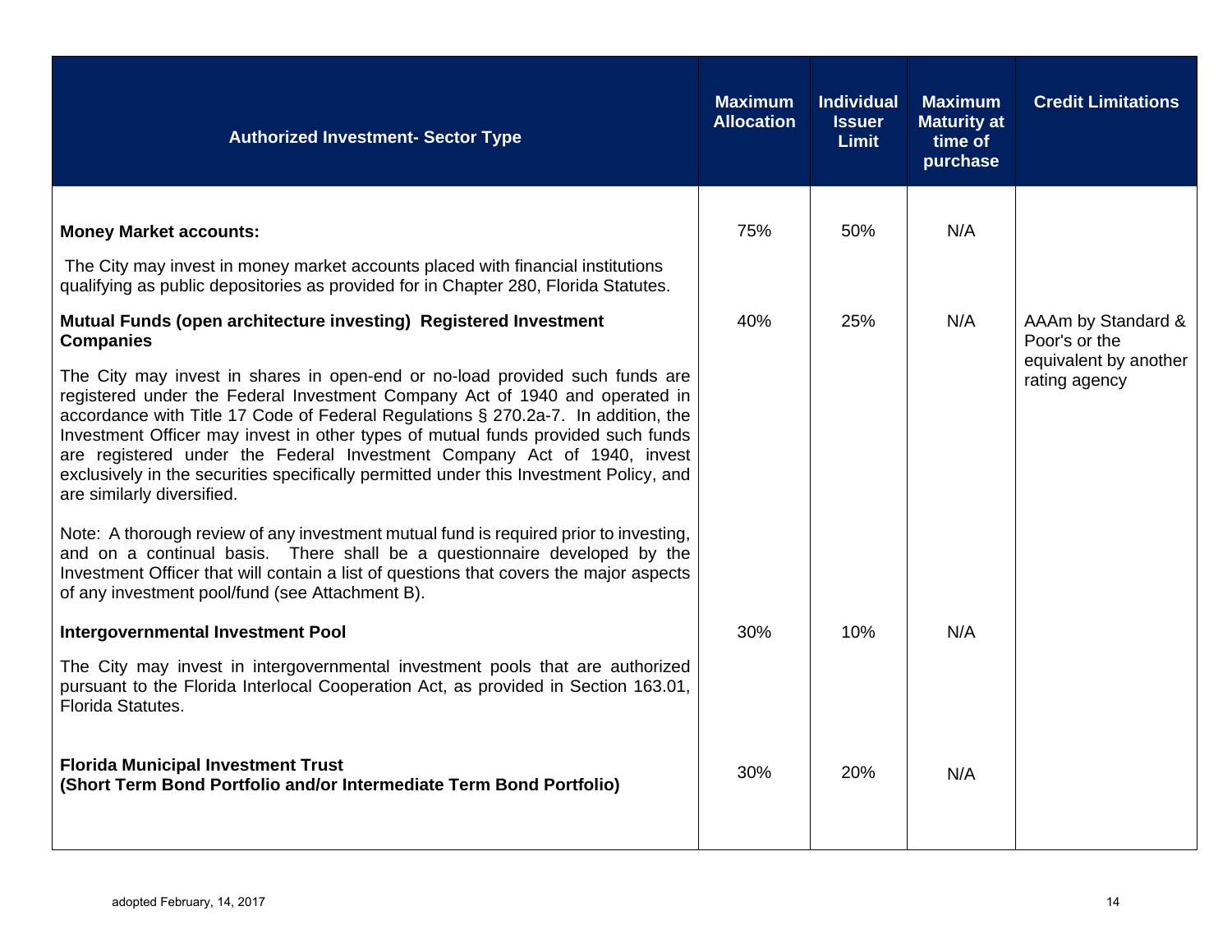| Authorized Investment- Sector Type | Maximum Allocation | Individual Issuer Limit | Maximum Maturity at time of purchase | Credit Limitations |
|---|---|---|---|---|
| **Money Market accounts:**<br><br>The City may invest in money market accounts placed with financial institutions qualifying as public depositories as provided for in Chapter 280, Florida Statutes. | 75% | 50% | N/A | |
| **Mutual Funds (open architecture investing) Registered Investment Companies**<br><br>The City may invest in shares in open-end or no-load provided such funds are registered under the Federal Investment Company Act of 1940 and operated in accordance with Title 17 Code of Federal Regulations § 270.2a-7. In addition, the Investment Officer may invest in other types of mutual funds provided such funds are registered under the Federal Investment Company Act of 1940, invest exclusively in the securities specifically permitted under this Investment Policy, and are similarly diversified.<br><br>Note: A thorough review of any investment mutual fund is required prior to investing, and on a continual basis. There shall be a questionnaire developed by the Investment Officer that will contain a list of questions that covers the major aspects of any investment pool/fund (see Attachment B). | 40% | 25% | N/A | AAAm by Standard & Poor's or the equivalent by another rating agency |
| **Intergovernmental Investment Pool**<br><br>The City may invest in intergovernmental investment pools that are authorized pursuant to the Florida Interlocal Cooperation Act, as provided in Section 163.01, Florida Statutes. | 30% | 10% | N/A | |
| **Florida Municipal Investment Trust (Short Term Bond Portfolio and/or Intermediate Term Bond Portfolio)** | 30% | 20% | N/A | |

adopted February, 14, 2017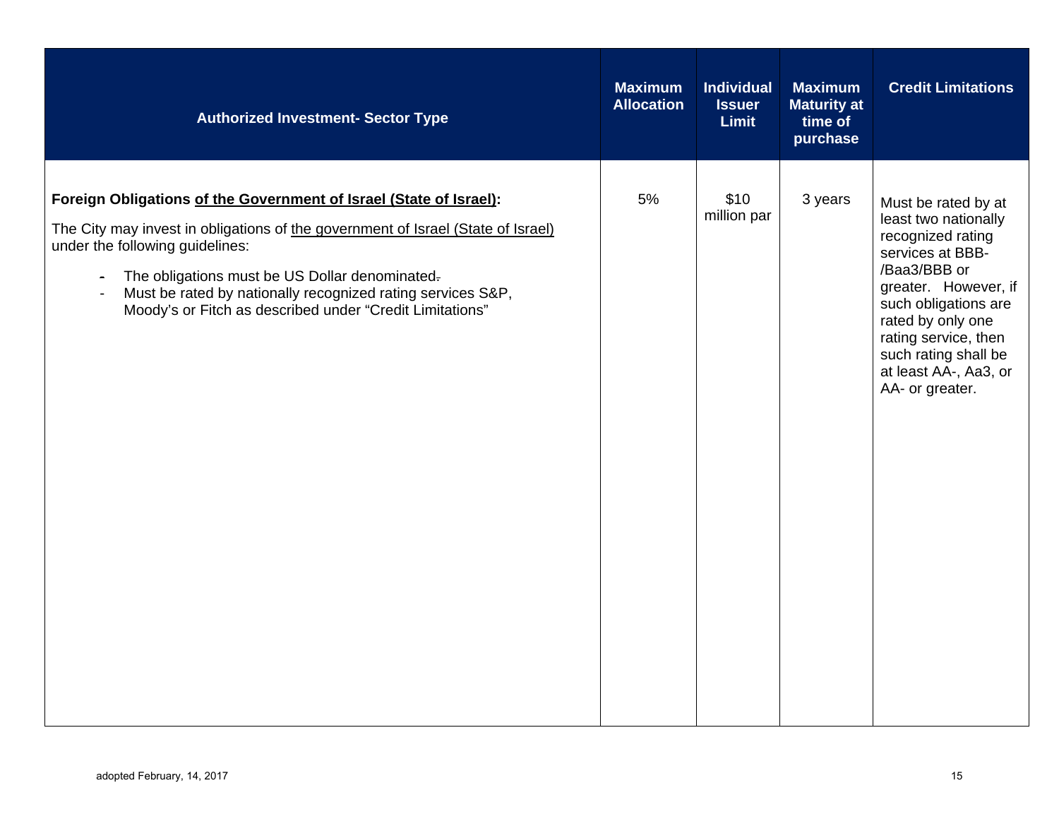| Authorized Investment- Sector Type | Maximum Allocation | Individual Issuer Limit | Maximum Maturity at time of purchase | Credit Limitations |
| --- | --- | --- | --- | --- |
| **Foreign Obligations of the Government of Israel (State of Israel):**<br><br>The City may invest in obligations of the government of Israel (State of Israel) under the following guidelines:<br><br>- The obligations must be US Dollar denominated.<br>- Must be rated by nationally recognized rating services S&P, Moody's or Fitch as described under "Credit Limitations" | 5% | $10 million par | 3 years | Must be rated by at least two nationally recognized rating services at BBB-/Baa3/BBB or greater. However, if such obligations are rated by only one rating service, then such rating shall be at least AA-, Aa3, or AA- or greater. |

adopted February, 14, 2017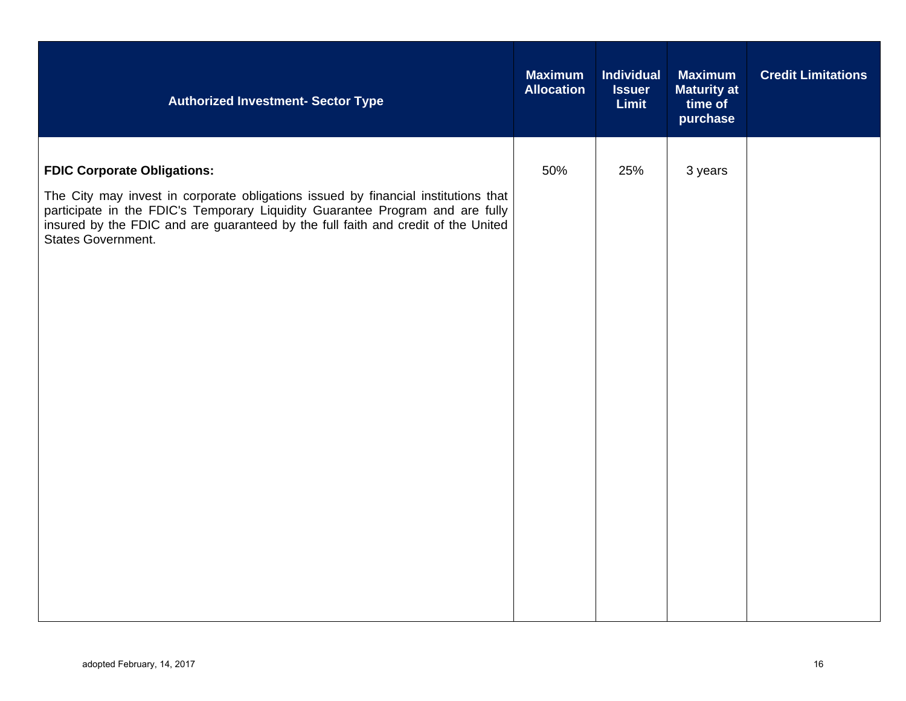| Authorized Investment- Sector Type | Maximum Allocation | Individual Issuer Limit | Maximum Maturity at time of purchase | Credit Limitations |
|---|---|---|---|---|
| **FDIC Corporate Obligations:**<br><br>The City may invest in corporate obligations issued by financial institutions that participate in the FDIC's Temporary Liquidity Guarantee Program and are fully insured by the FDIC and are guaranteed by the full faith and credit of the United States Government. | 50% | 25% | 3 years | |

adopted February, 14, 2017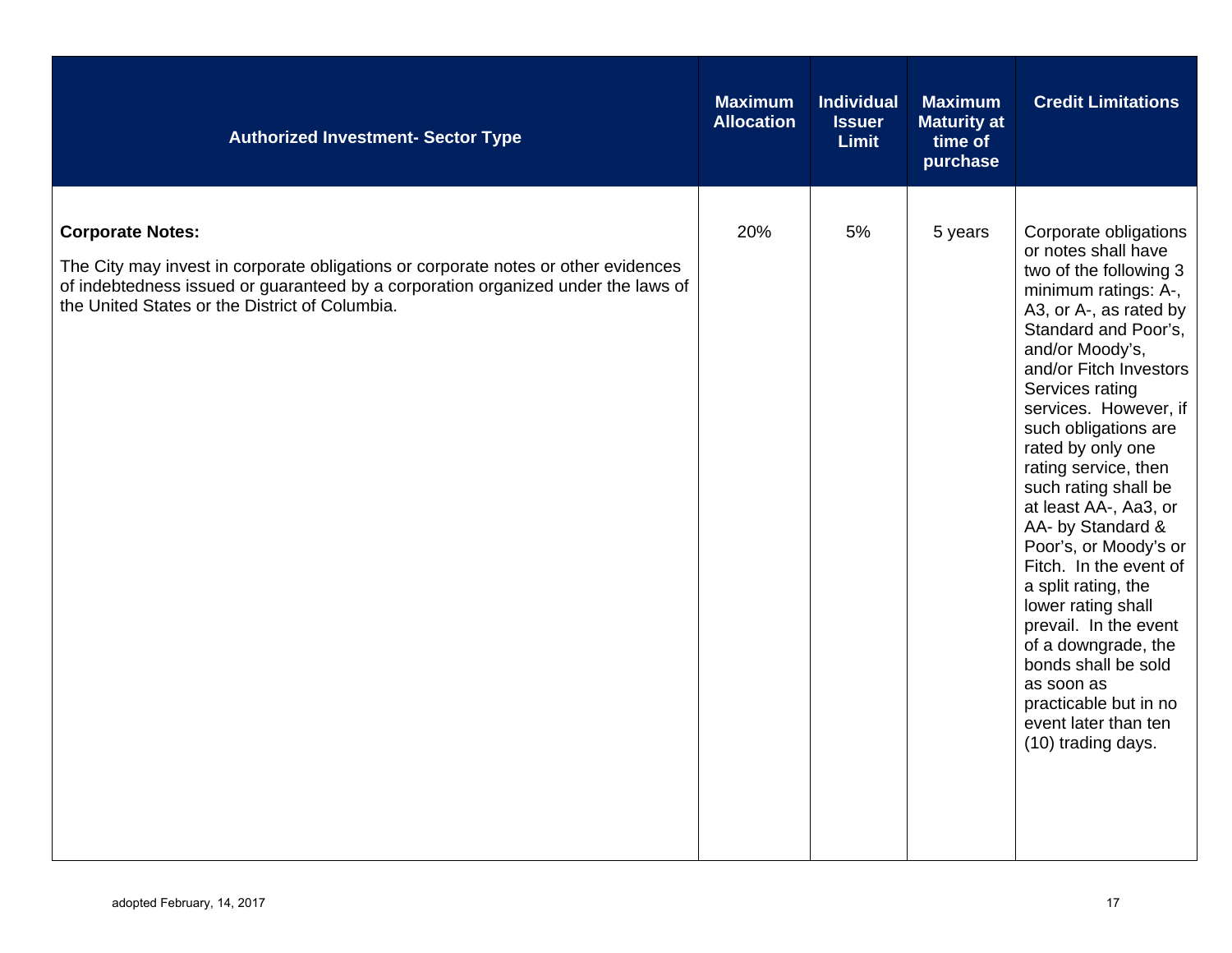| Authorized Investment- Sector Type | Maximum Allocation | Individual Issuer Limit | Maximum Maturity at time of purchase | Credit Limitations |
|---|---|---|---|---|
| **Corporate Notes:**<br><br>The City may invest in corporate obligations or corporate notes or other evidences of indebtedness issued or guaranteed by a corporation organized under the laws of the United States or the District of Columbia. | 20% | 5% | 5 years | Corporate obligations or notes shall have two of the following 3 minimum ratings: A-, A3, or A-, as rated by Standard and Poor's, and/or Moody's, and/or Fitch Investors Services rating services. However, if such obligations are rated by only one rating service, then such rating shall be at least AA-, Aa3, or AA- by Standard & Poor's, or Moody's or Fitch. In the event of a split rating, the lower rating shall prevail. In the event of a downgrade, the bonds shall be sold as soon as practicable but in no event later than ten (10) trading days. |

adopted February, 14, 2017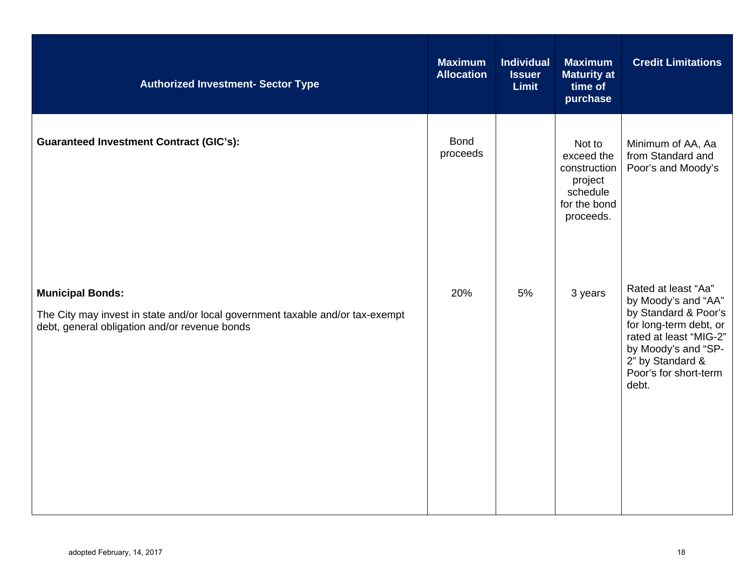| Authorized Investment- Sector Type | Maximum Allocation | Individual Issuer Limit | Maximum Maturity at time of purchase | Credit Limitations |
|---|---|---|---|---|
| **Guaranteed Investment Contract (GIC's):** | Bond proceeds | | Not to exceed the construction project schedule for the bond proceeds. | Minimum of AA, Aa from Standard and Poor's and Moody's |
| **Municipal Bonds:**<br><br>The City may invest in state and/or local government taxable and/or tax-exempt debt, general obligation and/or revenue bonds | 20% | 5% | 3 years | Rated at least "Aa" by Moody's and "AA" by Standard & Poor's for long-term debt, or rated at least "MIG-2" by Moody's and "SP-2" by Standard & Poor's for short-term debt. |

adopted February, 14, 2017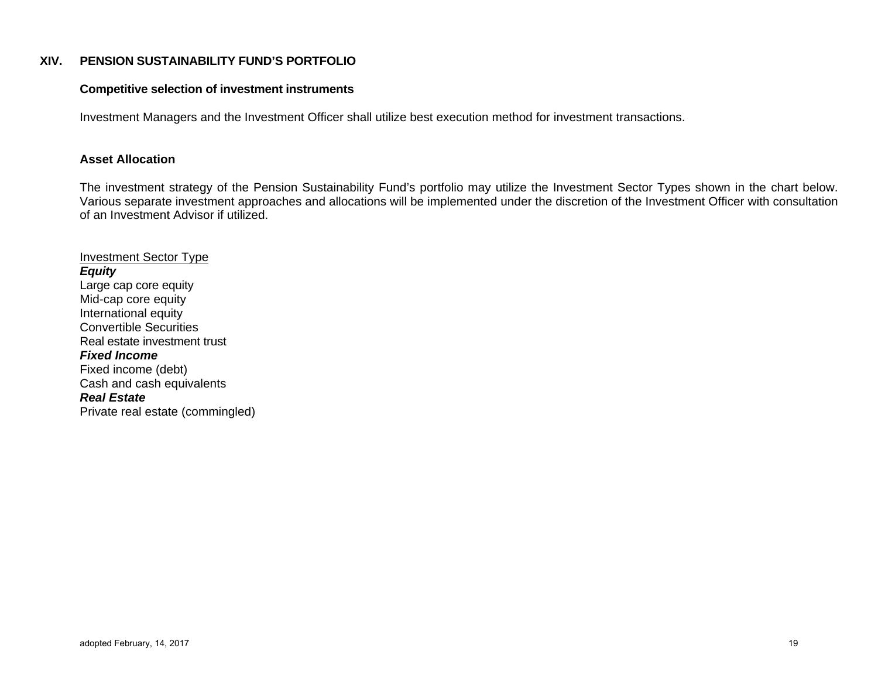## XIV. PENSION SUSTAINABILITY FUND'S PORTFOLIO

### Competitive selection of investment instruments

Investment Managers and the Investment Officer shall utilize best execution method for investment transactions.

### Asset Allocation

The investment strategy of the Pension Sustainability Fund's portfolio may utilize the Investment Sector Types shown in the chart below. Various separate investment approaches and allocations will be implemented under the discretion of the Investment Officer with consultation of an Investment Advisor if utilized.

<u>Investment Sector Type</u>

***Equity***

Large cap core equity
Mid-cap core equity
International equity
Convertible Securities
Real estate investment trust

***Fixed Income***

Fixed income (debt)
Cash and cash equivalents

***Real Estate***

Private real estate (commingled)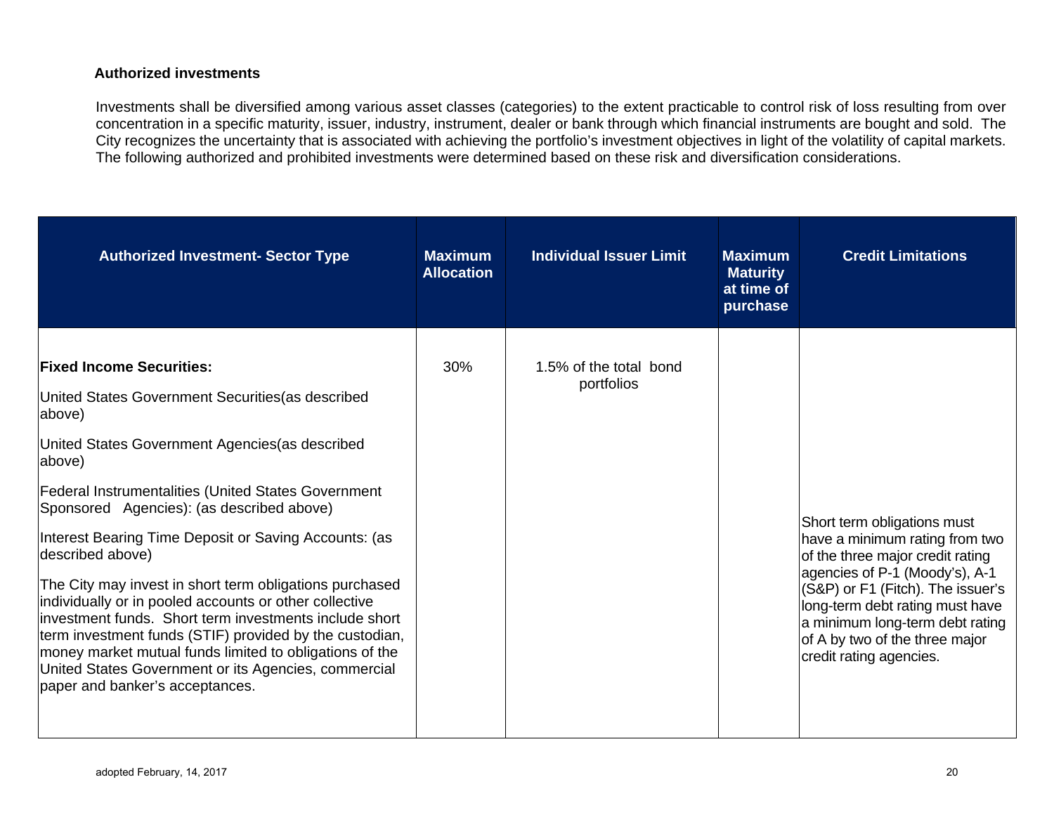**Authorized investments**

Investments shall be diversified among various asset classes (categories) to the extent practicable to control risk of loss resulting from over concentration in a specific maturity, issuer, industry, instrument, dealer or bank through which financial instruments are bought and sold. The City recognizes the uncertainty that is associated with achieving the portfolio's investment objectives in light of the volatility of capital markets. The following authorized and prohibited investments were determined based on these risk and diversification considerations.

| Authorized Investment- Sector Type | Maximum Allocation | Individual Issuer Limit | Maximum Maturity at time of purchase | Credit Limitations |
|---|---|---|---|---|
| **Fixed Income Securities:**<br><br>United States Government Securities(as described above)<br><br>United States Government Agencies(as described above)<br><br>Federal Instrumentalities (United States Government Sponsored Agencies): (as described above)<br><br>Interest Bearing Time Deposit or Saving Accounts: (as described above)<br><br>The City may invest in short term obligations purchased individually or in pooled accounts or other collective investment funds. Short term investments include short term investment funds (STIF) provided by the custodian, money market mutual funds limited to obligations of the United States Government or its Agencies, commercial paper and banker's acceptances. | 30% | 1.5% of the total bond portfolios | | Short term obligations must have a minimum rating from two of the three major credit rating agencies of P-1 (Moody's), A-1 (S&P) or F1 (Fitch). The issuer's long-term debt rating must have a minimum long-term debt rating of A by two of the three major credit rating agencies. |

adopted February, 14, 2017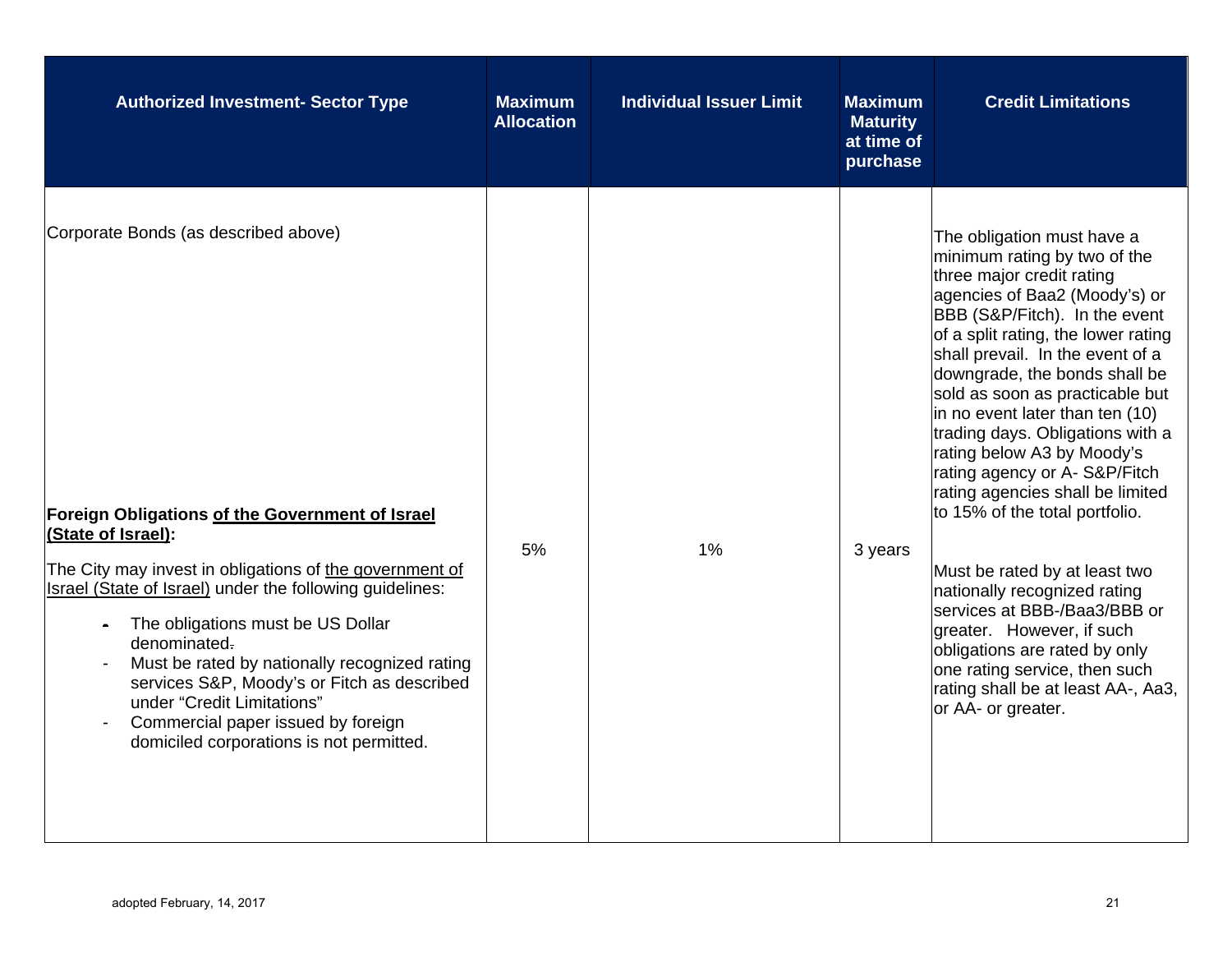| Authorized Investment- Sector Type | Maximum Allocation | Individual Issuer Limit | Maximum Maturity at time of purchase | Credit Limitations |
|---|---|---|---|---|
| Corporate Bonds (as described above) | | | | The obligation must have a minimum rating by two of the three major credit rating agencies of Baa2 (Moody's) or BBB (S&P/Fitch). In the event of a split rating, the lower rating shall prevail. In the event of a downgrade, the bonds shall be sold as soon as practicable but in no event later than ten (10) trading days. Obligations with a rating below A3 by Moody's rating agency or A- S&P/Fitch rating agencies shall be limited to 15% of the total portfolio. |
| **Foreign Obligations of the Government of Israel (State of Israel):** The City may invest in obligations of the government of Israel (State of Israel) under the following guidelines: - The obligations must be US Dollar denominated. - Must be rated by nationally recognized rating services S&P, Moody's or Fitch as described under "Credit Limitations" - Commercial paper issued by foreign domiciled corporations is not permitted. | 5% | 1% | 3 years | Must be rated by at least two nationally recognized rating services at BBB-/Baa3/BBB or greater. However, if such obligations are rated by only one rating service, then such rating shall be at least AA-, Aa3, or AA- or greater. |

adopted February, 14, 2017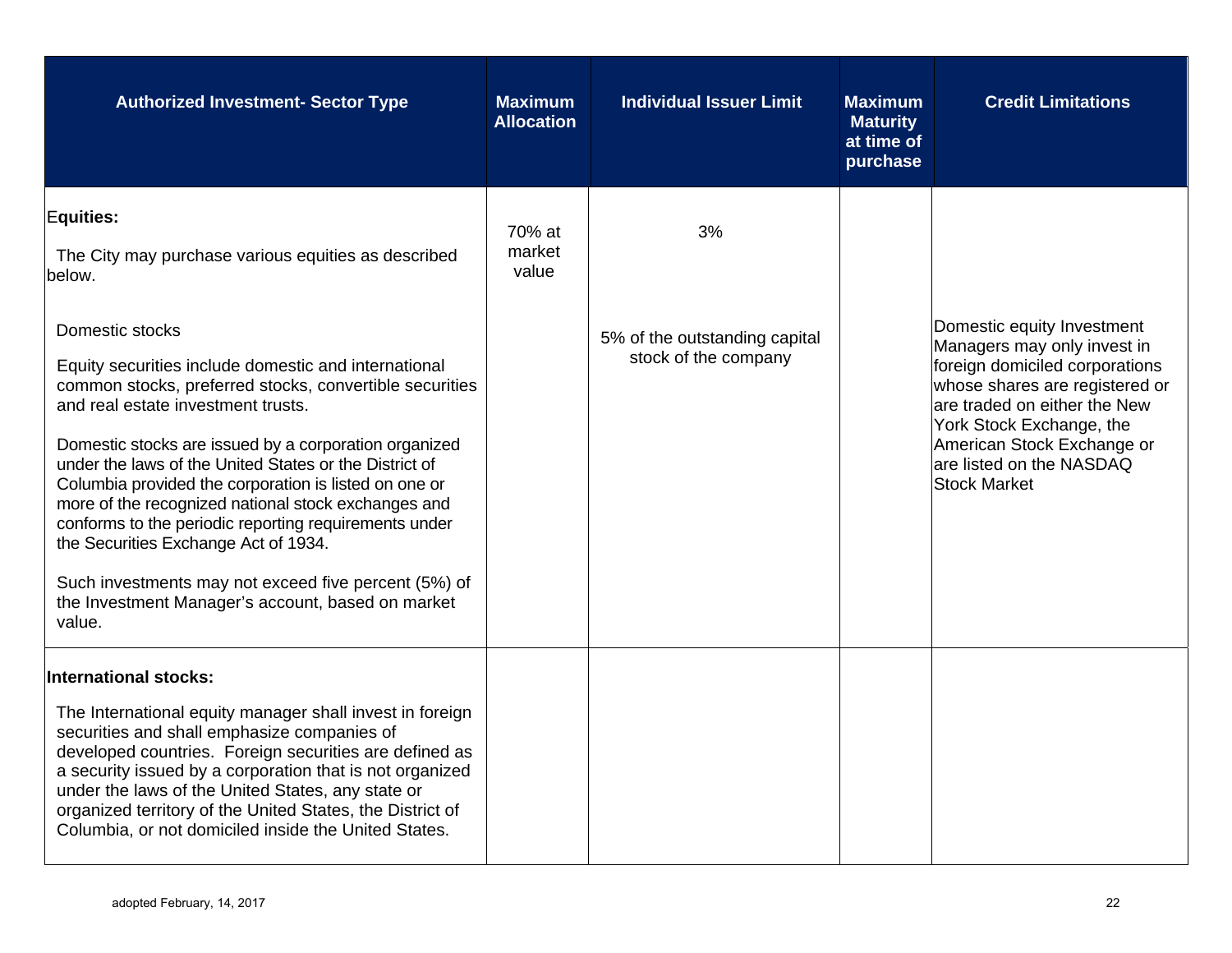| Authorized Investment- Sector Type | Maximum Allocation | Individual Issuer Limit | Maximum Maturity at time of purchase | Credit Limitations |
|---|---|---|---|---|
| **Equities:**<br><br>The City may purchase various equities as described below.<br><br>Domestic stocks<br><br>Equity securities include domestic and international common stocks, preferred stocks, convertible securities and real estate investment trusts.<br><br>Domestic stocks are issued by a corporation organized under the laws of the United States or the District of Columbia provided the corporation is listed on one or more of the recognized national stock exchanges and conforms to the periodic reporting requirements under the Securities Exchange Act of 1934.<br><br>Such investments may not exceed five percent (5%) of the Investment Manager's account, based on market value. | 70% at market value | 3%<br><br>5% of the outstanding capital stock of the company | | Domestic equity Investment Managers may only invest in foreign domiciled corporations whose shares are registered or are traded on either the New York Stock Exchange, the American Stock Exchange or are listed on the NASDAQ Stock Market |
| **International stocks:**<br><br>The International equity manager shall invest in foreign securities and shall emphasize companies of developed countries. Foreign securities are defined as a security issued by a corporation that is not organized under the laws of the United States, any state or organized territory of the United States, the District of Columbia, or not domiciled inside the United States. | | | | |

adopted February, 14, 2017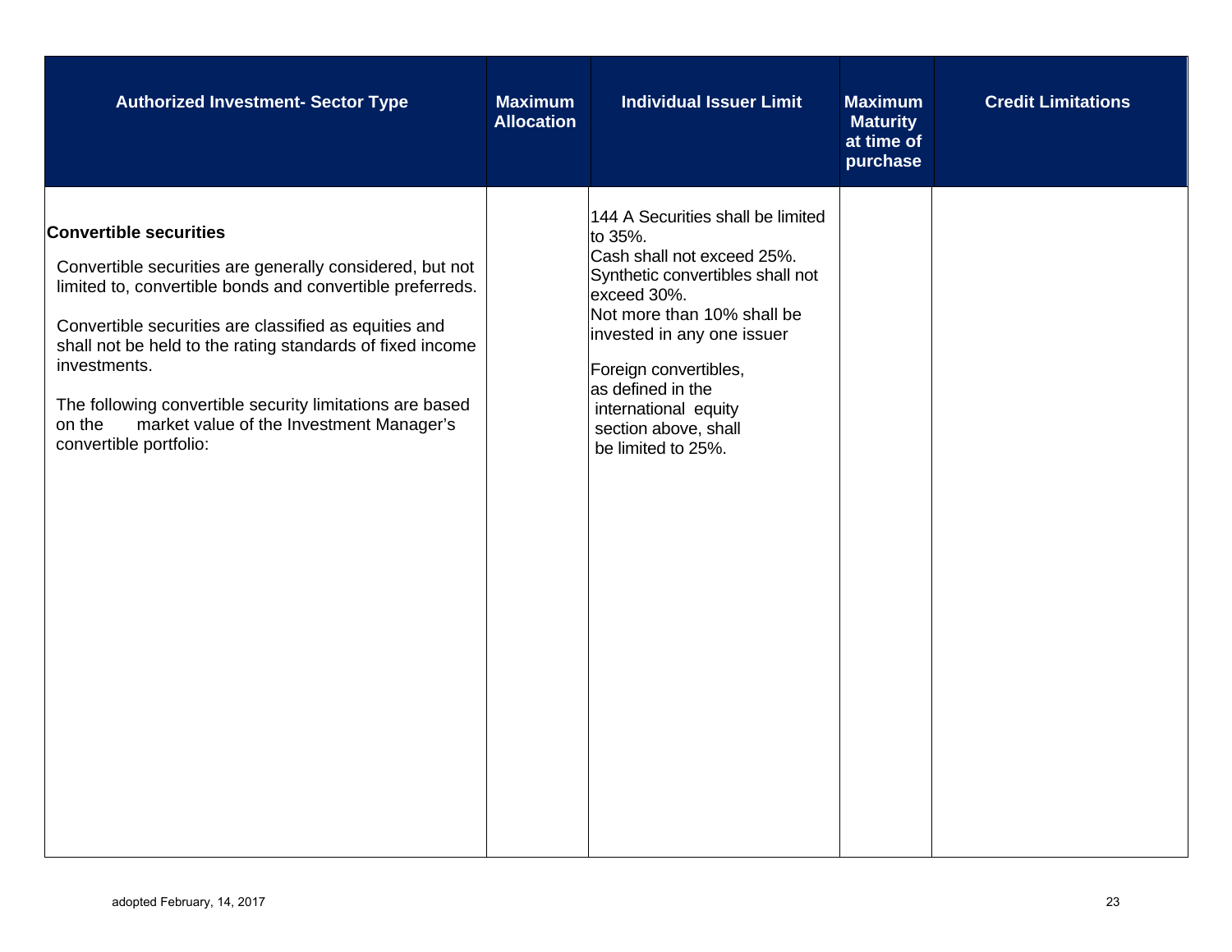| Authorized Investment- Sector Type | Maximum Allocation | Individual Issuer Limit | Maximum Maturity at time of purchase | Credit Limitations |
|---|---|---|---|---|
| **Convertible securities**<br><br>Convertible securities are generally considered, but not limited to, convertible bonds and convertible preferreds.<br><br>Convertible securities are classified as equities and shall not be held to the rating standards of fixed income investments.<br><br>The following convertible security limitations are based on the market value of the Investment Manager's convertible portfolio: | | 144 A Securities shall be limited to 35%.<br>Cash shall not exceed 25%.<br>Synthetic convertibles shall not exceed 30%.<br>Not more than 10% shall be invested in any one issuer<br><br>Foreign convertibles, as defined in the international equity section above, shall be limited to 25%. | | |

adopted February, 14, 2017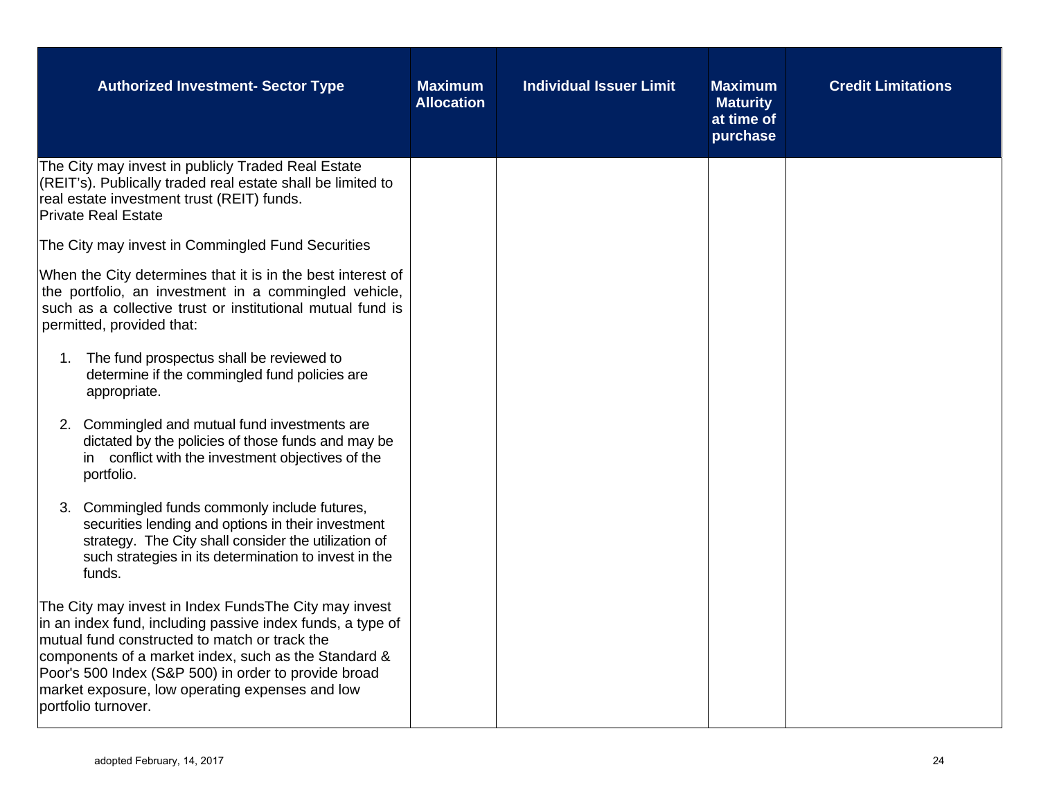| Authorized Investment- Sector Type | Maximum Allocation | Individual Issuer Limit | Maximum Maturity at time of purchase | Credit Limitations |
|---|---|---|---|---|
| The City may invest in publicly Traded Real Estate (REIT's). Publically traded real estate shall be limited to real estate investment trust (REIT) funds.<br>Private Real Estate<br><br>The City may invest in Commingled Fund Securities<br><br>When the City determines that it is in the best interest of the portfolio, an investment in a commingled vehicle, such as a collective trust or institutional mutual fund is permitted, provided that:<br><br>1. The fund prospectus shall be reviewed to determine if the commingled fund policies are appropriate.<br><br>2. Commingled and mutual fund investments are dictated by the policies of those funds and may be in conflict with the investment objectives of the portfolio.<br><br>3. Commingled funds commonly include futures, securities lending and options in their investment strategy. The City shall consider the utilization of such strategies in its determination to invest in the funds.<br><br>The City may invest in Index FundsThe City may invest in an index fund, including passive index funds, a type of mutual fund constructed to match or track the components of a market index, such as the Standard & Poor's 500 Index (S&P 500) in order to provide broad market exposure, low operating expenses and low portfolio turnover. | | | | |

adopted February, 14, 2017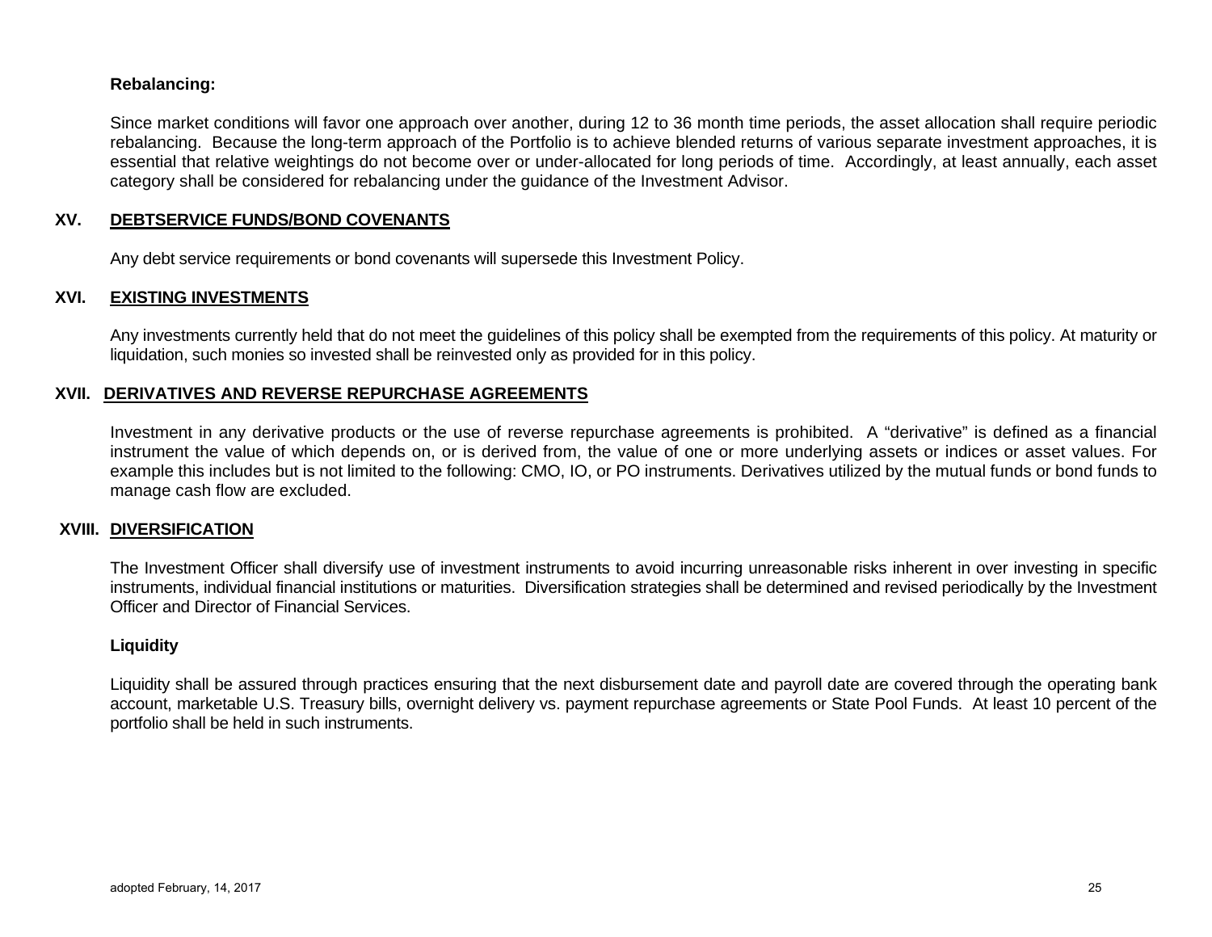**Rebalancing:**

Since market conditions will favor one approach over another, during 12 to 36 month time periods, the asset allocation shall require periodic rebalancing. Because the long-term approach of the Portfolio is to achieve blended returns of various separate investment approaches, it is essential that relative weightings do not become over or under-allocated for long periods of time. Accordingly, at least annually, each asset category shall be considered for rebalancing under the guidance of the Investment Advisor.

## XV. DEBTSERVICE FUNDS/BOND COVENANTS

Any debt service requirements or bond covenants will supersede this Investment Policy.

## XVI. EXISTING INVESTMENTS

Any investments currently held that do not meet the guidelines of this policy shall be exempted from the requirements of this policy. At maturity or liquidation, such monies so invested shall be reinvested only as provided for in this policy.

## XVII. DERIVATIVES AND REVERSE REPURCHASE AGREEMENTS

Investment in any derivative products or the use of reverse repurchase agreements is prohibited. A "derivative" is defined as a financial instrument the value of which depends on, or is derived from, the value of one or more underlying assets or indices or asset values. For example this includes but is not limited to the following: CMO, IO, or PO instruments. Derivatives utilized by the mutual funds or bond funds to manage cash flow are excluded.

## XVIII. DIVERSIFICATION

The Investment Officer shall diversify use of investment instruments to avoid incurring unreasonable risks inherent in over investing in specific instruments, individual financial institutions or maturities. Diversification strategies shall be determined and revised periodically by the Investment Officer and Director of Financial Services.

**Liquidity**

Liquidity shall be assured through practices ensuring that the next disbursement date and payroll date are covered through the operating bank account, marketable U.S. Treasury bills, overnight delivery vs. payment repurchase agreements or State Pool Funds. At least 10 percent of the portfolio shall be held in such instruments.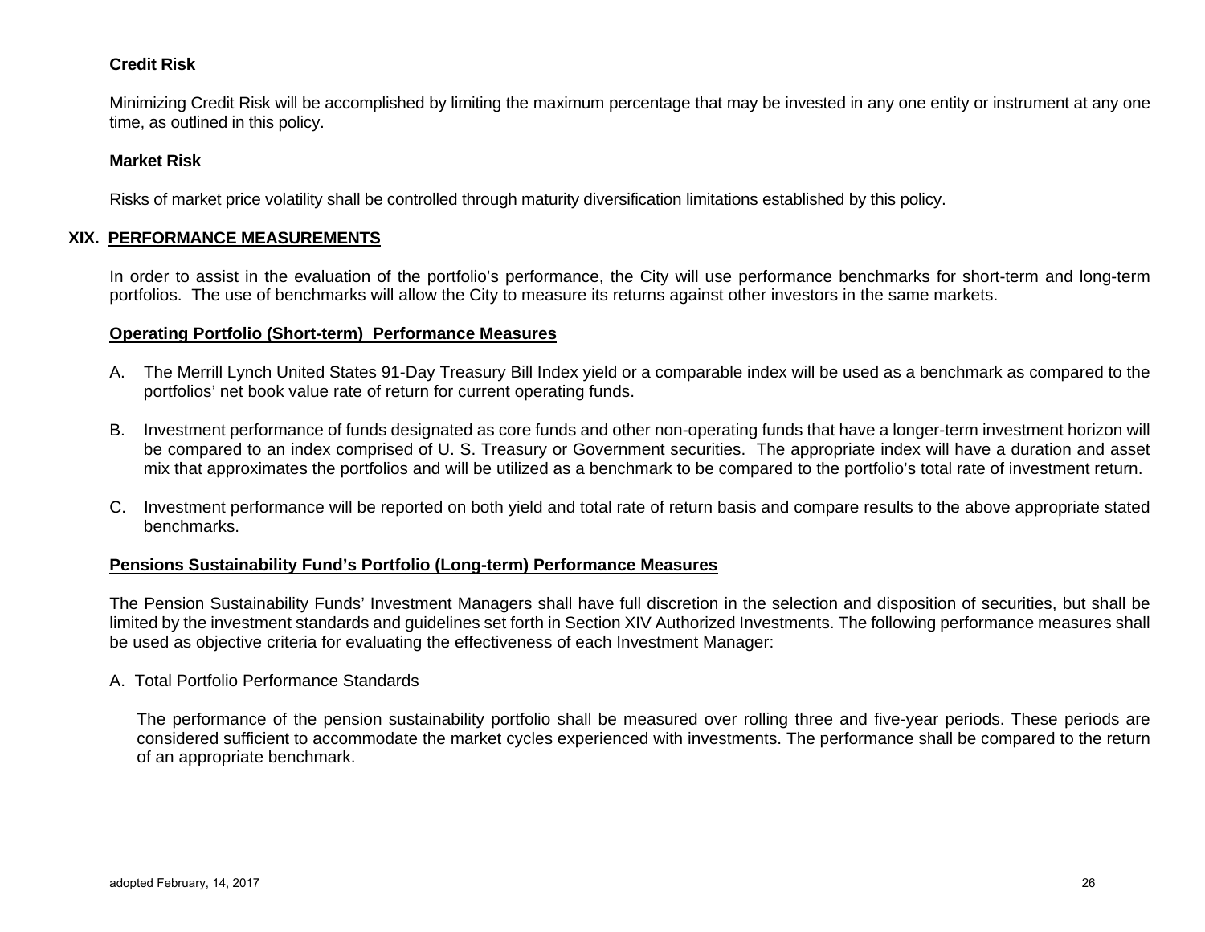**Credit Risk**

Minimizing Credit Risk will be accomplished by limiting the maximum percentage that may be invested in any one entity or instrument at any one time, as outlined in this policy.

**Market Risk**

Risks of market price volatility shall be controlled through maturity diversification limitations established by this policy.

## XIX. PERFORMANCE MEASUREMENTS

In order to assist in the evaluation of the portfolio's performance, the City will use performance benchmarks for short-term and long-term portfolios. The use of benchmarks will allow the City to measure its returns against other investors in the same markets.

**Operating Portfolio (Short-term) Performance Measures**

A. The Merrill Lynch United States 91-Day Treasury Bill Index yield or a comparable index will be used as a benchmark as compared to the portfolios' net book value rate of return for current operating funds.

B. Investment performance of funds designated as core funds and other non-operating funds that have a longer-term investment horizon will be compared to an index comprised of U. S. Treasury or Government securities. The appropriate index will have a duration and asset mix that approximates the portfolios and will be utilized as a benchmark to be compared to the portfolio's total rate of investment return.

C. Investment performance will be reported on both yield and total rate of return basis and compare results to the above appropriate stated benchmarks.

**Pensions Sustainability Fund's Portfolio (Long-term) Performance Measures**

The Pension Sustainability Funds' Investment Managers shall have full discretion in the selection and disposition of securities, but shall be limited by the investment standards and guidelines set forth in Section XIV Authorized Investments. The following performance measures shall be used as objective criteria for evaluating the effectiveness of each Investment Manager:

A. Total Portfolio Performance Standards

The performance of the pension sustainability portfolio shall be measured over rolling three and five-year periods. These periods are considered sufficient to accommodate the market cycles experienced with investments. The performance shall be compared to the return of an appropriate benchmark.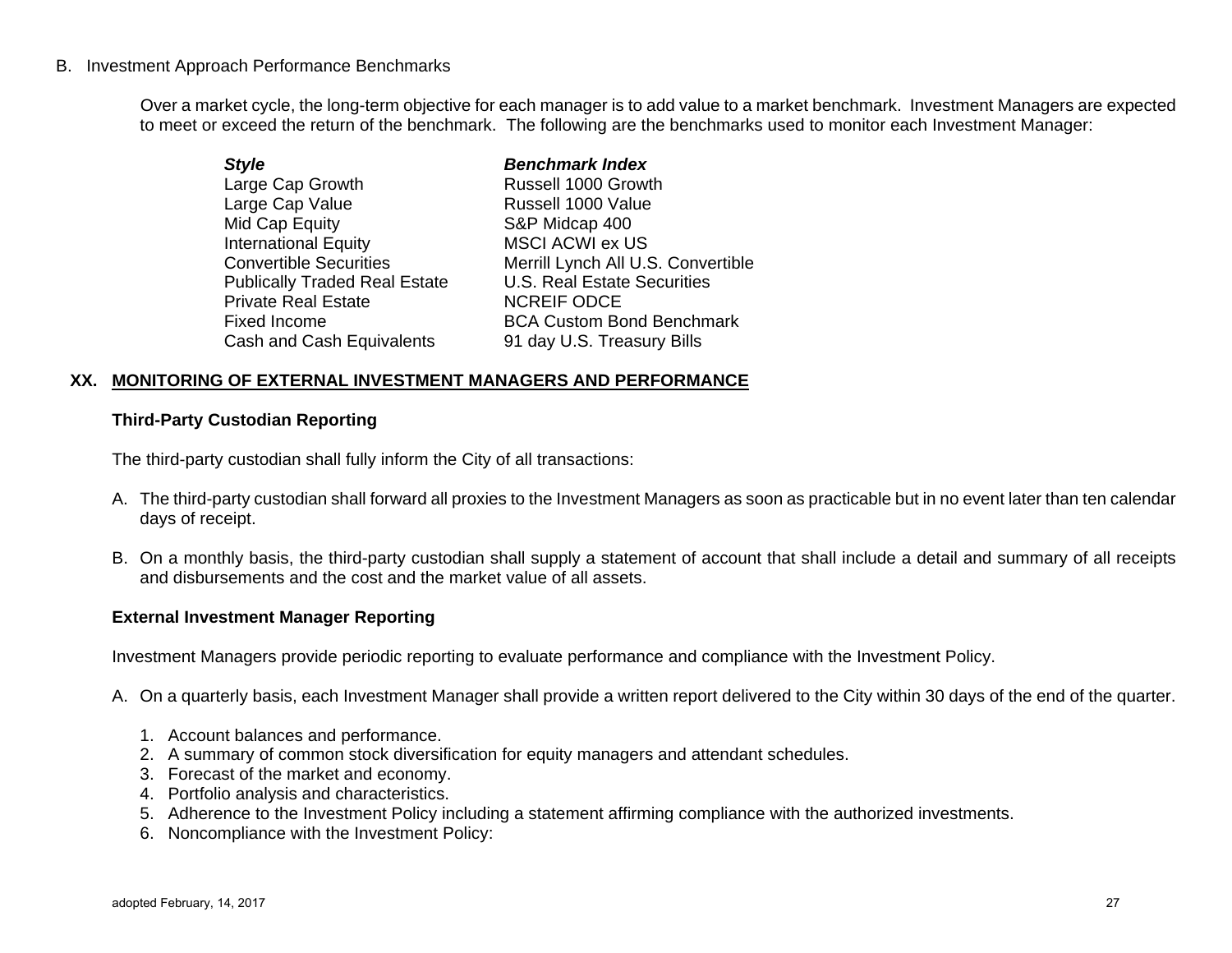B. Investment Approach Performance Benchmarks

Over a market cycle, the long-term objective for each manager is to add value to a market benchmark. Investment Managers are expected to meet or exceed the return of the benchmark. The following are the benchmarks used to monitor each Investment Manager:

| *Style* | *Benchmark Index* |
|---|---|
| Large Cap Growth | Russell 1000 Growth |
| Large Cap Value | Russell 1000 Value |
| Mid Cap Equity | S&P Midcap 400 |
| International Equity | MSCI ACWI ex US |
| Convertible Securities | Merrill Lynch All U.S. Convertible |
| Publically Traded Real Estate | U.S. Real Estate Securities |
| Private Real Estate | NCREIF ODCE |
| Fixed Income | BCA Custom Bond Benchmark |
| Cash and Cash Equivalents | 91 day U.S. Treasury Bills |

## XX. MONITORING OF EXTERNAL INVESTMENT MANAGERS AND PERFORMANCE

**Third-Party Custodian Reporting**

The third-party custodian shall fully inform the City of all transactions:

A. The third-party custodian shall forward all proxies to the Investment Managers as soon as practicable but in no event later than ten calendar days of receipt.

B. On a monthly basis, the third-party custodian shall supply a statement of account that shall include a detail and summary of all receipts and disbursements and the cost and the market value of all assets.

**External Investment Manager Reporting**

Investment Managers provide periodic reporting to evaluate performance and compliance with the Investment Policy.

A. On a quarterly basis, each Investment Manager shall provide a written report delivered to the City within 30 days of the end of the quarter.

1. Account balances and performance.
2. A summary of common stock diversification for equity managers and attendant schedules.
3. Forecast of the market and economy.
4. Portfolio analysis and characteristics.
5. Adherence to the Investment Policy including a statement affirming compliance with the authorized investments.
6. Noncompliance with the Investment Policy: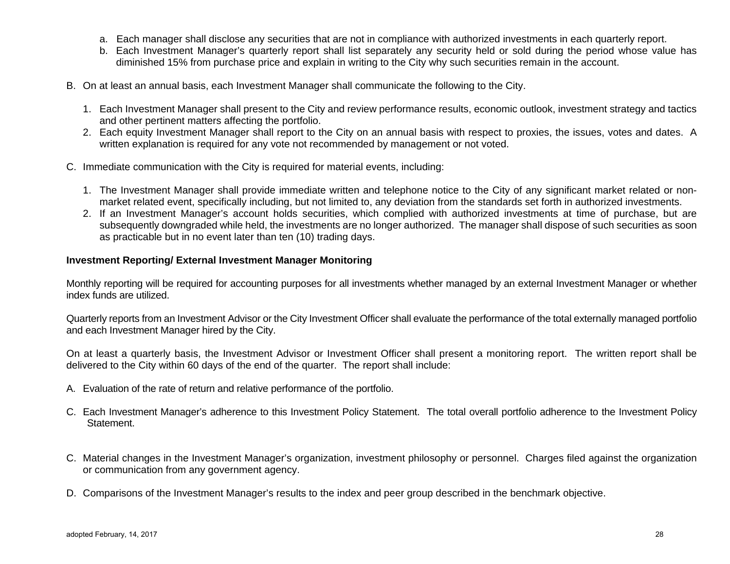a. Each manager shall disclose any securities that are not in compliance with authorized investments in each quarterly report.
   b. Each Investment Manager's quarterly report shall list separately any security held or sold during the period whose value has diminished 15% from purchase price and explain in writing to the City why such securities remain in the account.

B. On at least an annual basis, each Investment Manager shall communicate the following to the City.

   1. Each Investment Manager shall present to the City and review performance results, economic outlook, investment strategy and tactics and other pertinent matters affecting the portfolio.
   2. Each equity Investment Manager shall report to the City on an annual basis with respect to proxies, the issues, votes and dates. A written explanation is required for any vote not recommended by management or not voted.

C. Immediate communication with the City is required for material events, including:

   1. The Investment Manager shall provide immediate written and telephone notice to the City of any significant market related or non-market related event, specifically including, but not limited to, any deviation from the standards set forth in authorized investments.
   2. If an Investment Manager's account holds securities, which complied with authorized investments at time of purchase, but are subsequently downgraded while held, the investments are no longer authorized. The manager shall dispose of such securities as soon as practicable but in no event later than ten (10) trading days.

**Investment Reporting/ External Investment Manager Monitoring**

Monthly reporting will be required for accounting purposes for all investments whether managed by an external Investment Manager or whether index funds are utilized.

Quarterly reports from an Investment Advisor or the City Investment Officer shall evaluate the performance of the total externally managed portfolio and each Investment Manager hired by the City.

On at least a quarterly basis, the Investment Advisor or Investment Officer shall present a monitoring report. The written report shall be delivered to the City within 60 days of the end of the quarter. The report shall include:

A. Evaluation of the rate of return and relative performance of the portfolio.

C. Each Investment Manager's adherence to this Investment Policy Statement. The total overall portfolio adherence to the Investment Policy Statement.

C. Material changes in the Investment Manager's organization, investment philosophy or personnel. Charges filed against the organization or communication from any government agency.

D. Comparisons of the Investment Manager's results to the index and peer group described in the benchmark objective.

adopted February, 14, 2017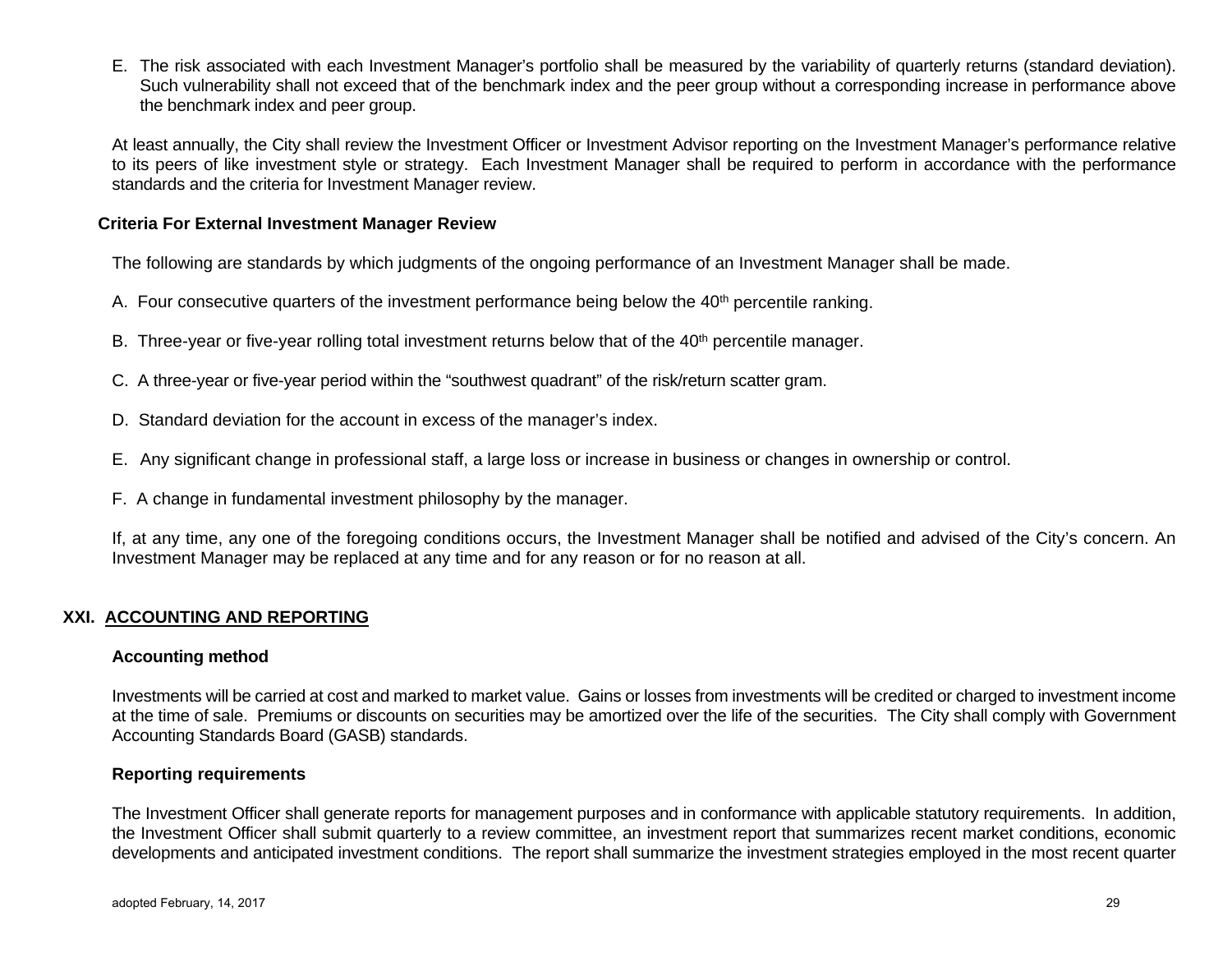E. The risk associated with each Investment Manager's portfolio shall be measured by the variability of quarterly returns (standard deviation). Such vulnerability shall not exceed that of the benchmark index and the peer group without a corresponding increase in performance above the benchmark index and peer group.

At least annually, the City shall review the Investment Officer or Investment Advisor reporting on the Investment Manager's performance relative to its peers of like investment style or strategy. Each Investment Manager shall be required to perform in accordance with the performance standards and the criteria for Investment Manager review.

**Criteria For External Investment Manager Review**

The following are standards by which judgments of the ongoing performance of an Investment Manager shall be made.

A. Four consecutive quarters of the investment performance being below the 40th percentile ranking.

B. Three-year or five-year rolling total investment returns below that of the 40th percentile manager.

C. A three-year or five-year period within the "southwest quadrant" of the risk/return scatter gram.

D. Standard deviation for the account in excess of the manager's index.

E. Any significant change in professional staff, a large loss or increase in business or changes in ownership or control.

F. A change in fundamental investment philosophy by the manager.

If, at any time, any one of the foregoing conditions occurs, the Investment Manager shall be notified and advised of the City's concern. An Investment Manager may be replaced at any time and for any reason or for no reason at all.

## XXI. ACCOUNTING AND REPORTING

**Accounting method**

Investments will be carried at cost and marked to market value. Gains or losses from investments will be credited or charged to investment income at the time of sale. Premiums or discounts on securities may be amortized over the life of the securities. The City shall comply with Government Accounting Standards Board (GASB) standards.

**Reporting requirements**

The Investment Officer shall generate reports for management purposes and in conformance with applicable statutory requirements. In addition, the Investment Officer shall submit quarterly to a review committee, an investment report that summarizes recent market conditions, economic developments and anticipated investment conditions. The report shall summarize the investment strategies employed in the most recent quarter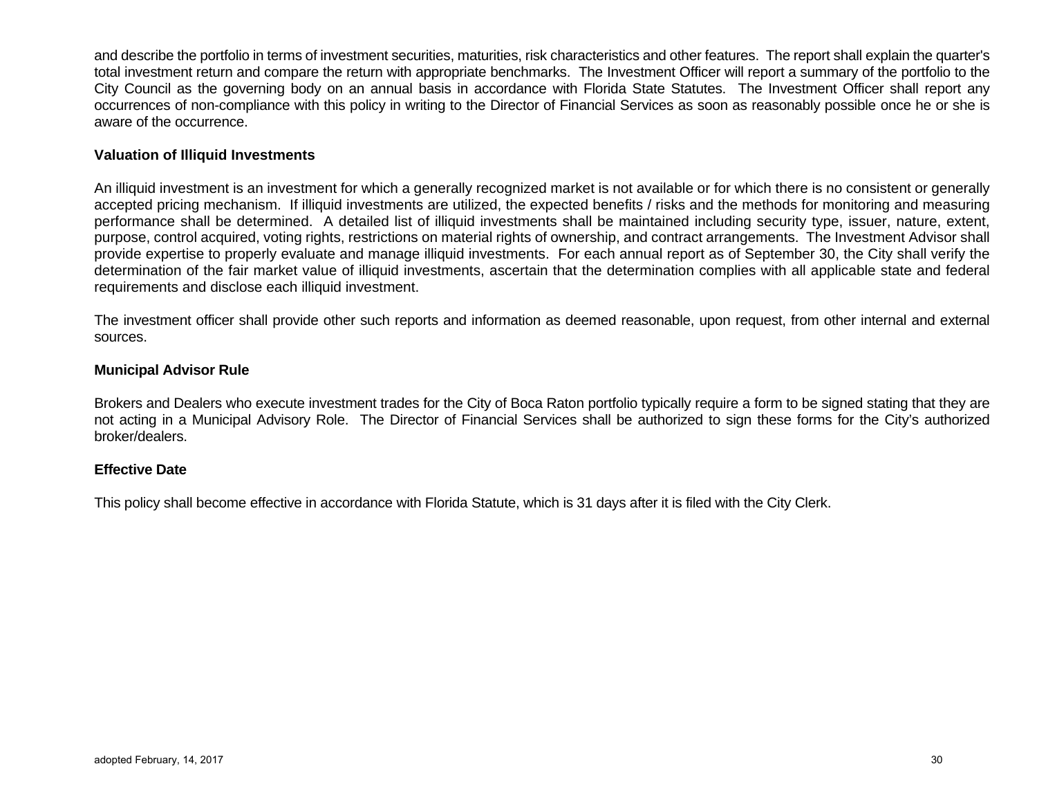and describe the portfolio in terms of investment securities, maturities, risk characteristics and other features. The report shall explain the quarter's total investment return and compare the return with appropriate benchmarks. The Investment Officer will report a summary of the portfolio to the City Council as the governing body on an annual basis in accordance with Florida State Statutes. The Investment Officer shall report any occurrences of non-compliance with this policy in writing to the Director of Financial Services as soon as reasonably possible once he or she is aware of the occurrence.

**Valuation of Illiquid Investments**

An illiquid investment is an investment for which a generally recognized market is not available or for which there is no consistent or generally accepted pricing mechanism. If illiquid investments are utilized, the expected benefits / risks and the methods for monitoring and measuring performance shall be determined. A detailed list of illiquid investments shall be maintained including security type, issuer, nature, extent, purpose, control acquired, voting rights, restrictions on material rights of ownership, and contract arrangements. The Investment Advisor shall provide expertise to properly evaluate and manage illiquid investments. For each annual report as of September 30, the City shall verify the determination of the fair market value of illiquid investments, ascertain that the determination complies with all applicable state and federal requirements and disclose each illiquid investment.

The investment officer shall provide other such reports and information as deemed reasonable, upon request, from other internal and external sources.

**Municipal Advisor Rule**

Brokers and Dealers who execute investment trades for the City of Boca Raton portfolio typically require a form to be signed stating that they are not acting in a Municipal Advisory Role. The Director of Financial Services shall be authorized to sign these forms for the City's authorized broker/dealers.

**Effective Date**

This policy shall become effective in accordance with Florida Statute, which is 31 days after it is filed with the City Clerk.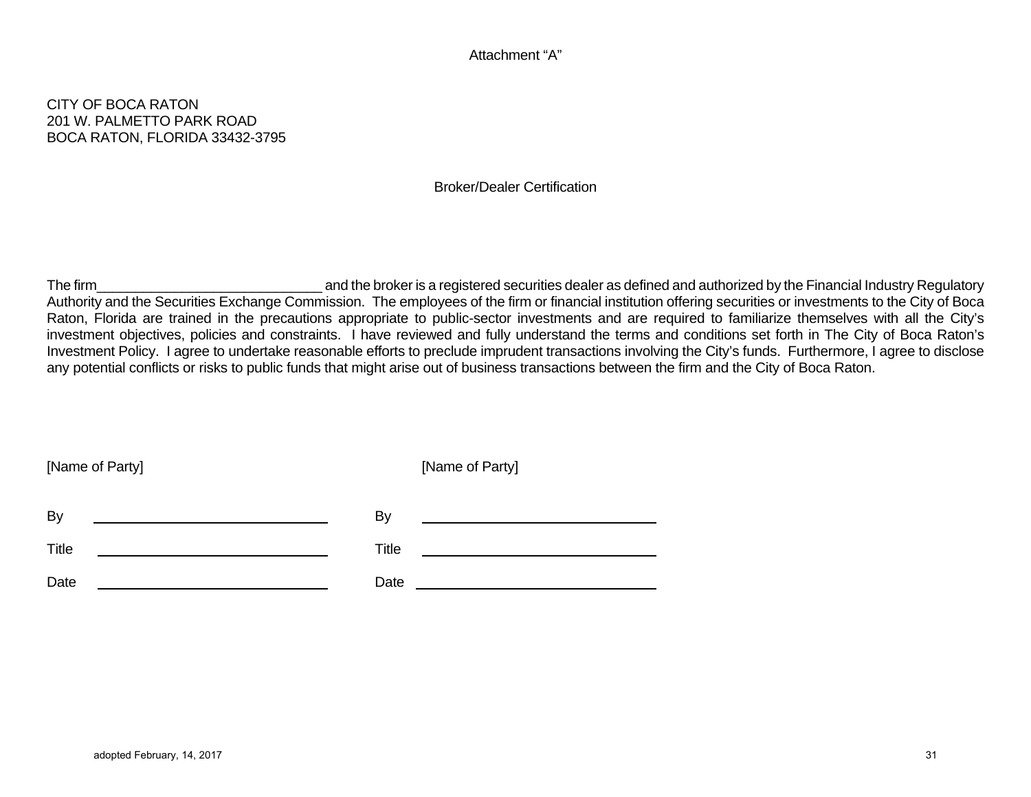Attachment “A”

CITY OF BOCA RATON
201 W. PALMETTO PARK ROAD
BOCA RATON, FLORIDA 33432-3795

Broker/Dealer Certification

The firm_____________________________ and the broker is a registered securities dealer as defined and authorized by the Financial Industry Regulatory Authority and the Securities Exchange Commission. The employees of the firm or financial institution offering securities or investments to the City of Boca Raton, Florida are trained in the precautions appropriate to public-sector investments and are required to familiarize themselves with all the City's investment objectives, policies and constraints. I have reviewed and fully understand the terms and conditions set forth in The City of Boca Raton's Investment Policy. I agree to undertake reasonable efforts to preclude imprudent transactions involving the City's funds. Furthermore, I agree to disclose any potential conflicts or risks to public funds that might arise out of business transactions between the firm and the City of Boca Raton.

[Name of Party]

By ______________________________

Title ______________________________

Date ______________________________

[Name of Party]

By ______________________________

Title ______________________________

Date ______________________________

adopted February, 14, 2017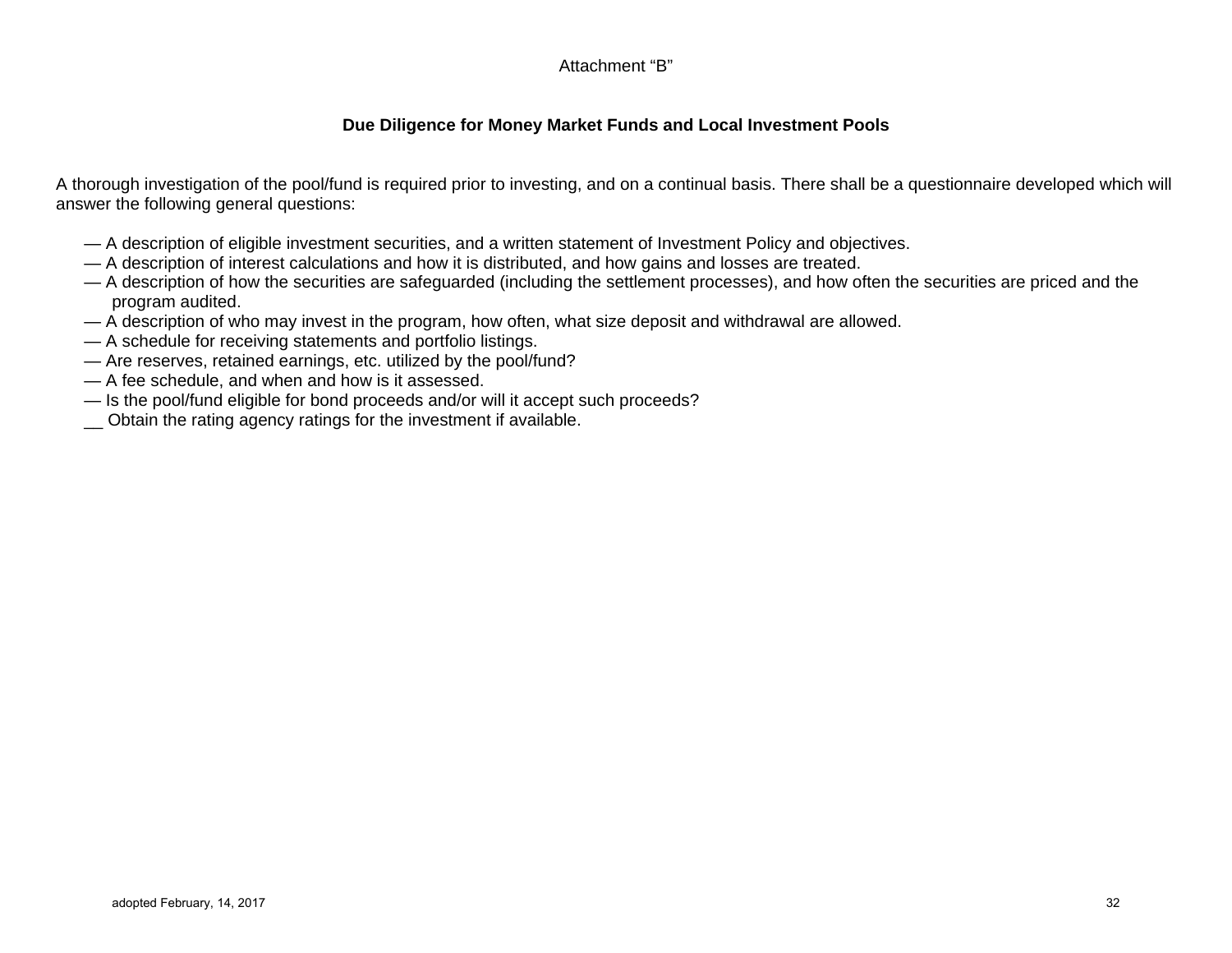Attachment “B”

**Due Diligence for Money Market Funds and Local Investment Pools**

A thorough investigation of the pool/fund is required prior to investing, and on a continual basis. There shall be a questionnaire developed which will answer the following general questions:

— A description of eligible investment securities, and a written statement of Investment Policy and objectives.
— A description of interest calculations and how it is distributed, and how gains and losses are treated.
— A description of how the securities are safeguarded (including the settlement processes), and how often the securities are priced and the program audited.
— A description of who may invest in the program, how often, what size deposit and withdrawal are allowed.
— A schedule for receiving statements and portfolio listings.
— Are reserves, retained earnings, etc. utilized by the pool/fund?
— A fee schedule, and when and how is it assessed.
— Is the pool/fund eligible for bond proceeds and/or will it accept such proceeds?
__ Obtain the rating agency ratings for the investment if available.

adopted February, 14, 2017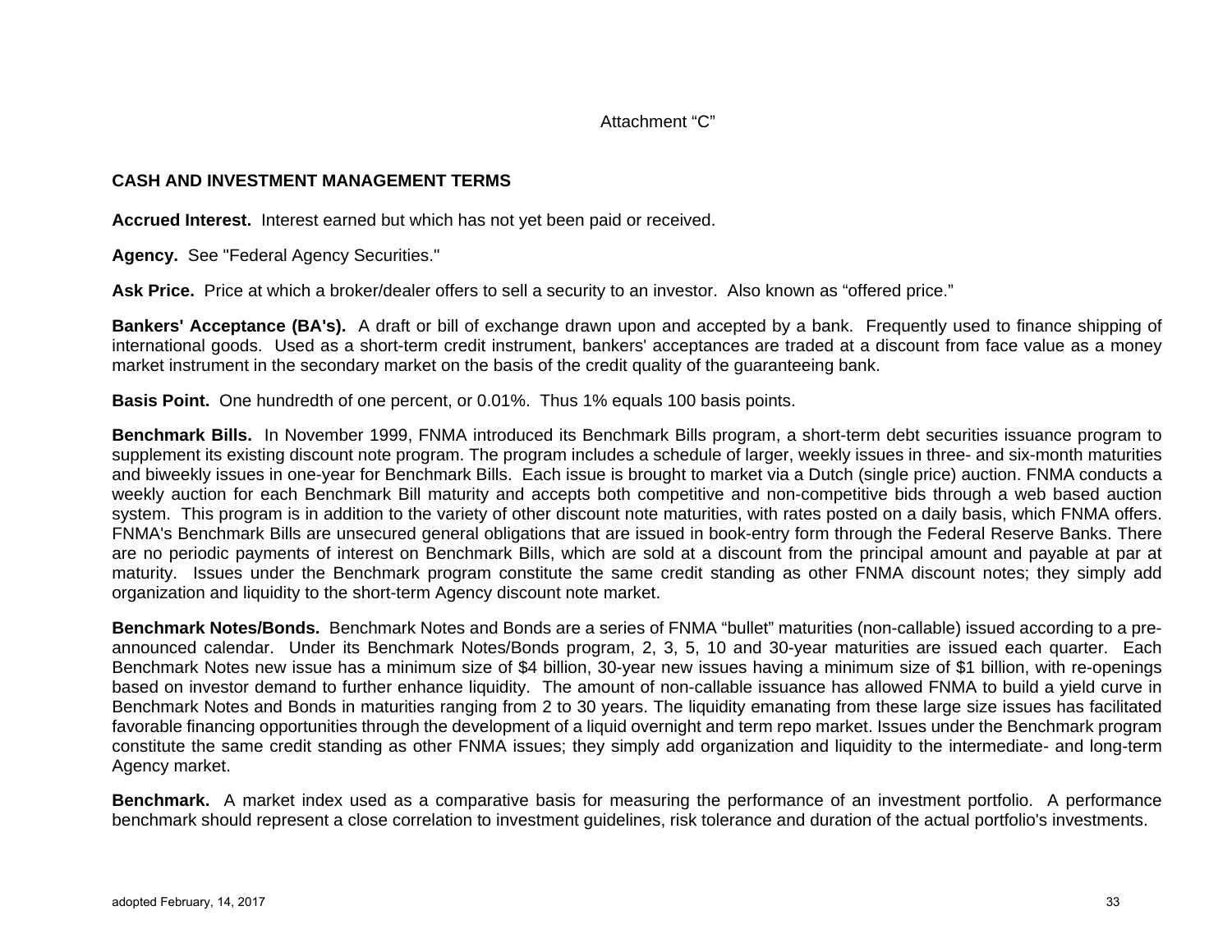Attachment “C”

## CASH AND INVESTMENT MANAGEMENT TERMS

**Accrued Interest.** Interest earned but which has not yet been paid or received.

**Agency.** See "Federal Agency Securities."

**Ask Price.** Price at which a broker/dealer offers to sell a security to an investor. Also known as “offered price.”

**Bankers' Acceptance (BA's).** A draft or bill of exchange drawn upon and accepted by a bank. Frequently used to finance shipping of international goods. Used as a short-term credit instrument, bankers' acceptances are traded at a discount from face value as a money market instrument in the secondary market on the basis of the credit quality of the guaranteeing bank.

**Basis Point.** One hundredth of one percent, or 0.01%. Thus 1% equals 100 basis points.

**Benchmark Bills.** In November 1999, FNMA introduced its Benchmark Bills program, a short-term debt securities issuance program to supplement its existing discount note program. The program includes a schedule of larger, weekly issues in three- and six-month maturities and biweekly issues in one-year for Benchmark Bills. Each issue is brought to market via a Dutch (single price) auction. FNMA conducts a weekly auction for each Benchmark Bill maturity and accepts both competitive and non-competitive bids through a web based auction system. This program is in addition to the variety of other discount note maturities, with rates posted on a daily basis, which FNMA offers. FNMA's Benchmark Bills are unsecured general obligations that are issued in book-entry form through the Federal Reserve Banks. There are no periodic payments of interest on Benchmark Bills, which are sold at a discount from the principal amount and payable at par at maturity. Issues under the Benchmark program constitute the same credit standing as other FNMA discount notes; they simply add organization and liquidity to the short-term Agency discount note market.

**Benchmark Notes/Bonds.** Benchmark Notes and Bonds are a series of FNMA “bullet” maturities (non-callable) issued according to a pre-announced calendar. Under its Benchmark Notes/Bonds program, 2, 3, 5, 10 and 30-year maturities are issued each quarter. Each Benchmark Notes new issue has a minimum size of $4 billion, 30-year new issues having a minimum size of $1 billion, with re-openings based on investor demand to further enhance liquidity. The amount of non-callable issuance has allowed FNMA to build a yield curve in Benchmark Notes and Bonds in maturities ranging from 2 to 30 years. The liquidity emanating from these large size issues has facilitated favorable financing opportunities through the development of a liquid overnight and term repo market. Issues under the Benchmark program constitute the same credit standing as other FNMA issues; they simply add organization and liquidity to the intermediate- and long-term Agency market.

**Benchmark.** A market index used as a comparative basis for measuring the performance of an investment portfolio. A performance benchmark should represent a close correlation to investment guidelines, risk tolerance and duration of the actual portfolio's investments.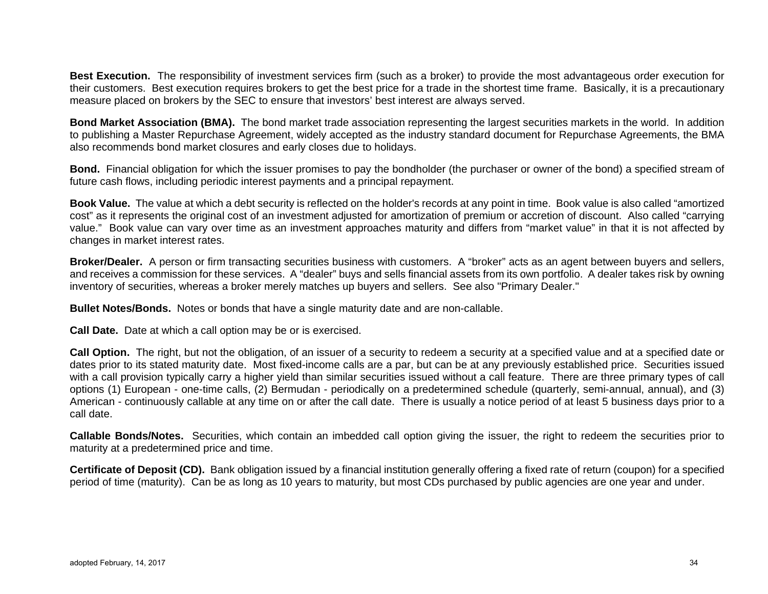**Best Execution.** The responsibility of investment services firm (such as a broker) to provide the most advantageous order execution for their customers. Best execution requires brokers to get the best price for a trade in the shortest time frame. Basically, it is a precautionary measure placed on brokers by the SEC to ensure that investors' best interest are always served.

**Bond Market Association (BMA).** The bond market trade association representing the largest securities markets in the world. In addition to publishing a Master Repurchase Agreement, widely accepted as the industry standard document for Repurchase Agreements, the BMA also recommends bond market closures and early closes due to holidays.

**Bond.** Financial obligation for which the issuer promises to pay the bondholder (the purchaser or owner of the bond) a specified stream of future cash flows, including periodic interest payments and a principal repayment.

**Book Value.** The value at which a debt security is reflected on the holder's records at any point in time. Book value is also called "amortized cost" as it represents the original cost of an investment adjusted for amortization of premium or accretion of discount. Also called "carrying value." Book value can vary over time as an investment approaches maturity and differs from "market value" in that it is not affected by changes in market interest rates.

**Broker/Dealer.** A person or firm transacting securities business with customers. A "broker" acts as an agent between buyers and sellers, and receives a commission for these services. A "dealer" buys and sells financial assets from its own portfolio. A dealer takes risk by owning inventory of securities, whereas a broker merely matches up buyers and sellers. See also "Primary Dealer."

**Bullet Notes/Bonds.** Notes or bonds that have a single maturity date and are non-callable.

**Call Date.** Date at which a call option may be or is exercised.

**Call Option.** The right, but not the obligation, of an issuer of a security to redeem a security at a specified value and at a specified date or dates prior to its stated maturity date. Most fixed-income calls are a par, but can be at any previously established price. Securities issued with a call provision typically carry a higher yield than similar securities issued without a call feature. There are three primary types of call options (1) European - one-time calls, (2) Bermudan - periodically on a predetermined schedule (quarterly, semi-annual, annual), and (3) American - continuously callable at any time on or after the call date. There is usually a notice period of at least 5 business days prior to a call date.

**Callable Bonds/Notes.** Securities, which contain an imbedded call option giving the issuer, the right to redeem the securities prior to maturity at a predetermined price and time.

**Certificate of Deposit (CD).** Bank obligation issued by a financial institution generally offering a fixed rate of return (coupon) for a specified period of time (maturity). Can be as long as 10 years to maturity, but most CDs purchased by public agencies are one year and under.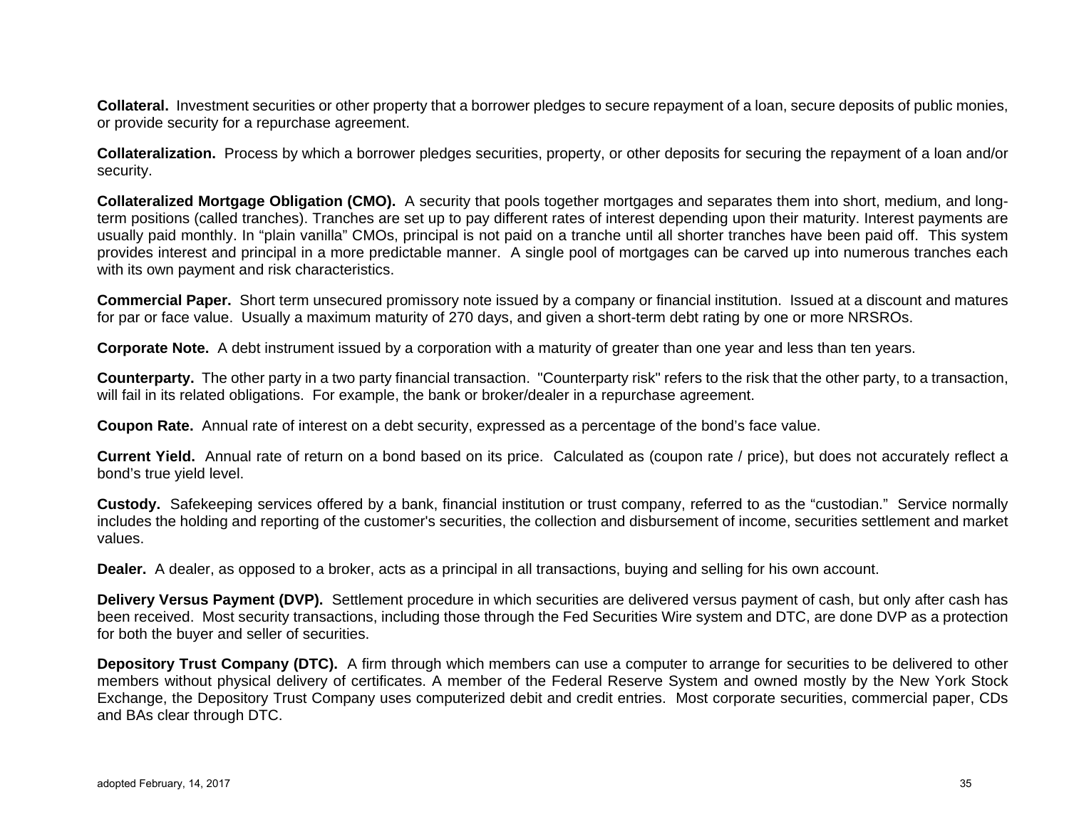**Collateral.** Investment securities or other property that a borrower pledges to secure repayment of a loan, secure deposits of public monies, or provide security for a repurchase agreement.

**Collateralization.** Process by which a borrower pledges securities, property, or other deposits for securing the repayment of a loan and/or security.

**Collateralized Mortgage Obligation (CMO).** A security that pools together mortgages and separates them into short, medium, and long-term positions (called tranches). Tranches are set up to pay different rates of interest depending upon their maturity. Interest payments are usually paid monthly. In "plain vanilla" CMOs, principal is not paid on a tranche until all shorter tranches have been paid off. This system provides interest and principal in a more predictable manner. A single pool of mortgages can be carved up into numerous tranches each with its own payment and risk characteristics.

**Commercial Paper.** Short term unsecured promissory note issued by a company or financial institution. Issued at a discount and matures for par or face value. Usually a maximum maturity of 270 days, and given a short-term debt rating by one or more NRSROs.

**Corporate Note.** A debt instrument issued by a corporation with a maturity of greater than one year and less than ten years.

**Counterparty.** The other party in a two party financial transaction. "Counterparty risk" refers to the risk that the other party, to a transaction, will fail in its related obligations. For example, the bank or broker/dealer in a repurchase agreement.

**Coupon Rate.** Annual rate of interest on a debt security, expressed as a percentage of the bond's face value.

**Current Yield.** Annual rate of return on a bond based on its price. Calculated as (coupon rate / price), but does not accurately reflect a bond's true yield level.

**Custody.** Safekeeping services offered by a bank, financial institution or trust company, referred to as the "custodian." Service normally includes the holding and reporting of the customer's securities, the collection and disbursement of income, securities settlement and market values.

**Dealer.** A dealer, as opposed to a broker, acts as a principal in all transactions, buying and selling for his own account.

**Delivery Versus Payment (DVP).** Settlement procedure in which securities are delivered versus payment of cash, but only after cash has been received. Most security transactions, including those through the Fed Securities Wire system and DTC, are done DVP as a protection for both the buyer and seller of securities.

**Depository Trust Company (DTC).** A firm through which members can use a computer to arrange for securities to be delivered to other members without physical delivery of certificates. A member of the Federal Reserve System and owned mostly by the New York Stock Exchange, the Depository Trust Company uses computerized debit and credit entries. Most corporate securities, commercial paper, CDs and BAs clear through DTC.

adopted February, 14, 2017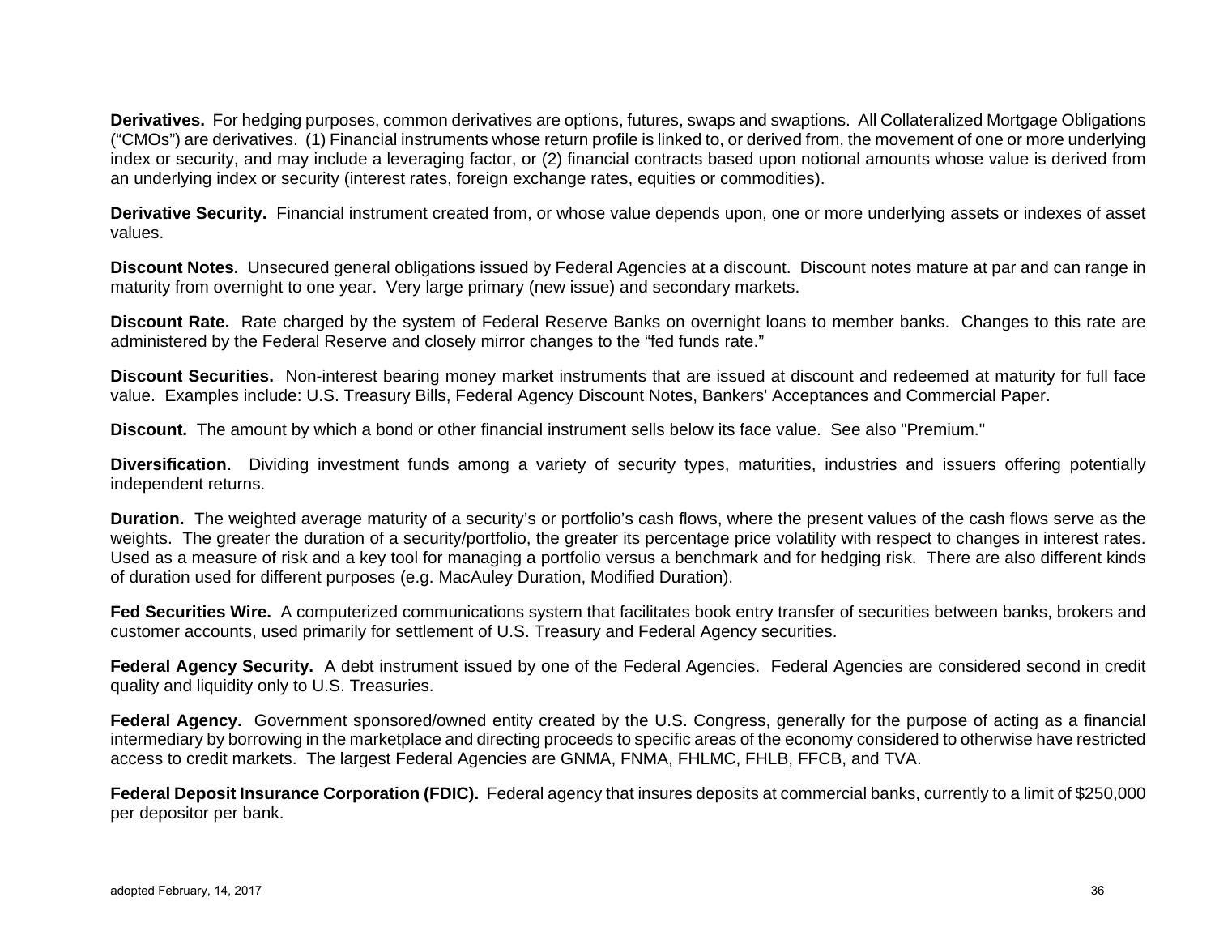**Derivatives.** For hedging purposes, common derivatives are options, futures, swaps and swaptions. All Collateralized Mortgage Obligations ("CMOs") are derivatives. (1) Financial instruments whose return profile is linked to, or derived from, the movement of one or more underlying index or security, and may include a leveraging factor, or (2) financial contracts based upon notional amounts whose value is derived from an underlying index or security (interest rates, foreign exchange rates, equities or commodities).

**Derivative Security.** Financial instrument created from, or whose value depends upon, one or more underlying assets or indexes of asset values.

**Discount Notes.** Unsecured general obligations issued by Federal Agencies at a discount. Discount notes mature at par and can range in maturity from overnight to one year. Very large primary (new issue) and secondary markets.

**Discount Rate.** Rate charged by the system of Federal Reserve Banks on overnight loans to member banks. Changes to this rate are administered by the Federal Reserve and closely mirror changes to the "fed funds rate."

**Discount Securities.** Non-interest bearing money market instruments that are issued at discount and redeemed at maturity for full face value. Examples include: U.S. Treasury Bills, Federal Agency Discount Notes, Bankers' Acceptances and Commercial Paper.

**Discount.** The amount by which a bond or other financial instrument sells below its face value. See also "Premium."

**Diversification.** Dividing investment funds among a variety of security types, maturities, industries and issuers offering potentially independent returns.

**Duration.** The weighted average maturity of a security's or portfolio's cash flows, where the present values of the cash flows serve as the weights. The greater the duration of a security/portfolio, the greater its percentage price volatility with respect to changes in interest rates. Used as a measure of risk and a key tool for managing a portfolio versus a benchmark and for hedging risk. There are also different kinds of duration used for different purposes (e.g. MacAuley Duration, Modified Duration).

**Fed Securities Wire.** A computerized communications system that facilitates book entry transfer of securities between banks, brokers and customer accounts, used primarily for settlement of U.S. Treasury and Federal Agency securities.

**Federal Agency Security.** A debt instrument issued by one of the Federal Agencies. Federal Agencies are considered second in credit quality and liquidity only to U.S. Treasuries.

**Federal Agency.** Government sponsored/owned entity created by the U.S. Congress, generally for the purpose of acting as a financial intermediary by borrowing in the marketplace and directing proceeds to specific areas of the economy considered to otherwise have restricted access to credit markets. The largest Federal Agencies are GNMA, FNMA, FHLMC, FHLB, FFCB, and TVA.

**Federal Deposit Insurance Corporation (FDIC).** Federal agency that insures deposits at commercial banks, currently to a limit of $250,000 per depositor per bank.

adopted February, 14, 2017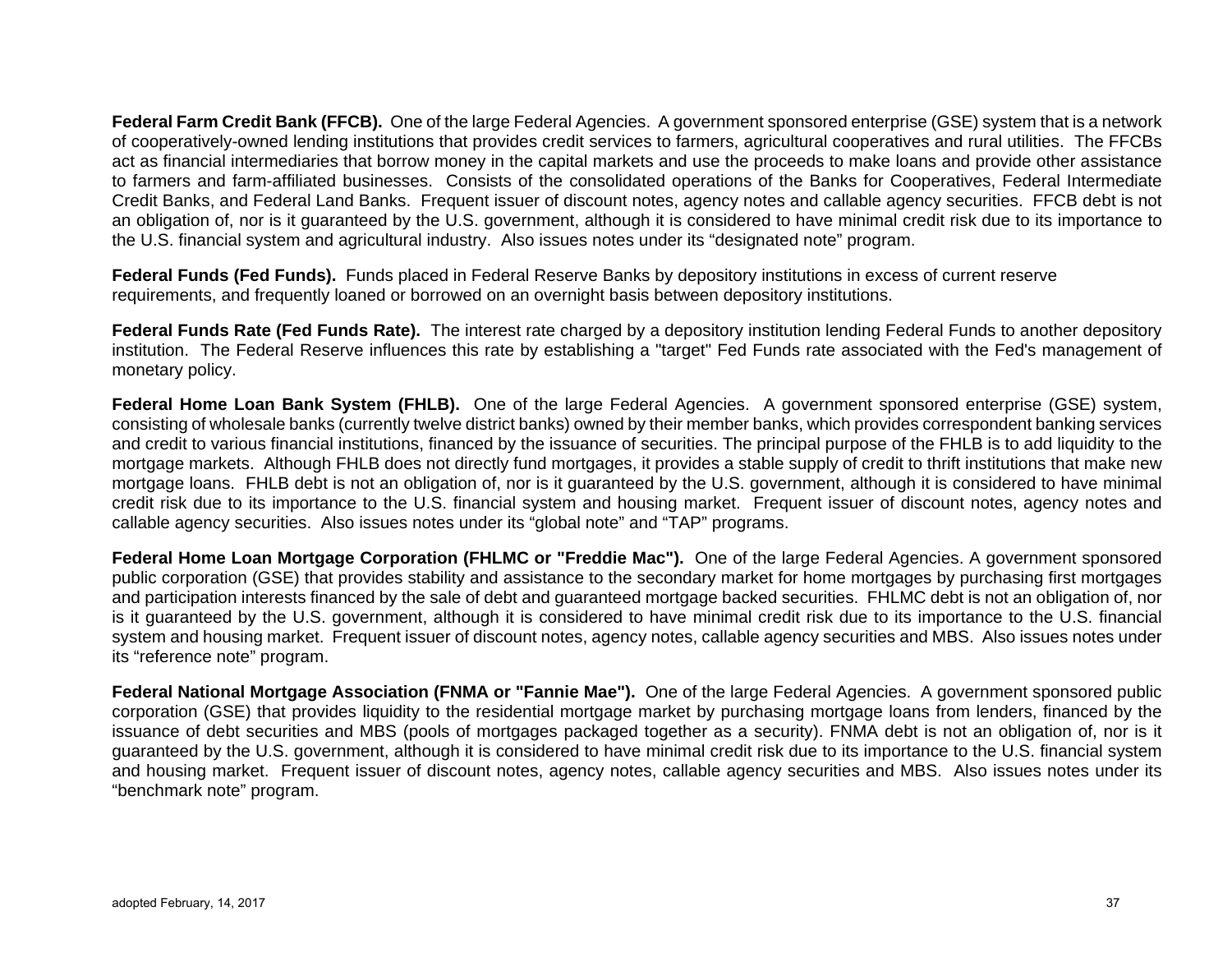**Federal Farm Credit Bank (FFCB).** One of the large Federal Agencies. A government sponsored enterprise (GSE) system that is a network of cooperatively-owned lending institutions that provides credit services to farmers, agricultural cooperatives and rural utilities. The FFCBs act as financial intermediaries that borrow money in the capital markets and use the proceeds to make loans and provide other assistance to farmers and farm-affiliated businesses. Consists of the consolidated operations of the Banks for Cooperatives, Federal Intermediate Credit Banks, and Federal Land Banks. Frequent issuer of discount notes, agency notes and callable agency securities. FFCB debt is not an obligation of, nor is it guaranteed by the U.S. government, although it is considered to have minimal credit risk due to its importance to the U.S. financial system and agricultural industry. Also issues notes under its "designated note" program.

**Federal Funds (Fed Funds).** Funds placed in Federal Reserve Banks by depository institutions in excess of current reserve requirements, and frequently loaned or borrowed on an overnight basis between depository institutions.

**Federal Funds Rate (Fed Funds Rate).** The interest rate charged by a depository institution lending Federal Funds to another depository institution. The Federal Reserve influences this rate by establishing a "target" Fed Funds rate associated with the Fed's management of monetary policy.

**Federal Home Loan Bank System (FHLB).** One of the large Federal Agencies. A government sponsored enterprise (GSE) system, consisting of wholesale banks (currently twelve district banks) owned by their member banks, which provides correspondent banking services and credit to various financial institutions, financed by the issuance of securities. The principal purpose of the FHLB is to add liquidity to the mortgage markets. Although FHLB does not directly fund mortgages, it provides a stable supply of credit to thrift institutions that make new mortgage loans. FHLB debt is not an obligation of, nor is it guaranteed by the U.S. government, although it is considered to have minimal credit risk due to its importance to the U.S. financial system and housing market. Frequent issuer of discount notes, agency notes and callable agency securities. Also issues notes under its "global note" and "TAP" programs.

**Federal Home Loan Mortgage Corporation (FHLMC or "Freddie Mac").** One of the large Federal Agencies. A government sponsored public corporation (GSE) that provides stability and assistance to the secondary market for home mortgages by purchasing first mortgages and participation interests financed by the sale of debt and guaranteed mortgage backed securities. FHLMC debt is not an obligation of, nor is it guaranteed by the U.S. government, although it is considered to have minimal credit risk due to its importance to the U.S. financial system and housing market. Frequent issuer of discount notes, agency notes, callable agency securities and MBS. Also issues notes under its "reference note" program.

**Federal National Mortgage Association (FNMA or "Fannie Mae").** One of the large Federal Agencies. A government sponsored public corporation (GSE) that provides liquidity to the residential mortgage market by purchasing mortgage loans from lenders, financed by the issuance of debt securities and MBS (pools of mortgages packaged together as a security). FNMA debt is not an obligation of, nor is it guaranteed by the U.S. government, although it is considered to have minimal credit risk due to its importance to the U.S. financial system and housing market. Frequent issuer of discount notes, agency notes, callable agency securities and MBS. Also issues notes under its "benchmark note" program.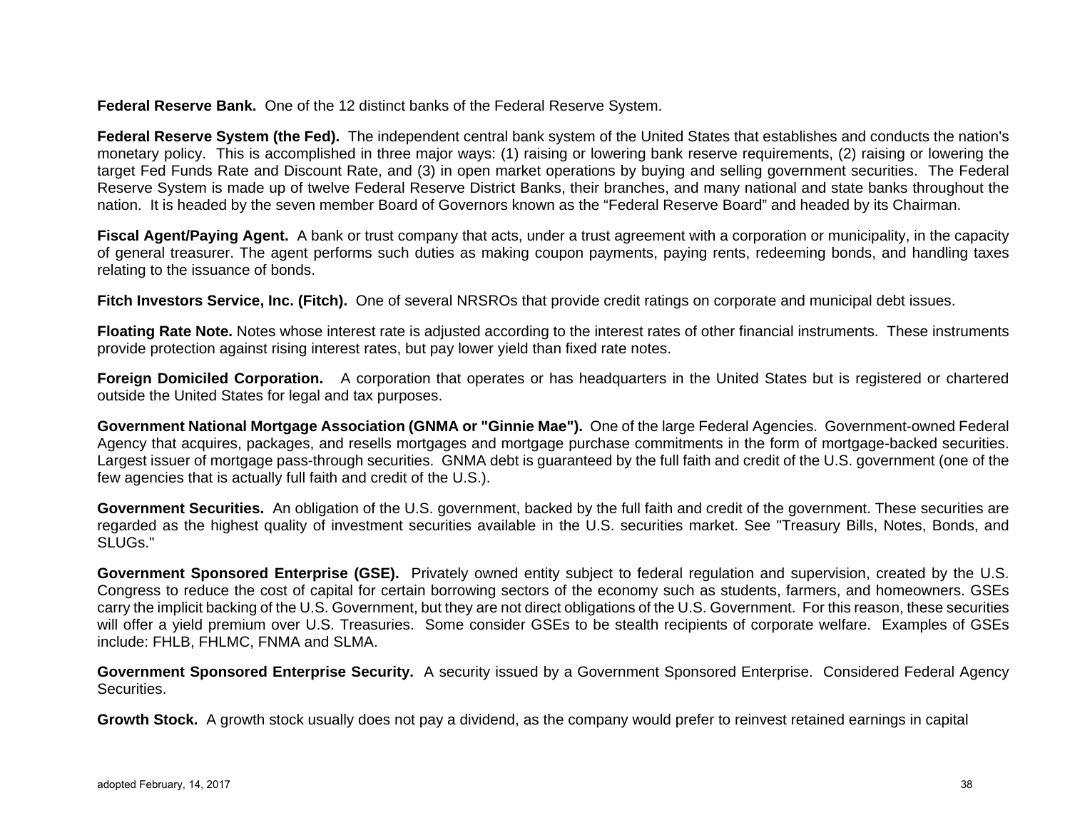**Federal Reserve Bank.** One of the 12 distinct banks of the Federal Reserve System.

**Federal Reserve System (the Fed).** The independent central bank system of the United States that establishes and conducts the nation's monetary policy. This is accomplished in three major ways: (1) raising or lowering bank reserve requirements, (2) raising or lowering the target Fed Funds Rate and Discount Rate, and (3) in open market operations by buying and selling government securities. The Federal Reserve System is made up of twelve Federal Reserve District Banks, their branches, and many national and state banks throughout the nation. It is headed by the seven member Board of Governors known as the "Federal Reserve Board" and headed by its Chairman.

**Fiscal Agent/Paying Agent.** A bank or trust company that acts, under a trust agreement with a corporation or municipality, in the capacity of general treasurer. The agent performs such duties as making coupon payments, paying rents, redeeming bonds, and handling taxes relating to the issuance of bonds.

**Fitch Investors Service, Inc. (Fitch).** One of several NRSROs that provide credit ratings on corporate and municipal debt issues.

**Floating Rate Note.** Notes whose interest rate is adjusted according to the interest rates of other financial instruments. These instruments provide protection against rising interest rates, but pay lower yield than fixed rate notes.

**Foreign Domiciled Corporation.** A corporation that operates or has headquarters in the United States but is registered or chartered outside the United States for legal and tax purposes.

**Government National Mortgage Association (GNMA or "Ginnie Mae").** One of the large Federal Agencies. Government-owned Federal Agency that acquires, packages, and resells mortgages and mortgage purchase commitments in the form of mortgage-backed securities. Largest issuer of mortgage pass-through securities. GNMA debt is guaranteed by the full faith and credit of the U.S. government (one of the few agencies that is actually full faith and credit of the U.S.).

**Government Securities.** An obligation of the U.S. government, backed by the full faith and credit of the government. These securities are regarded as the highest quality of investment securities available in the U.S. securities market. See "Treasury Bills, Notes, Bonds, and SLUGs."

**Government Sponsored Enterprise (GSE).** Privately owned entity subject to federal regulation and supervision, created by the U.S. Congress to reduce the cost of capital for certain borrowing sectors of the economy such as students, farmers, and homeowners. GSEs carry the implicit backing of the U.S. Government, but they are not direct obligations of the U.S. Government. For this reason, these securities will offer a yield premium over U.S. Treasuries. Some consider GSEs to be stealth recipients of corporate welfare. Examples of GSEs include: FHLB, FHLMC, FNMA and SLMA.

**Government Sponsored Enterprise Security.** A security issued by a Government Sponsored Enterprise. Considered Federal Agency Securities.

**Growth Stock.** A growth stock usually does not pay a dividend, as the company would prefer to reinvest retained earnings in capital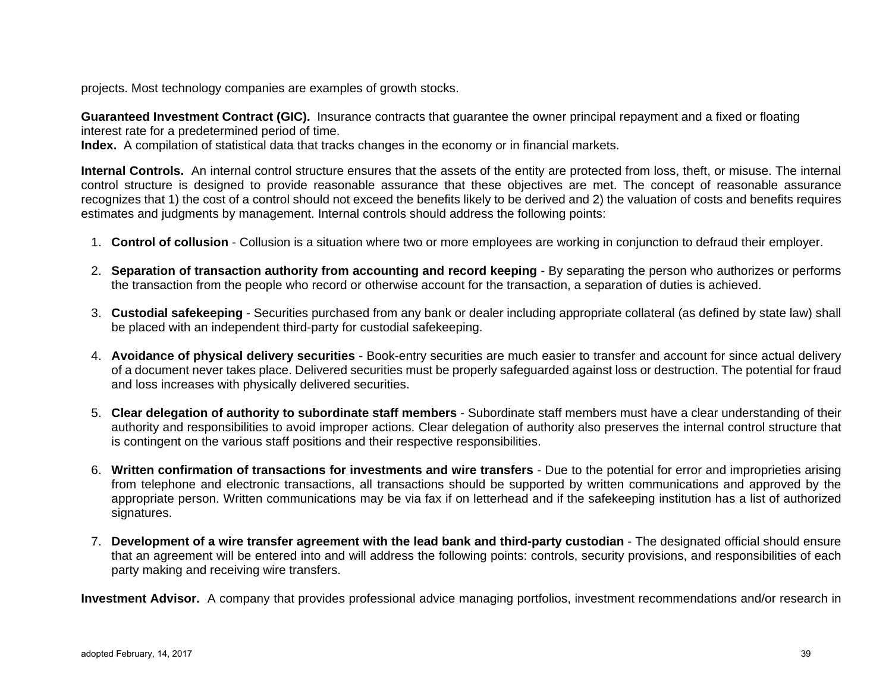projects. Most technology companies are examples of growth stocks.

**Guaranteed Investment Contract (GIC).** Insurance contracts that guarantee the owner principal repayment and a fixed or floating interest rate for a predetermined period of time.

**Index.** A compilation of statistical data that tracks changes in the economy or in financial markets.

**Internal Controls.** An internal control structure ensures that the assets of the entity are protected from loss, theft, or misuse. The internal control structure is designed to provide reasonable assurance that these objectives are met. The concept of reasonable assurance recognizes that 1) the cost of a control should not exceed the benefits likely to be derived and 2) the valuation of costs and benefits requires estimates and judgments by management. Internal controls should address the following points:

1. **Control of collusion** - Collusion is a situation where two or more employees are working in conjunction to defraud their employer.

2. **Separation of transaction authority from accounting and record keeping** - By separating the person who authorizes or performs the transaction from the people who record or otherwise account for the transaction, a separation of duties is achieved.

3. **Custodial safekeeping** - Securities purchased from any bank or dealer including appropriate collateral (as defined by state law) shall be placed with an independent third-party for custodial safekeeping.

4. **Avoidance of physical delivery securities** - Book-entry securities are much easier to transfer and account for since actual delivery of a document never takes place. Delivered securities must be properly safeguarded against loss or destruction. The potential for fraud and loss increases with physically delivered securities.

5. **Clear delegation of authority to subordinate staff members** - Subordinate staff members must have a clear understanding of their authority and responsibilities to avoid improper actions. Clear delegation of authority also preserves the internal control structure that is contingent on the various staff positions and their respective responsibilities.

6. **Written confirmation of transactions for investments and wire transfers** - Due to the potential for error and improprieties arising from telephone and electronic transactions, all transactions should be supported by written communications and approved by the appropriate person. Written communications may be via fax if on letterhead and if the safekeeping institution has a list of authorized signatures.

7. **Development of a wire transfer agreement with the lead bank and third-party custodian** - The designated official should ensure that an agreement will be entered into and will address the following points: controls, security provisions, and responsibilities of each party making and receiving wire transfers.

**Investment Advisor.** A company that provides professional advice managing portfolios, investment recommendations and/or research in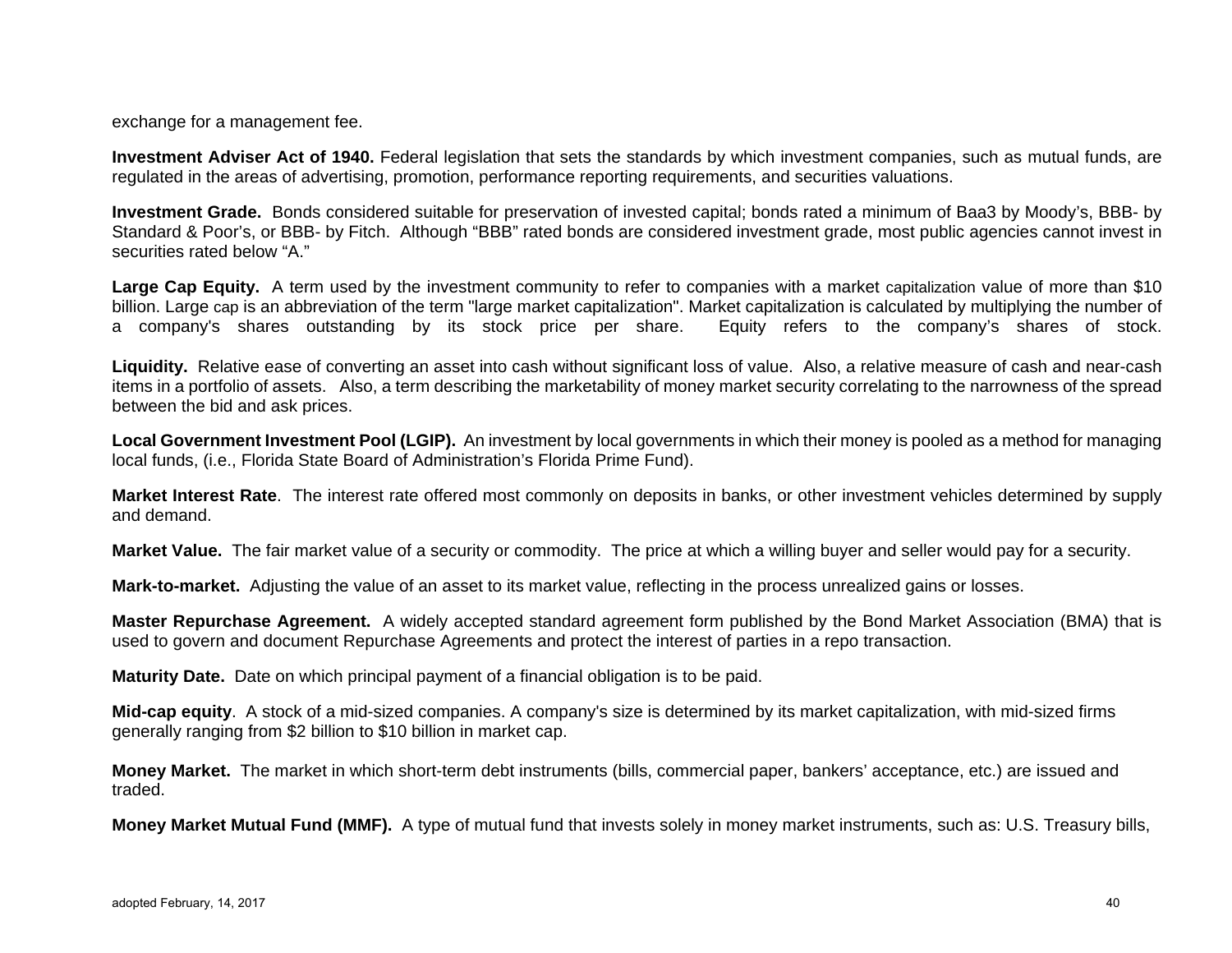exchange for a management fee.

**Investment Adviser Act of 1940.** Federal legislation that sets the standards by which investment companies, such as mutual funds, are regulated in the areas of advertising, promotion, performance reporting requirements, and securities valuations.

**Investment Grade.** Bonds considered suitable for preservation of invested capital; bonds rated a minimum of Baa3 by Moody's, BBB- by Standard & Poor's, or BBB- by Fitch. Although "BBB" rated bonds are considered investment grade, most public agencies cannot invest in securities rated below "A."

**Large Cap Equity.** A term used by the investment community to refer to companies with a market capitalization value of more than $10 billion. Large cap is an abbreviation of the term "large market capitalization". Market capitalization is calculated by multiplying the number of a company's shares outstanding by its stock price per share. Equity refers to the company's shares of stock.

**Liquidity.** Relative ease of converting an asset into cash without significant loss of value. Also, a relative measure of cash and near-cash items in a portfolio of assets. Also, a term describing the marketability of money market security correlating to the narrowness of the spread between the bid and ask prices.

**Local Government Investment Pool (LGIP).** An investment by local governments in which their money is pooled as a method for managing local funds, (i.e., Florida State Board of Administration's Florida Prime Fund).

**Market Interest Rate**. The interest rate offered most commonly on deposits in banks, or other investment vehicles determined by supply and demand.

**Market Value.** The fair market value of a security or commodity. The price at which a willing buyer and seller would pay for a security.

**Mark-to-market.** Adjusting the value of an asset to its market value, reflecting in the process unrealized gains or losses.

**Master Repurchase Agreement.** A widely accepted standard agreement form published by the Bond Market Association (BMA) that is used to govern and document Repurchase Agreements and protect the interest of parties in a repo transaction.

**Maturity Date.** Date on which principal payment of a financial obligation is to be paid.

**Mid-cap equity**. A stock of a mid-sized companies. A company's size is determined by its market capitalization, with mid-sized firms generally ranging from $2 billion to $10 billion in market cap.

**Money Market.** The market in which short-term debt instruments (bills, commercial paper, bankers' acceptance, etc.) are issued and traded.

**Money Market Mutual Fund (MMF).** A type of mutual fund that invests solely in money market instruments, such as: U.S. Treasury bills,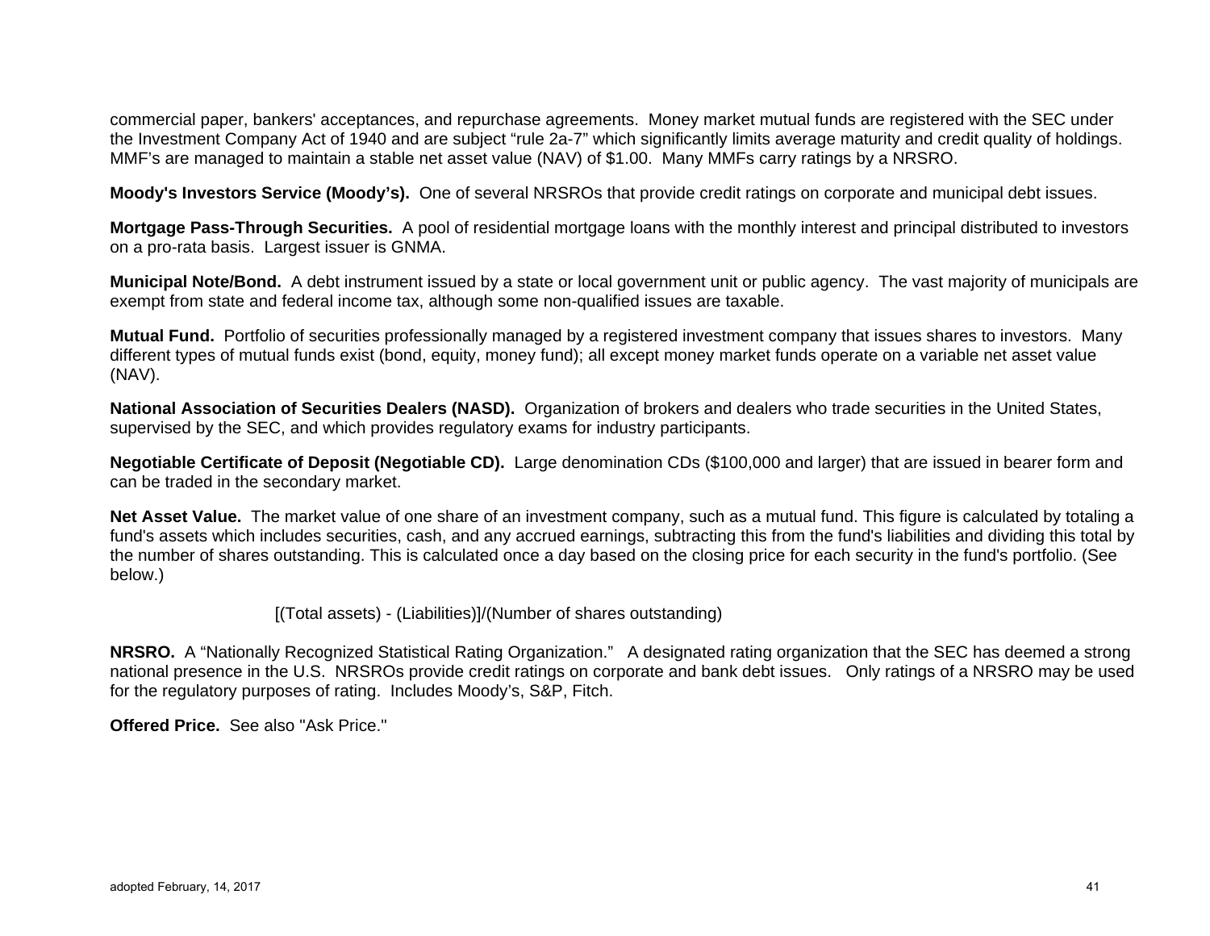commercial paper, bankers' acceptances, and repurchase agreements. Money market mutual funds are registered with the SEC under the Investment Company Act of 1940 and are subject "rule 2a-7" which significantly limits average maturity and credit quality of holdings. MMF's are managed to maintain a stable net asset value (NAV) of $1.00. Many MMFs carry ratings by a NRSRO.

**Moody's Investors Service (Moody's).** One of several NRSROs that provide credit ratings on corporate and municipal debt issues.

**Mortgage Pass-Through Securities.** A pool of residential mortgage loans with the monthly interest and principal distributed to investors on a pro-rata basis. Largest issuer is GNMA.

**Municipal Note/Bond.** A debt instrument issued by a state or local government unit or public agency. The vast majority of municipals are exempt from state and federal income tax, although some non-qualified issues are taxable.

**Mutual Fund.** Portfolio of securities professionally managed by a registered investment company that issues shares to investors. Many different types of mutual funds exist (bond, equity, money fund); all except money market funds operate on a variable net asset value (NAV).

**National Association of Securities Dealers (NASD).** Organization of brokers and dealers who trade securities in the United States, supervised by the SEC, and which provides regulatory exams for industry participants.

**Negotiable Certificate of Deposit (Negotiable CD).** Large denomination CDs ($100,000 and larger) that are issued in bearer form and can be traded in the secondary market.

**Net Asset Value.** The market value of one share of an investment company, such as a mutual fund. This figure is calculated by totaling a fund's assets which includes securities, cash, and any accrued earnings, subtracting this from the fund's liabilities and dividing this total by the number of shares outstanding. This is calculated once a day based on the closing price for each security in the fund's portfolio. (See below.)

[(Total assets) - (Liabilities)]/(Number of shares outstanding)

**NRSRO.** A "Nationally Recognized Statistical Rating Organization." A designated rating organization that the SEC has deemed a strong national presence in the U.S. NRSROs provide credit ratings on corporate and bank debt issues. Only ratings of a NRSRO may be used for the regulatory purposes of rating. Includes Moody's, S&P, Fitch.

**Offered Price.** See also "Ask Price."

adopted February, 14, 2017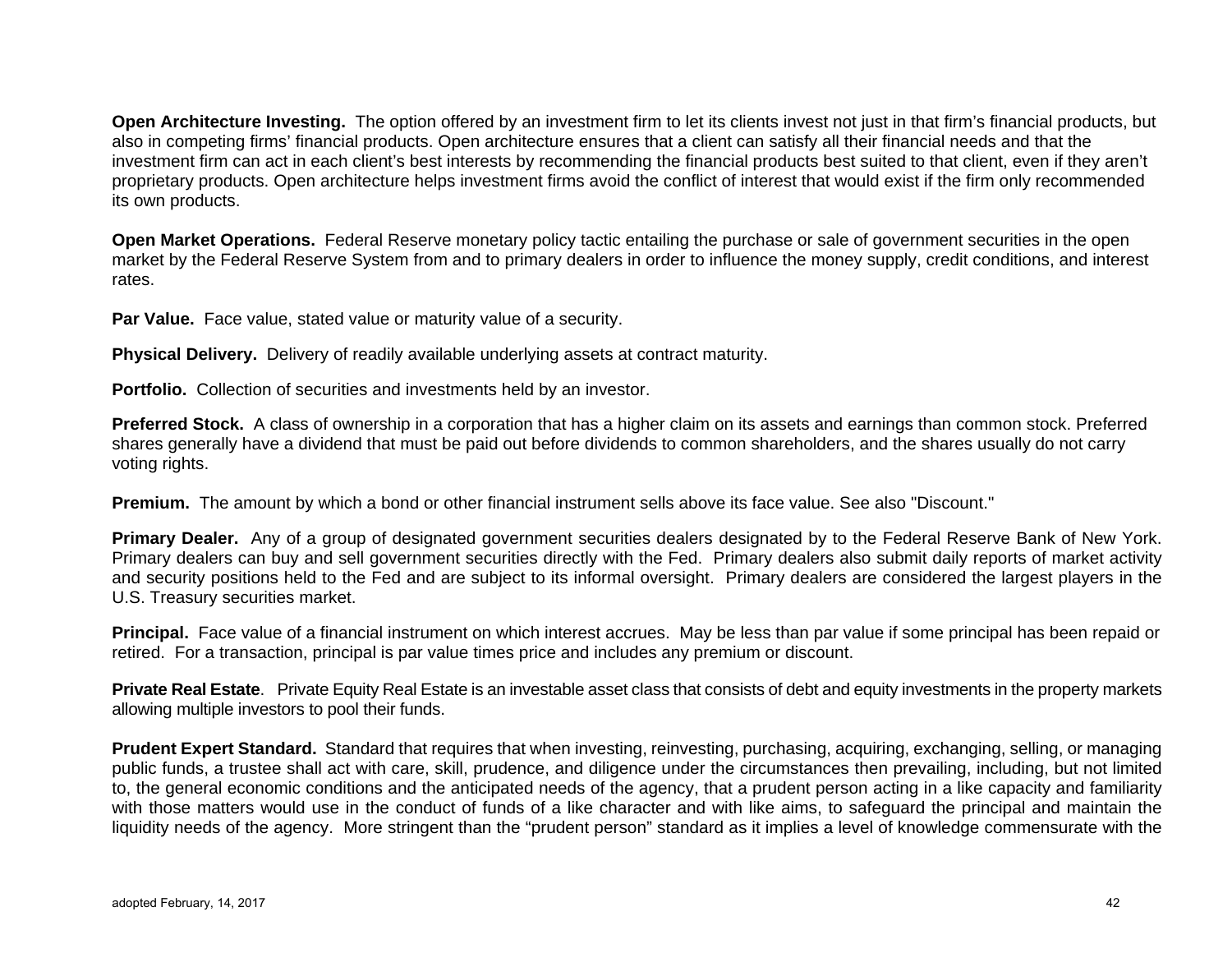**Open Architecture Investing.** The option offered by an investment firm to let its clients invest not just in that firm's financial products, but also in competing firms' financial products. Open architecture ensures that a client can satisfy all their financial needs and that the investment firm can act in each client's best interests by recommending the financial products best suited to that client, even if they aren't proprietary products. Open architecture helps investment firms avoid the conflict of interest that would exist if the firm only recommended its own products.

**Open Market Operations.** Federal Reserve monetary policy tactic entailing the purchase or sale of government securities in the open market by the Federal Reserve System from and to primary dealers in order to influence the money supply, credit conditions, and interest rates.

**Par Value.** Face value, stated value or maturity value of a security.

**Physical Delivery.** Delivery of readily available underlying assets at contract maturity.

**Portfolio.** Collection of securities and investments held by an investor.

**Preferred Stock.** A class of ownership in a corporation that has a higher claim on its assets and earnings than common stock. Preferred shares generally have a dividend that must be paid out before dividends to common shareholders, and the shares usually do not carry voting rights.

**Premium.** The amount by which a bond or other financial instrument sells above its face value. See also "Discount."

**Primary Dealer.** Any of a group of designated government securities dealers designated by to the Federal Reserve Bank of New York. Primary dealers can buy and sell government securities directly with the Fed. Primary dealers also submit daily reports of market activity and security positions held to the Fed and are subject to its informal oversight. Primary dealers are considered the largest players in the U.S. Treasury securities market.

**Principal.** Face value of a financial instrument on which interest accrues. May be less than par value if some principal has been repaid or retired. For a transaction, principal is par value times price and includes any premium or discount.

**Private Real Estate**. Private Equity Real Estate is an investable asset class that consists of debt and equity investments in the property markets allowing multiple investors to pool their funds.

**Prudent Expert Standard.** Standard that requires that when investing, reinvesting, purchasing, acquiring, exchanging, selling, or managing public funds, a trustee shall act with care, skill, prudence, and diligence under the circumstances then prevailing, including, but not limited to, the general economic conditions and the anticipated needs of the agency, that a prudent person acting in a like capacity and familiarity with those matters would use in the conduct of funds of a like character and with like aims, to safeguard the principal and maintain the liquidity needs of the agency. More stringent than the "prudent person" standard as it implies a level of knowledge commensurate with the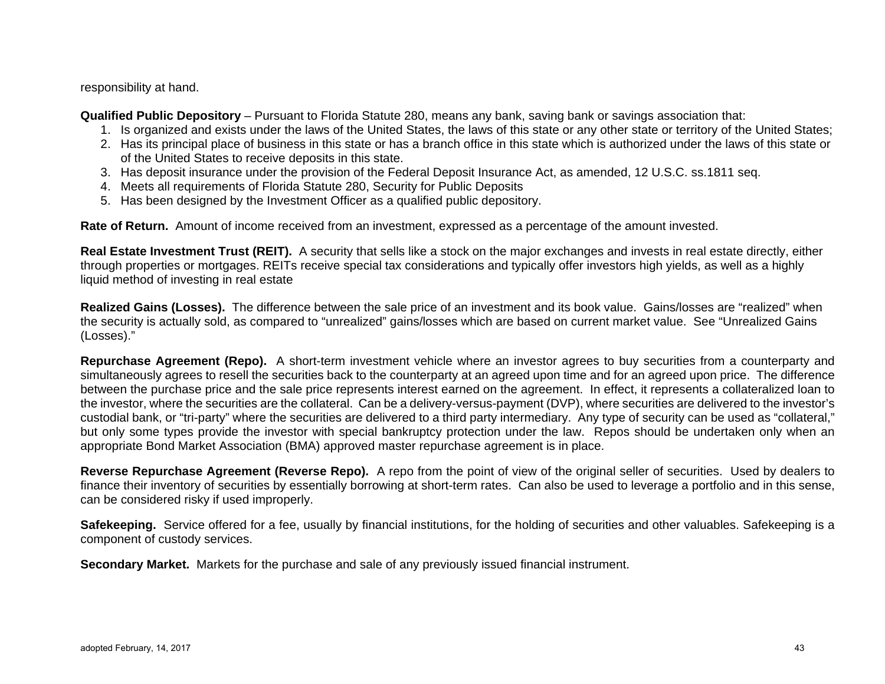responsibility at hand.

**Qualified Public Depository** – Pursuant to Florida Statute 280, means any bank, saving bank or savings association that:

1. Is organized and exists under the laws of the United States, the laws of this state or any other state or territory of the United States;
2. Has its principal place of business in this state or has a branch office in this state which is authorized under the laws of this state or of the United States to receive deposits in this state.
3. Has deposit insurance under the provision of the Federal Deposit Insurance Act, as amended, 12 U.S.C. ss.1811 seq.
4. Meets all requirements of Florida Statute 280, Security for Public Deposits
5. Has been designed by the Investment Officer as a qualified public depository.

**Rate of Return.** Amount of income received from an investment, expressed as a percentage of the amount invested.

**Real Estate Investment Trust (REIT).** A security that sells like a stock on the major exchanges and invests in real estate directly, either through properties or mortgages. REITs receive special tax considerations and typically offer investors high yields, as well as a highly liquid method of investing in real estate

**Realized Gains (Losses).** The difference between the sale price of an investment and its book value. Gains/losses are "realized" when the security is actually sold, as compared to "unrealized" gains/losses which are based on current market value. See "Unrealized Gains (Losses)."

**Repurchase Agreement (Repo).** A short-term investment vehicle where an investor agrees to buy securities from a counterparty and simultaneously agrees to resell the securities back to the counterparty at an agreed upon time and for an agreed upon price. The difference between the purchase price and the sale price represents interest earned on the agreement. In effect, it represents a collateralized loan to the investor, where the securities are the collateral. Can be a delivery-versus-payment (DVP), where securities are delivered to the investor's custodial bank, or "tri-party" where the securities are delivered to a third party intermediary. Any type of security can be used as "collateral," but only some types provide the investor with special bankruptcy protection under the law. Repos should be undertaken only when an appropriate Bond Market Association (BMA) approved master repurchase agreement is in place.

**Reverse Repurchase Agreement (Reverse Repo).** A repo from the point of view of the original seller of securities. Used by dealers to finance their inventory of securities by essentially borrowing at short-term rates. Can also be used to leverage a portfolio and in this sense, can be considered risky if used improperly.

**Safekeeping.** Service offered for a fee, usually by financial institutions, for the holding of securities and other valuables. Safekeeping is a component of custody services.

**Secondary Market.** Markets for the purchase and sale of any previously issued financial instrument.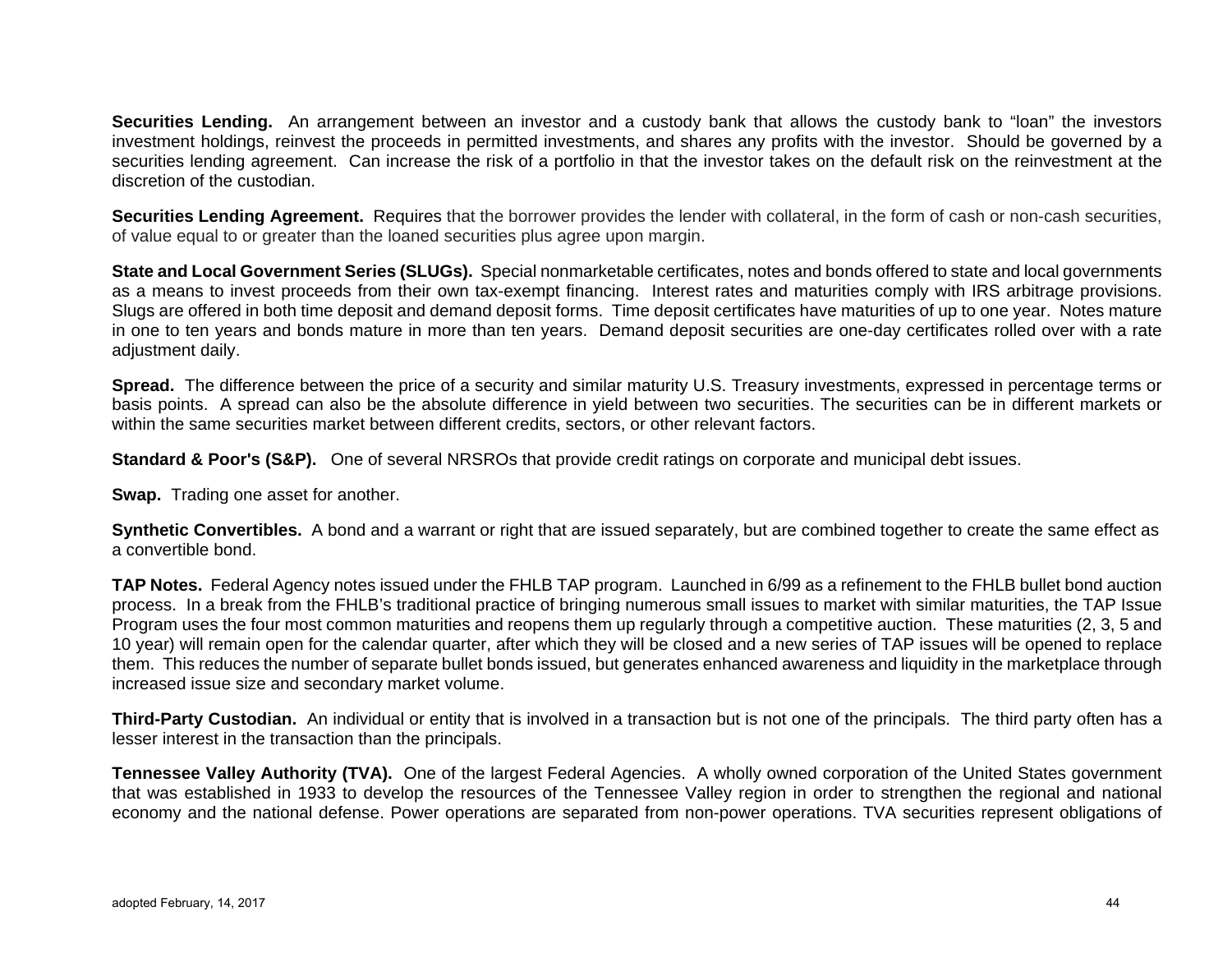**Securities Lending.** An arrangement between an investor and a custody bank that allows the custody bank to “loan” the investors investment holdings, reinvest the proceeds in permitted investments, and shares any profits with the investor. Should be governed by a securities lending agreement. Can increase the risk of a portfolio in that the investor takes on the default risk on the reinvestment at the discretion of the custodian.

**Securities Lending Agreement.** Requires that the borrower provides the lender with collateral, in the form of cash or non-cash securities, of value equal to or greater than the loaned securities plus agree upon margin.

**State and Local Government Series (SLUGs).** Special nonmarketable certificates, notes and bonds offered to state and local governments as a means to invest proceeds from their own tax-exempt financing. Interest rates and maturities comply with IRS arbitrage provisions. Slugs are offered in both time deposit and demand deposit forms. Time deposit certificates have maturities of up to one year. Notes mature in one to ten years and bonds mature in more than ten years. Demand deposit securities are one-day certificates rolled over with a rate adjustment daily.

**Spread.** The difference between the price of a security and similar maturity U.S. Treasury investments, expressed in percentage terms or basis points. A spread can also be the absolute difference in yield between two securities. The securities can be in different markets or within the same securities market between different credits, sectors, or other relevant factors.

**Standard & Poor's (S&P).** One of several NRSROs that provide credit ratings on corporate and municipal debt issues.

**Swap.** Trading one asset for another.

**Synthetic Convertibles.** A bond and a warrant or right that are issued separately, but are combined together to create the same effect as a convertible bond.

**TAP Notes.** Federal Agency notes issued under the FHLB TAP program. Launched in 6/99 as a refinement to the FHLB bullet bond auction process. In a break from the FHLB’s traditional practice of bringing numerous small issues to market with similar maturities, the TAP Issue Program uses the four most common maturities and reopens them up regularly through a competitive auction. These maturities (2, 3, 5 and 10 year) will remain open for the calendar quarter, after which they will be closed and a new series of TAP issues will be opened to replace them. This reduces the number of separate bullet bonds issued, but generates enhanced awareness and liquidity in the marketplace through increased issue size and secondary market volume.

**Third-Party Custodian.** An individual or entity that is involved in a transaction but is not one of the principals. The third party often has a lesser interest in the transaction than the principals.

**Tennessee Valley Authority (TVA).** One of the largest Federal Agencies. A wholly owned corporation of the United States government that was established in 1933 to develop the resources of the Tennessee Valley region in order to strengthen the regional and national economy and the national defense. Power operations are separated from non-power operations. TVA securities represent obligations of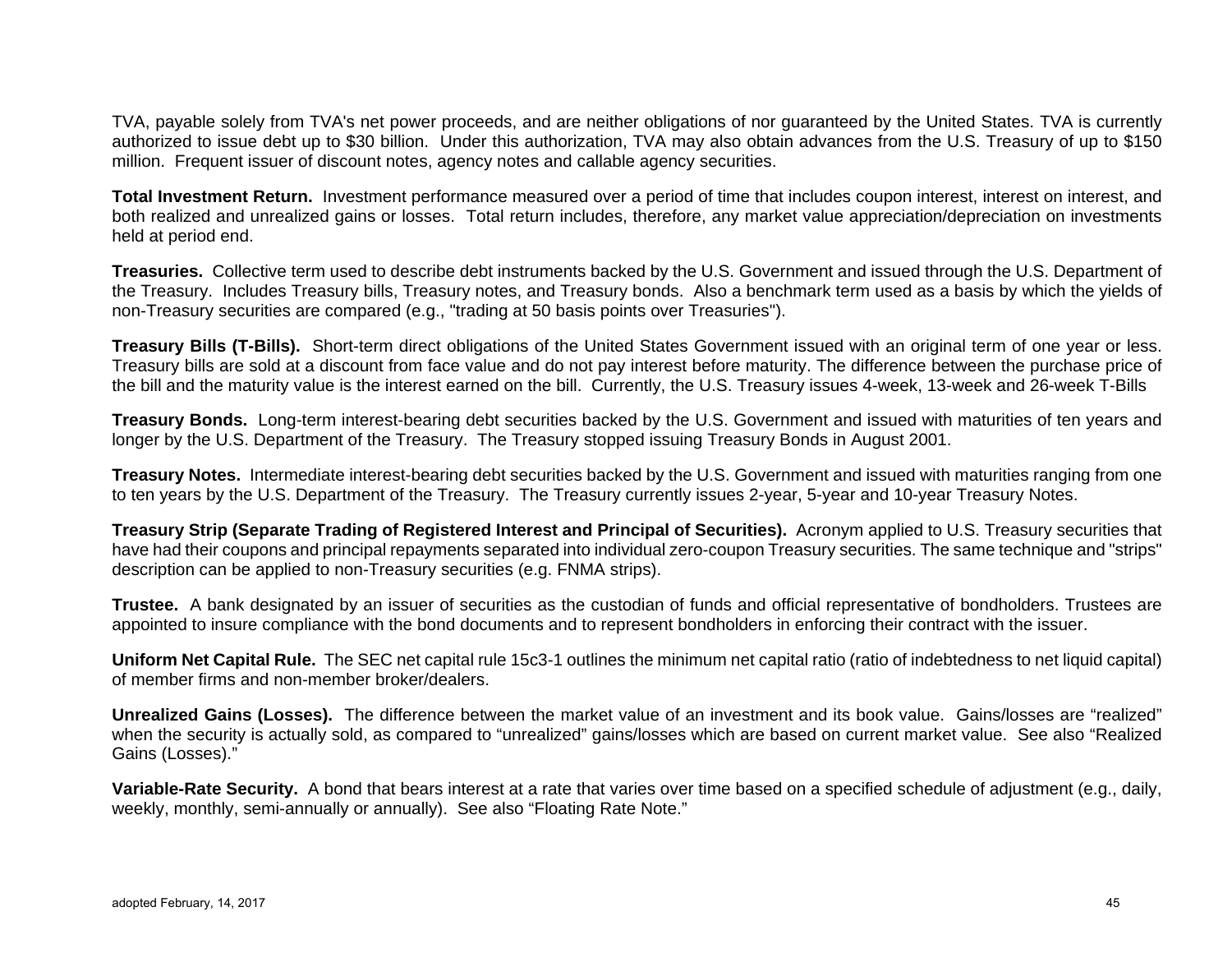TVA, payable solely from TVA's net power proceeds, and are neither obligations of nor guaranteed by the United States. TVA is currently authorized to issue debt up to $30 billion. Under this authorization, TVA may also obtain advances from the U.S. Treasury of up to $150 million. Frequent issuer of discount notes, agency notes and callable agency securities.

**Total Investment Return.** Investment performance measured over a period of time that includes coupon interest, interest on interest, and both realized and unrealized gains or losses. Total return includes, therefore, any market value appreciation/depreciation on investments held at period end.

**Treasuries.** Collective term used to describe debt instruments backed by the U.S. Government and issued through the U.S. Department of the Treasury. Includes Treasury bills, Treasury notes, and Treasury bonds. Also a benchmark term used as a basis by which the yields of non-Treasury securities are compared (e.g., "trading at 50 basis points over Treasuries").

**Treasury Bills (T-Bills).** Short-term direct obligations of the United States Government issued with an original term of one year or less. Treasury bills are sold at a discount from face value and do not pay interest before maturity. The difference between the purchase price of the bill and the maturity value is the interest earned on the bill. Currently, the U.S. Treasury issues 4-week, 13-week and 26-week T-Bills

**Treasury Bonds.** Long-term interest-bearing debt securities backed by the U.S. Government and issued with maturities of ten years and longer by the U.S. Department of the Treasury. The Treasury stopped issuing Treasury Bonds in August 2001.

**Treasury Notes.** Intermediate interest-bearing debt securities backed by the U.S. Government and issued with maturities ranging from one to ten years by the U.S. Department of the Treasury. The Treasury currently issues 2-year, 5-year and 10-year Treasury Notes.

**Treasury Strip (Separate Trading of Registered Interest and Principal of Securities).** Acronym applied to U.S. Treasury securities that have had their coupons and principal repayments separated into individual zero-coupon Treasury securities. The same technique and "strips" description can be applied to non-Treasury securities (e.g. FNMA strips).

**Trustee.** A bank designated by an issuer of securities as the custodian of funds and official representative of bondholders. Trustees are appointed to insure compliance with the bond documents and to represent bondholders in enforcing their contract with the issuer.

**Uniform Net Capital Rule.** The SEC net capital rule 15c3-1 outlines the minimum net capital ratio (ratio of indebtedness to net liquid capital) of member firms and non-member broker/dealers.

**Unrealized Gains (Losses).** The difference between the market value of an investment and its book value. Gains/losses are "realized" when the security is actually sold, as compared to "unrealized" gains/losses which are based on current market value. See also "Realized Gains (Losses)."

**Variable-Rate Security.** A bond that bears interest at a rate that varies over time based on a specified schedule of adjustment (e.g., daily, weekly, monthly, semi-annually or annually). See also "Floating Rate Note."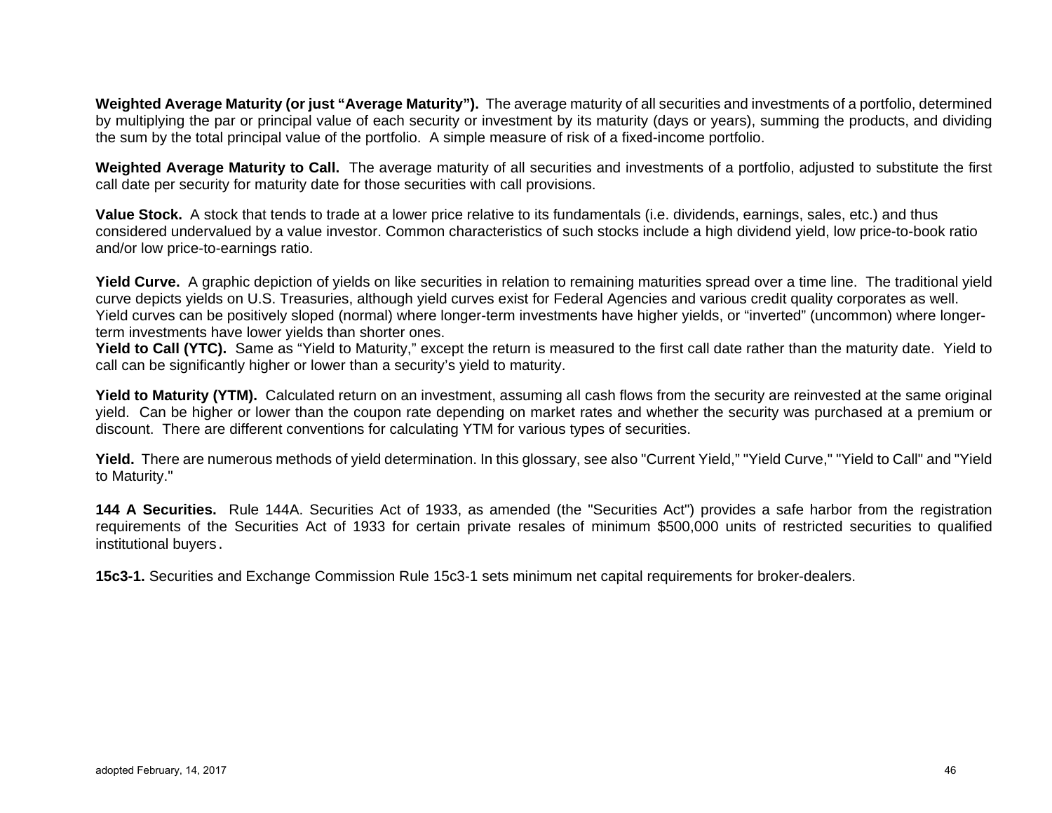**Weighted Average Maturity (or just "Average Maturity").** The average maturity of all securities and investments of a portfolio, determined by multiplying the par or principal value of each security or investment by its maturity (days or years), summing the products, and dividing the sum by the total principal value of the portfolio. A simple measure of risk of a fixed-income portfolio.

**Weighted Average Maturity to Call.** The average maturity of all securities and investments of a portfolio, adjusted to substitute the first call date per security for maturity date for those securities with call provisions.

**Value Stock.** A stock that tends to trade at a lower price relative to its fundamentals (i.e. dividends, earnings, sales, etc.) and thus considered undervalued by a value investor. Common characteristics of such stocks include a high dividend yield, low price-to-book ratio and/or low price-to-earnings ratio.

**Yield Curve.** A graphic depiction of yields on like securities in relation to remaining maturities spread over a time line. The traditional yield curve depicts yields on U.S. Treasuries, although yield curves exist for Federal Agencies and various credit quality corporates as well. Yield curves can be positively sloped (normal) where longer-term investments have higher yields, or "inverted" (uncommon) where longer-term investments have lower yields than shorter ones.

**Yield to Call (YTC).** Same as "Yield to Maturity," except the return is measured to the first call date rather than the maturity date. Yield to call can be significantly higher or lower than a security's yield to maturity.

**Yield to Maturity (YTM).** Calculated return on an investment, assuming all cash flows from the security are reinvested at the same original yield. Can be higher or lower than the coupon rate depending on market rates and whether the security was purchased at a premium or discount. There are different conventions for calculating YTM for various types of securities.

**Yield.** There are numerous methods of yield determination. In this glossary, see also "Current Yield," "Yield Curve," "Yield to Call" and "Yield to Maturity."

**144 A Securities.** Rule 144A. Securities Act of 1933, as amended (the "Securities Act") provides a safe harbor from the registration requirements of the Securities Act of 1933 for certain private resales of minimum $500,000 units of restricted securities to qualified institutional buyers.

**15c3-1.** Securities and Exchange Commission Rule 15c3-1 sets minimum net capital requirements for broker-dealers.

adopted February, 14, 2017